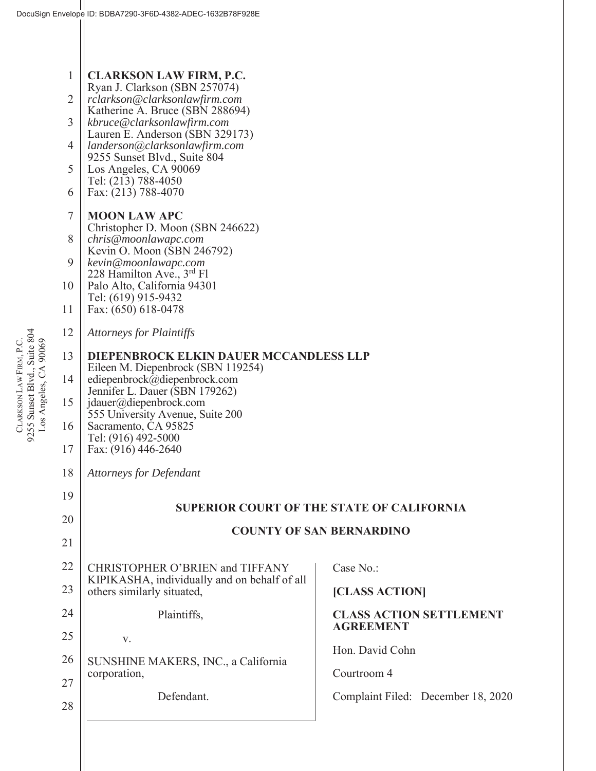DocuSign Envelope ID: BDBA7290-3F6D-4382-ADEC-1632B78F928E

**CLARKSON LAW FIRM, P.C.**
Ryan J. Clarkson (SBN 257074)
*rclarkson@clarksonlawfirm.com*
Katherine A. Bruce (SBN 288694)
*kbruce@clarksonlawfirm.com*
Lauren E. Anderson (SBN 329173)
*landerson@clarksonlawfirm.com*
9255 Sunset Blvd., Suite 804
Los Angeles, CA 90069
Tel: (213) 788-4050
Fax: (213) 788-4070

**MOON LAW APC**
Christopher D. Moon (SBN 246622)
*chris@moonlawapc.com*
Kevin O. Moon (SBN 246792)
*kevin@moonlawapc.com*
228 Hamilton Ave., 3rd Fl
Palo Alto, California 94301
Tel: (619) 915-9432
Fax: (650) 618-0478

*Attorneys for Plaintiffs*

**DIEPENBROCK ELKIN DAUER MCCANDLESS LLP**
Eileen M. Diepenbrock (SBN 119254)
ediepenbrock@diepenbrock.com
Jennifer L. Dauer (SBN 179262)
jdauer@diepenbrock.com
555 University Avenue, Suite 200
Sacramento, CA 95825
Tel: (916) 492-5000
Fax: (916) 446-2640

*Attorneys for Defendant*

**SUPERIOR COURT OF THE STATE OF CALIFORNIA**

**COUNTY OF SAN BERNARDINO**

CHRISTOPHER O'BRIEN and TIFFANY KIPIKASHA, individually and on behalf of all others similarly situated,

Plaintiffs,

v.

SUNSHINE MAKERS, INC., a California corporation,

Defendant.

Case No.:

**[CLASS ACTION]**

**CLASS ACTION SETTLEMENT AGREEMENT**

Hon. David Cohn

Courtroom 4

Complaint Filed: December 18, 2020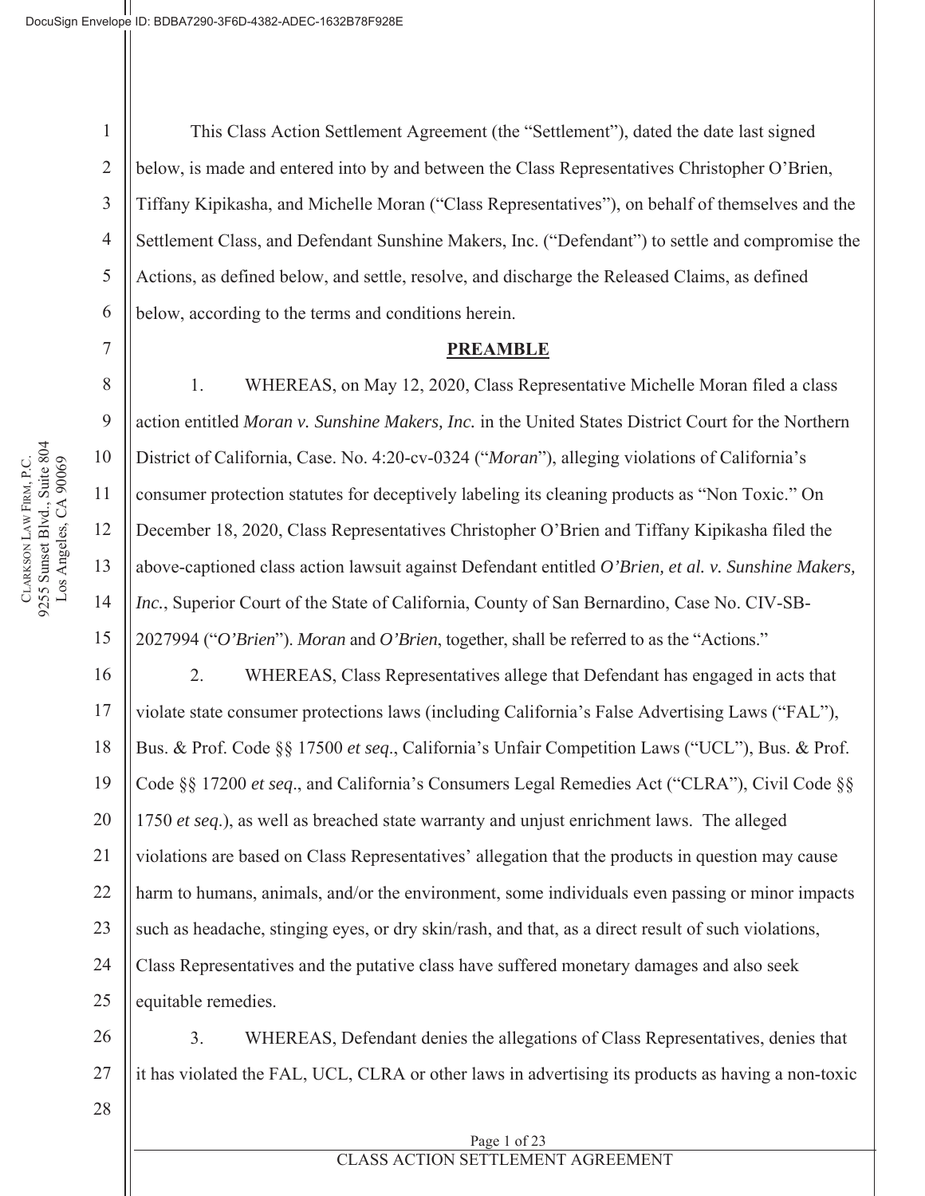This Class Action Settlement Agreement (the "Settlement"), dated the date last signed below, is made and entered into by and between the Class Representatives Christopher O'Brien, Tiffany Kipikasha, and Michelle Moran ("Class Representatives"), on behalf of themselves and the Settlement Class, and Defendant Sunshine Makers, Inc. ("Defendant") to settle and compromise the Actions, as defined below, and settle, resolve, and discharge the Released Claims, as defined below, according to the terms and conditions herein.

## PREAMBLE

1. WHEREAS, on May 12, 2020, Class Representative Michelle Moran filed a class action entitled *Moran v. Sunshine Makers, Inc.* in the United States District Court for the Northern District of California, Case. No. 4:20-cv-0324 ("*Moran*"), alleging violations of California's consumer protection statutes for deceptively labeling its cleaning products as "Non Toxic." On December 18, 2020, Class Representatives Christopher O'Brien and Tiffany Kipikasha filed the above-captioned class action lawsuit against Defendant entitled *O'Brien, et al. v. Sunshine Makers, Inc.*, Superior Court of the State of California, County of San Bernardino, Case No. CIV-SB-2027994 ("*O'Brien*"). *Moran* and *O'Brien*, together, shall be referred to as the "Actions."

2. WHEREAS, Class Representatives allege that Defendant has engaged in acts that violate state consumer protections laws (including California's False Advertising Laws ("FAL"), Bus. & Prof. Code §§ 17500 *et seq*., California's Unfair Competition Laws ("UCL"), Bus. & Prof. Code §§ 17200 *et seq*., and California's Consumers Legal Remedies Act ("CLRA"), Civil Code §§ 1750 *et seq*.), as well as breached state warranty and unjust enrichment laws. The alleged violations are based on Class Representatives' allegation that the products in question may cause harm to humans, animals, and/or the environment, some individuals even passing or minor impacts such as headache, stinging eyes, or dry skin/rash, and that, as a direct result of such violations, Class Representatives and the putative class have suffered monetary damages and also seek equitable remedies.

3. WHEREAS, Defendant denies the allegations of Class Representatives, denies that it has violated the FAL, UCL, CLRA or other laws in advertising its products as having a non-toxic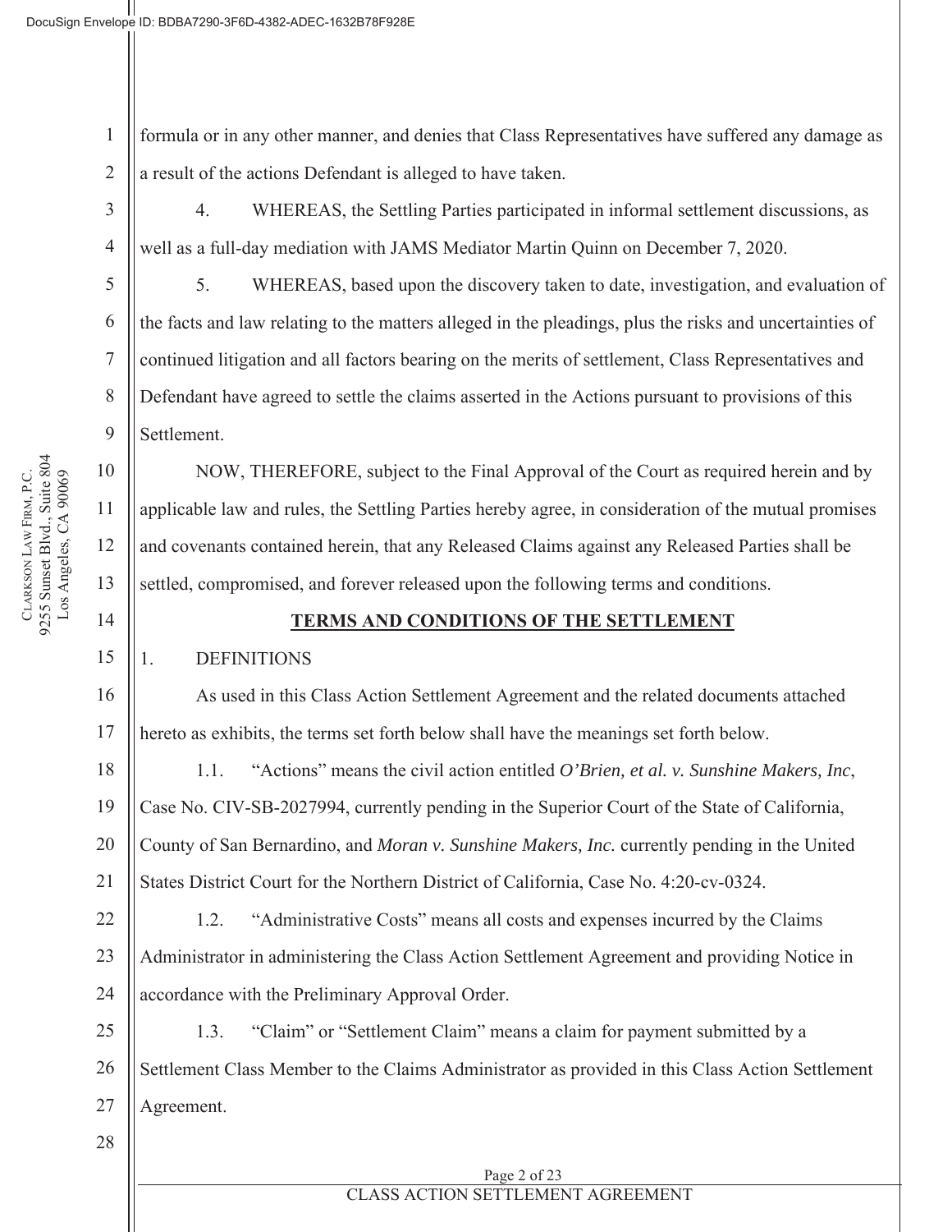formula or in any other manner, and denies that Class Representatives have suffered any damage as a result of the actions Defendant is alleged to have taken.

4. WHEREAS, the Settling Parties participated in informal settlement discussions, as well as a full-day mediation with JAMS Mediator Martin Quinn on December 7, 2020.

5. WHEREAS, based upon the discovery taken to date, investigation, and evaluation of the facts and law relating to the matters alleged in the pleadings, plus the risks and uncertainties of continued litigation and all factors bearing on the merits of settlement, Class Representatives and Defendant have agreed to settle the claims asserted in the Actions pursuant to provisions of this Settlement.

NOW, THEREFORE, subject to the Final Approval of the Court as required herein and by applicable law and rules, the Settling Parties hereby agree, in consideration of the mutual promises and covenants contained herein, that any Released Claims against any Released Parties shall be settled, compromised, and forever released upon the following terms and conditions.

## **TERMS AND CONDITIONS OF THE SETTLEMENT**

1. DEFINITIONS

As used in this Class Action Settlement Agreement and the related documents attached hereto as exhibits, the terms set forth below shall have the meanings set forth below.

1.1. "Actions" means the civil action entitled *O'Brien, et al. v. Sunshine Makers, Inc*, Case No. CIV-SB-2027994, currently pending in the Superior Court of the State of California, County of San Bernardino, and *Moran v. Sunshine Makers, Inc.* currently pending in the United States District Court for the Northern District of California, Case No. 4:20-cv-0324.

1.2. "Administrative Costs" means all costs and expenses incurred by the Claims Administrator in administering the Class Action Settlement Agreement and providing Notice in accordance with the Preliminary Approval Order.

1.3. "Claim" or "Settlement Claim" means a claim for payment submitted by a Settlement Class Member to the Claims Administrator as provided in this Class Action Settlement Agreement.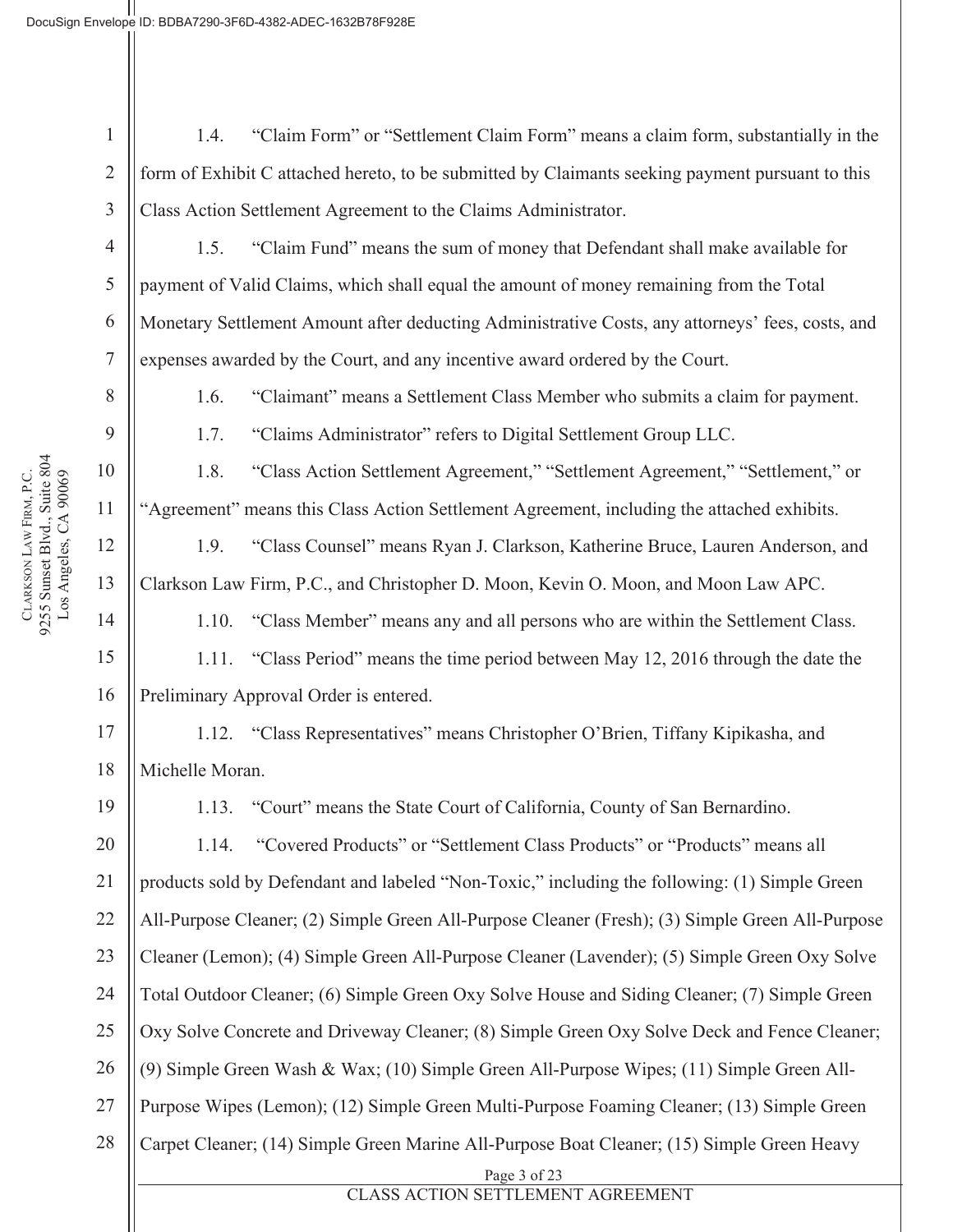1.4. "Claim Form" or "Settlement Claim Form" means a claim form, substantially in the form of Exhibit C attached hereto, to be submitted by Claimants seeking payment pursuant to this Class Action Settlement Agreement to the Claims Administrator.

1.5. "Claim Fund" means the sum of money that Defendant shall make available for payment of Valid Claims, which shall equal the amount of money remaining from the Total Monetary Settlement Amount after deducting Administrative Costs, any attorneys' fees, costs, and expenses awarded by the Court, and any incentive award ordered by the Court.

1.6. "Claimant" means a Settlement Class Member who submits a claim for payment.

1.7. "Claims Administrator" refers to Digital Settlement Group LLC.

1.8. "Class Action Settlement Agreement," "Settlement Agreement," "Settlement," or "Agreement" means this Class Action Settlement Agreement, including the attached exhibits.

1.9. "Class Counsel" means Ryan J. Clarkson, Katherine Bruce, Lauren Anderson, and Clarkson Law Firm, P.C., and Christopher D. Moon, Kevin O. Moon, and Moon Law APC.

1.10. "Class Member" means any and all persons who are within the Settlement Class.

1.11. "Class Period" means the time period between May 12, 2016 through the date the Preliminary Approval Order is entered.

1.12. "Class Representatives" means Christopher O'Brien, Tiffany Kipikasha, and Michelle Moran.

1.13. "Court" means the State Court of California, County of San Bernardino.

1.14. "Covered Products" or "Settlement Class Products" or "Products" means all products sold by Defendant and labeled "Non-Toxic," including the following: (1) Simple Green All-Purpose Cleaner; (2) Simple Green All-Purpose Cleaner (Fresh); (3) Simple Green All-Purpose Cleaner (Lemon); (4) Simple Green All-Purpose Cleaner (Lavender); (5) Simple Green Oxy Solve Total Outdoor Cleaner; (6) Simple Green Oxy Solve House and Siding Cleaner; (7) Simple Green Oxy Solve Concrete and Driveway Cleaner; (8) Simple Green Oxy Solve Deck and Fence Cleaner; (9) Simple Green Wash & Wax; (10) Simple Green All-Purpose Wipes; (11) Simple Green All-Purpose Wipes (Lemon); (12) Simple Green Multi-Purpose Foaming Cleaner; (13) Simple Green Carpet Cleaner; (14) Simple Green Marine All-Purpose Boat Cleaner; (15) Simple Green Heavy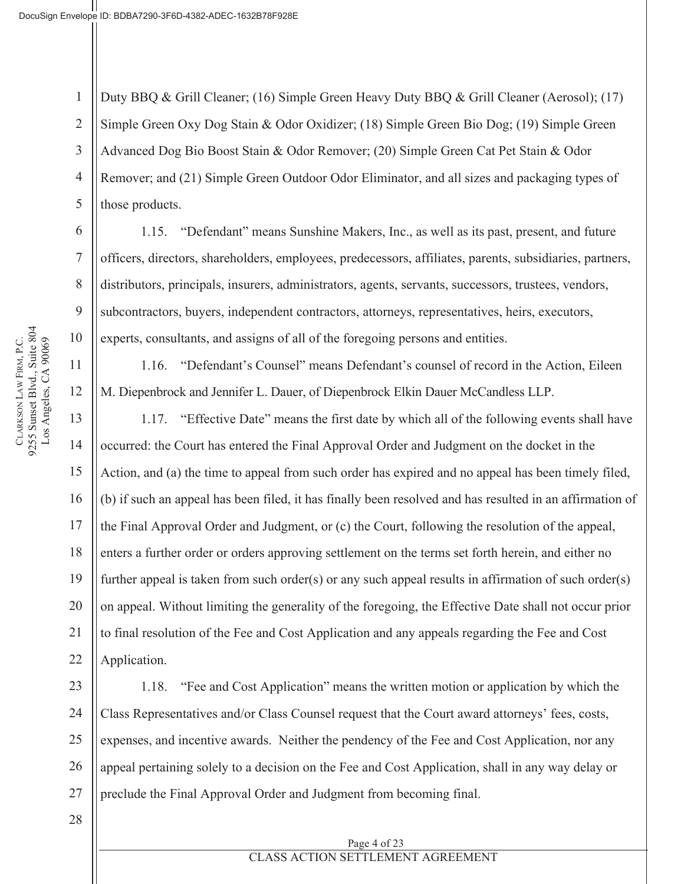Duty BBQ & Grill Cleaner; (16) Simple Green Heavy Duty BBQ & Grill Cleaner (Aerosol); (17) Simple Green Oxy Dog Stain & Odor Oxidizer; (18) Simple Green Bio Dog; (19) Simple Green Advanced Dog Bio Boost Stain & Odor Remover; (20) Simple Green Cat Pet Stain & Odor Remover; and (21) Simple Green Outdoor Odor Eliminator, and all sizes and packaging types of those products.

1.15. "Defendant" means Sunshine Makers, Inc., as well as its past, present, and future officers, directors, shareholders, employees, predecessors, affiliates, parents, subsidiaries, partners, distributors, principals, insurers, administrators, agents, servants, successors, trustees, vendors, subcontractors, buyers, independent contractors, attorneys, representatives, heirs, executors, experts, consultants, and assigns of all of the foregoing persons and entities.

1.16. "Defendant's Counsel" means Defendant's counsel of record in the Action, Eileen M. Diepenbrock and Jennifer L. Dauer, of Diepenbrock Elkin Dauer McCandless LLP.

1.17. "Effective Date" means the first date by which all of the following events shall have occurred: the Court has entered the Final Approval Order and Judgment on the docket in the Action, and (a) the time to appeal from such order has expired and no appeal has been timely filed, (b) if such an appeal has been filed, it has finally been resolved and has resulted in an affirmation of the Final Approval Order and Judgment, or (c) the Court, following the resolution of the appeal, enters a further order or orders approving settlement on the terms set forth herein, and either no further appeal is taken from such order(s) or any such appeal results in affirmation of such order(s) on appeal. Without limiting the generality of the foregoing, the Effective Date shall not occur prior to final resolution of the Fee and Cost Application and any appeals regarding the Fee and Cost Application.

1.18. "Fee and Cost Application" means the written motion or application by which the Class Representatives and/or Class Counsel request that the Court award attorneys' fees, costs, expenses, and incentive awards. Neither the pendency of the Fee and Cost Application, nor any appeal pertaining solely to a decision on the Fee and Cost Application, shall in any way delay or preclude the Final Approval Order and Judgment from becoming final.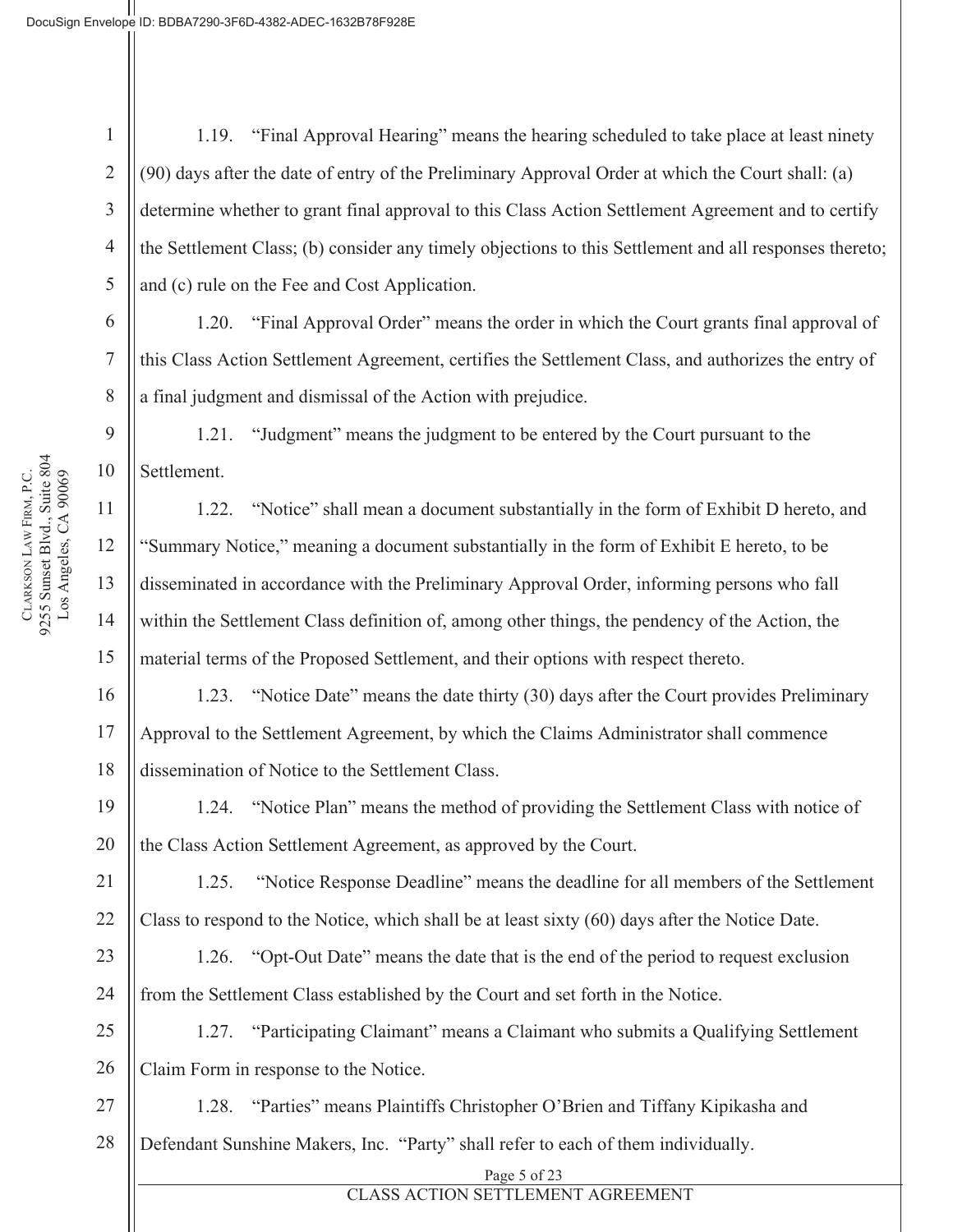1.19. "Final Approval Hearing" means the hearing scheduled to take place at least ninety (90) days after the date of entry of the Preliminary Approval Order at which the Court shall: (a) determine whether to grant final approval to this Class Action Settlement Agreement and to certify the Settlement Class; (b) consider any timely objections to this Settlement and all responses thereto; and (c) rule on the Fee and Cost Application.

1.20. "Final Approval Order" means the order in which the Court grants final approval of this Class Action Settlement Agreement, certifies the Settlement Class, and authorizes the entry of a final judgment and dismissal of the Action with prejudice.

1.21. "Judgment" means the judgment to be entered by the Court pursuant to the Settlement.

1.22. "Notice" shall mean a document substantially in the form of Exhibit D hereto, and "Summary Notice," meaning a document substantially in the form of Exhibit E hereto, to be disseminated in accordance with the Preliminary Approval Order, informing persons who fall within the Settlement Class definition of, among other things, the pendency of the Action, the material terms of the Proposed Settlement, and their options with respect thereto.

1.23. "Notice Date" means the date thirty (30) days after the Court provides Preliminary Approval to the Settlement Agreement, by which the Claims Administrator shall commence dissemination of Notice to the Settlement Class.

1.24. "Notice Plan" means the method of providing the Settlement Class with notice of the Class Action Settlement Agreement, as approved by the Court.

1.25. "Notice Response Deadline" means the deadline for all members of the Settlement Class to respond to the Notice, which shall be at least sixty (60) days after the Notice Date.

1.26. "Opt-Out Date" means the date that is the end of the period to request exclusion from the Settlement Class established by the Court and set forth in the Notice.

1.27. "Participating Claimant" means a Claimant who submits a Qualifying Settlement Claim Form in response to the Notice.

1.28. "Parties" means Plaintiffs Christopher O'Brien and Tiffany Kipikasha and Defendant Sunshine Makers, Inc. "Party" shall refer to each of them individually.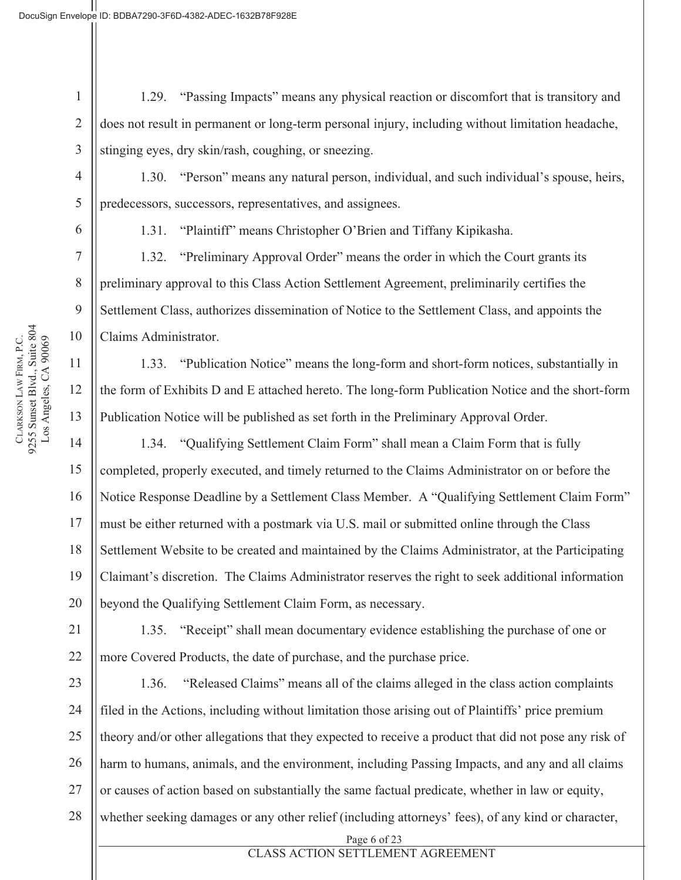1.29. "Passing Impacts" means any physical reaction or discomfort that is transitory and does not result in permanent or long-term personal injury, including without limitation headache, stinging eyes, dry skin/rash, coughing, or sneezing.

1.30. "Person" means any natural person, individual, and such individual's spouse, heirs, predecessors, successors, representatives, and assignees.

1.31. "Plaintiff" means Christopher O'Brien and Tiffany Kipikasha.

1.32. "Preliminary Approval Order" means the order in which the Court grants its preliminary approval to this Class Action Settlement Agreement, preliminarily certifies the Settlement Class, authorizes dissemination of Notice to the Settlement Class, and appoints the Claims Administrator.

1.33. "Publication Notice" means the long-form and short-form notices, substantially in the form of Exhibits D and E attached hereto. The long-form Publication Notice and the short-form Publication Notice will be published as set forth in the Preliminary Approval Order.

1.34. "Qualifying Settlement Claim Form" shall mean a Claim Form that is fully completed, properly executed, and timely returned to the Claims Administrator on or before the Notice Response Deadline by a Settlement Class Member. A "Qualifying Settlement Claim Form" must be either returned with a postmark via U.S. mail or submitted online through the Class Settlement Website to be created and maintained by the Claims Administrator, at the Participating Claimant's discretion. The Claims Administrator reserves the right to seek additional information beyond the Qualifying Settlement Claim Form, as necessary.

1.35. "Receipt" shall mean documentary evidence establishing the purchase of one or more Covered Products, the date of purchase, and the purchase price.

1.36. "Released Claims" means all of the claims alleged in the class action complaints filed in the Actions, including without limitation those arising out of Plaintiffs' price premium theory and/or other allegations that they expected to receive a product that did not pose any risk of harm to humans, animals, and the environment, including Passing Impacts, and any and all claims or causes of action based on substantially the same factual predicate, whether in law or equity, whether seeking damages or any other relief (including attorneys' fees), of any kind or character,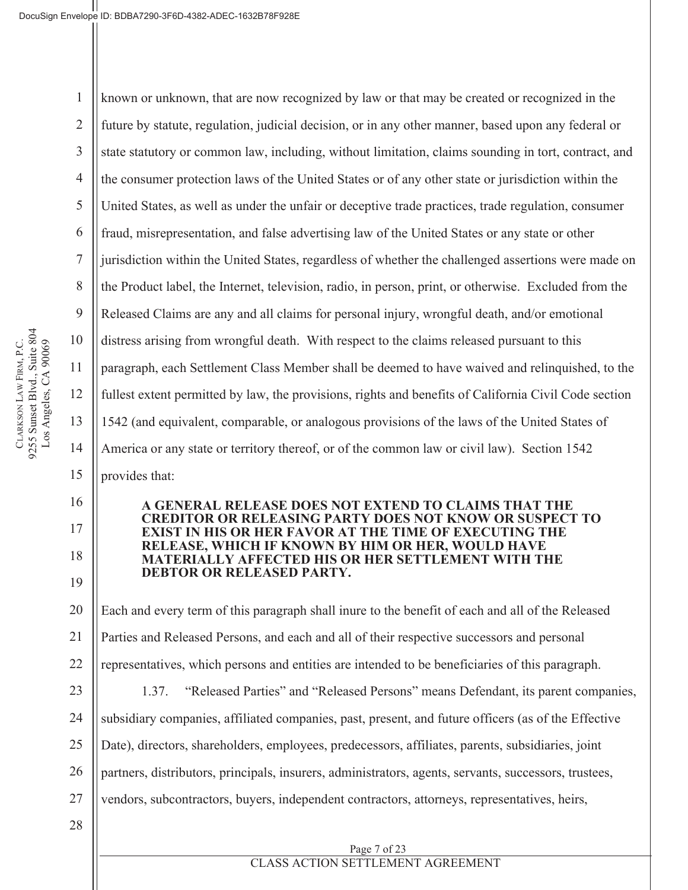known or unknown, that are now recognized by law or that may be created or recognized in the future by statute, regulation, judicial decision, or in any other manner, based upon any federal or state statutory or common law, including, without limitation, claims sounding in tort, contract, and the consumer protection laws of the United States or of any other state or jurisdiction within the United States, as well as under the unfair or deceptive trade practices, trade regulation, consumer fraud, misrepresentation, and false advertising law of the United States or any state or other jurisdiction within the United States, regardless of whether the challenged assertions were made on the Product label, the Internet, television, radio, in person, print, or otherwise. Excluded from the Released Claims are any and all claims for personal injury, wrongful death, and/or emotional distress arising from wrongful death. With respect to the claims released pursuant to this paragraph, each Settlement Class Member shall be deemed to have waived and relinquished, to the fullest extent permitted by law, the provisions, rights and benefits of California Civil Code section 1542 (and equivalent, comparable, or analogous provisions of the laws of the United States of America or any state or territory thereof, or of the common law or civil law). Section 1542 provides that:

> **A GENERAL RELEASE DOES NOT EXTEND TO CLAIMS THAT THE CREDITOR OR RELEASING PARTY DOES NOT KNOW OR SUSPECT TO EXIST IN HIS OR HER FAVOR AT THE TIME OF EXECUTING THE RELEASE, WHICH IF KNOWN BY HIM OR HER, WOULD HAVE MATERIALLY AFFECTED HIS OR HER SETTLEMENT WITH THE DEBTOR OR RELEASED PARTY.**

Each and every term of this paragraph shall inure to the benefit of each and all of the Released Parties and Released Persons, and each and all of their respective successors and personal representatives, which persons and entities are intended to be beneficiaries of this paragraph.

1.37. "Released Parties" and "Released Persons" means Defendant, its parent companies, subsidiary companies, affiliated companies, past, present, and future officers (as of the Effective Date), directors, shareholders, employees, predecessors, affiliates, parents, subsidiaries, joint partners, distributors, principals, insurers, administrators, agents, servants, successors, trustees, vendors, subcontractors, buyers, independent contractors, attorneys, representatives, heirs,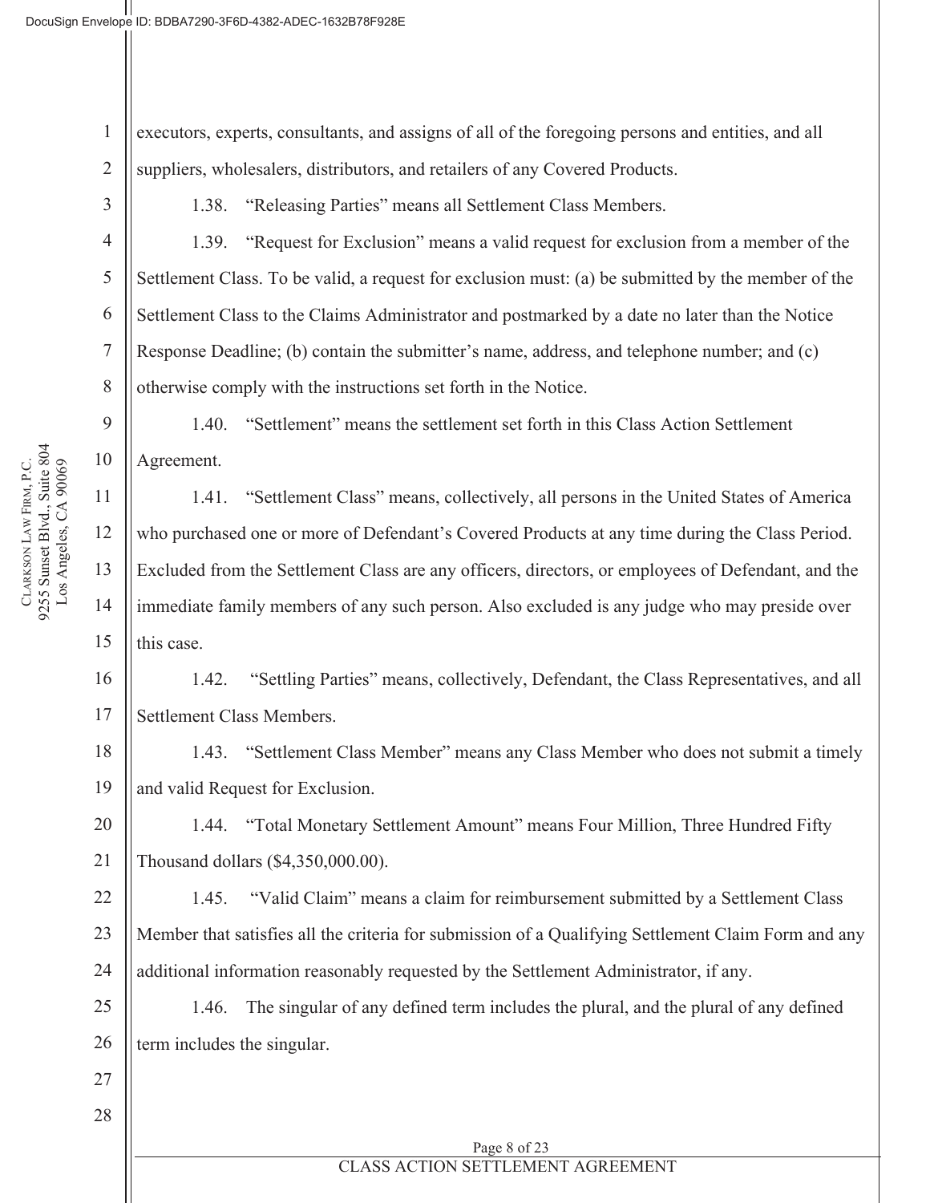executors, experts, consultants, and assigns of all of the foregoing persons and entities, and all suppliers, wholesalers, distributors, and retailers of any Covered Products.

1.38. "Releasing Parties" means all Settlement Class Members.

1.39. "Request for Exclusion" means a valid request for exclusion from a member of the Settlement Class. To be valid, a request for exclusion must: (a) be submitted by the member of the Settlement Class to the Claims Administrator and postmarked by a date no later than the Notice Response Deadline; (b) contain the submitter's name, address, and telephone number; and (c) otherwise comply with the instructions set forth in the Notice.

1.40. "Settlement" means the settlement set forth in this Class Action Settlement Agreement.

1.41. "Settlement Class" means, collectively, all persons in the United States of America who purchased one or more of Defendant's Covered Products at any time during the Class Period. Excluded from the Settlement Class are any officers, directors, or employees of Defendant, and the immediate family members of any such person. Also excluded is any judge who may preside over this case.

1.42. "Settling Parties" means, collectively, Defendant, the Class Representatives, and all Settlement Class Members.

1.43. "Settlement Class Member" means any Class Member who does not submit a timely and valid Request for Exclusion.

1.44. "Total Monetary Settlement Amount" means Four Million, Three Hundred Fifty Thousand dollars ($4,350,000.00).

1.45. "Valid Claim" means a claim for reimbursement submitted by a Settlement Class Member that satisfies all the criteria for submission of a Qualifying Settlement Claim Form and any additional information reasonably requested by the Settlement Administrator, if any.

1.46. The singular of any defined term includes the plural, and the plural of any defined term includes the singular.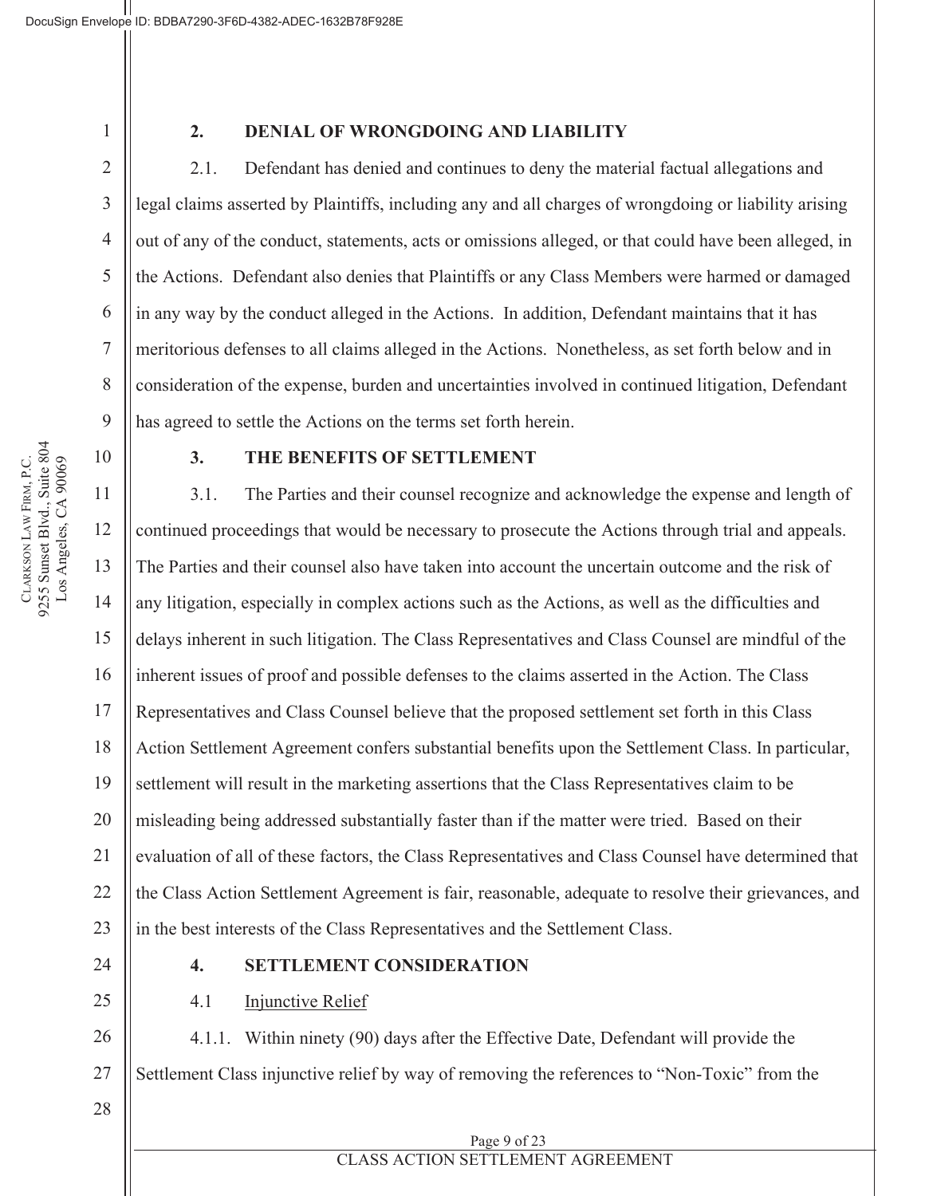## 2. DENIAL OF WRONGDOING AND LIABILITY

2.1. Defendant has denied and continues to deny the material factual allegations and legal claims asserted by Plaintiffs, including any and all charges of wrongdoing or liability arising out of any of the conduct, statements, acts or omissions alleged, or that could have been alleged, in the Actions. Defendant also denies that Plaintiffs or any Class Members were harmed or damaged in any way by the conduct alleged in the Actions. In addition, Defendant maintains that it has meritorious defenses to all claims alleged in the Actions. Nonetheless, as set forth below and in consideration of the expense, burden and uncertainties involved in continued litigation, Defendant has agreed to settle the Actions on the terms set forth herein.

## 3. THE BENEFITS OF SETTLEMENT

3.1. The Parties and their counsel recognize and acknowledge the expense and length of continued proceedings that would be necessary to prosecute the Actions through trial and appeals. The Parties and their counsel also have taken into account the uncertain outcome and the risk of any litigation, especially in complex actions such as the Actions, as well as the difficulties and delays inherent in such litigation. The Class Representatives and Class Counsel are mindful of the inherent issues of proof and possible defenses to the claims asserted in the Action. The Class Representatives and Class Counsel believe that the proposed settlement set forth in this Class Action Settlement Agreement confers substantial benefits upon the Settlement Class. In particular, settlement will result in the marketing assertions that the Class Representatives claim to be misleading being addressed substantially faster than if the matter were tried. Based on their evaluation of all of these factors, the Class Representatives and Class Counsel have determined that the Class Action Settlement Agreement is fair, reasonable, adequate to resolve their grievances, and in the best interests of the Class Representatives and the Settlement Class.

## 4. SETTLEMENT CONSIDERATION

4.1 Injunctive Relief

4.1.1. Within ninety (90) days after the Effective Date, Defendant will provide the Settlement Class injunctive relief by way of removing the references to "Non-Toxic" from the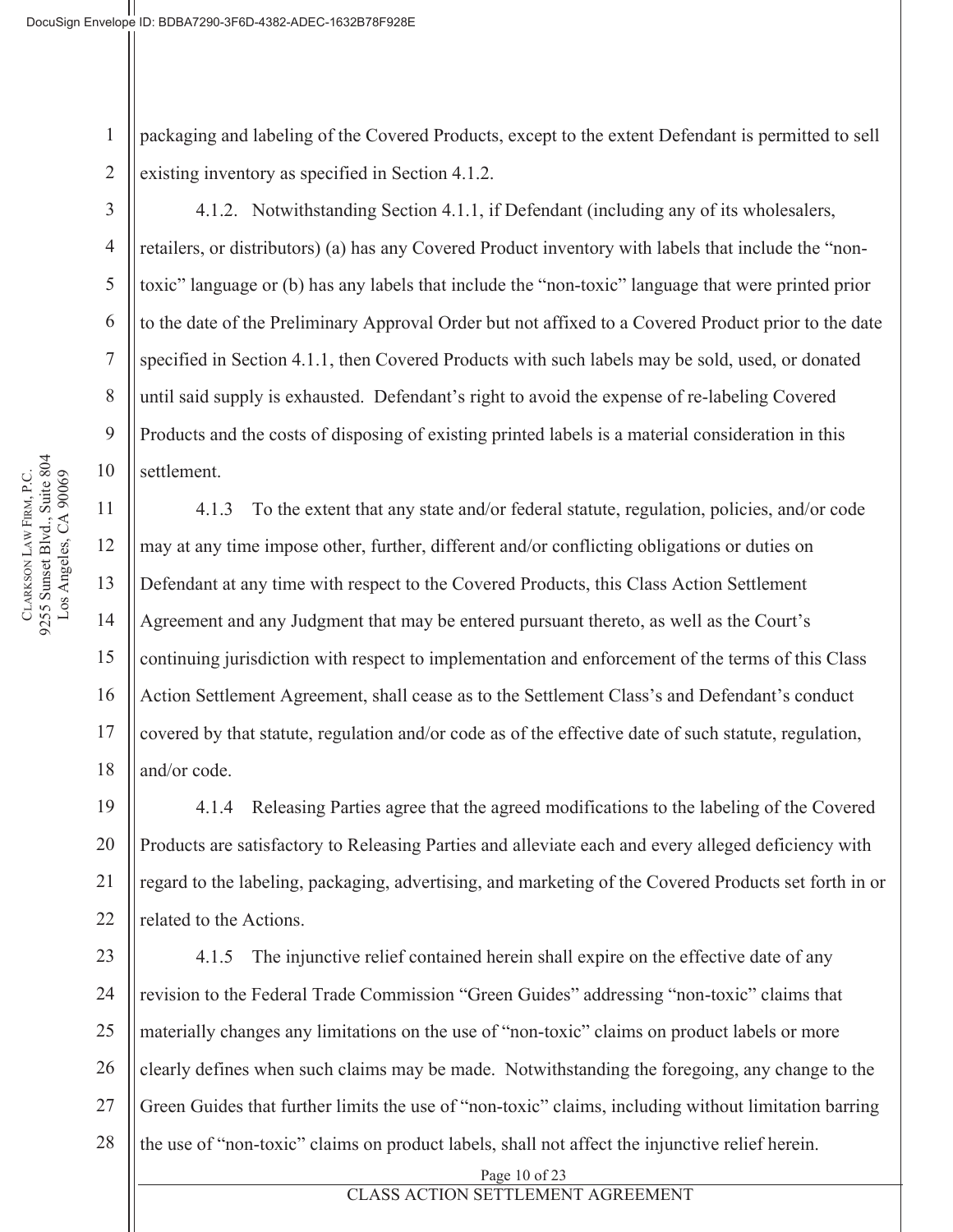packaging and labeling of the Covered Products, except to the extent Defendant is permitted to sell existing inventory as specified in Section 4.1.2.

4.1.2. Notwithstanding Section 4.1.1, if Defendant (including any of its wholesalers, retailers, or distributors) (a) has any Covered Product inventory with labels that include the "non-toxic" language or (b) has any labels that include the "non-toxic" language that were printed prior to the date of the Preliminary Approval Order but not affixed to a Covered Product prior to the date specified in Section 4.1.1, then Covered Products with such labels may be sold, used, or donated until said supply is exhausted. Defendant's right to avoid the expense of re-labeling Covered Products and the costs of disposing of existing printed labels is a material consideration in this settlement.

4.1.3 To the extent that any state and/or federal statute, regulation, policies, and/or code may at any time impose other, further, different and/or conflicting obligations or duties on Defendant at any time with respect to the Covered Products, this Class Action Settlement Agreement and any Judgment that may be entered pursuant thereto, as well as the Court's continuing jurisdiction with respect to implementation and enforcement of the terms of this Class Action Settlement Agreement, shall cease as to the Settlement Class's and Defendant's conduct covered by that statute, regulation and/or code as of the effective date of such statute, regulation, and/or code.

4.1.4 Releasing Parties agree that the agreed modifications to the labeling of the Covered Products are satisfactory to Releasing Parties and alleviate each and every alleged deficiency with regard to the labeling, packaging, advertising, and marketing of the Covered Products set forth in or related to the Actions.

4.1.5 The injunctive relief contained herein shall expire on the effective date of any revision to the Federal Trade Commission "Green Guides" addressing "non-toxic" claims that materially changes any limitations on the use of "non-toxic" claims on product labels or more clearly defines when such claims may be made. Notwithstanding the foregoing, any change to the Green Guides that further limits the use of "non-toxic" claims, including without limitation barring the use of "non-toxic" claims on product labels, shall not affect the injunctive relief herein.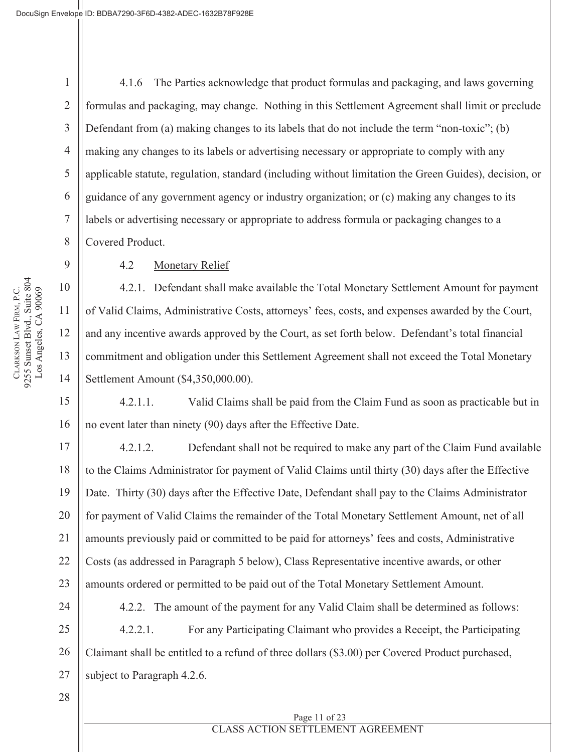4.1.6 The Parties acknowledge that product formulas and packaging, and laws governing formulas and packaging, may change. Nothing in this Settlement Agreement shall limit or preclude Defendant from (a) making changes to its labels that do not include the term "non-toxic"; (b) making any changes to its labels or advertising necessary or appropriate to comply with any applicable statute, regulation, standard (including without limitation the Green Guides), decision, or guidance of any government agency or industry organization; or (c) making any changes to its labels or advertising necessary or appropriate to address formula or packaging changes to a Covered Product.

4.2 Monetary Relief

4.2.1. Defendant shall make available the Total Monetary Settlement Amount for payment of Valid Claims, Administrative Costs, attorneys' fees, costs, and expenses awarded by the Court, and any incentive awards approved by the Court, as set forth below. Defendant's total financial commitment and obligation under this Settlement Agreement shall not exceed the Total Monetary Settlement Amount ($4,350,000.00).

4.2.1.1. Valid Claims shall be paid from the Claim Fund as soon as practicable but in no event later than ninety (90) days after the Effective Date.

4.2.1.2. Defendant shall not be required to make any part of the Claim Fund available to the Claims Administrator for payment of Valid Claims until thirty (30) days after the Effective Date. Thirty (30) days after the Effective Date, Defendant shall pay to the Claims Administrator for payment of Valid Claims the remainder of the Total Monetary Settlement Amount, net of all amounts previously paid or committed to be paid for attorneys' fees and costs, Administrative Costs (as addressed in Paragraph 5 below), Class Representative incentive awards, or other amounts ordered or permitted to be paid out of the Total Monetary Settlement Amount.

4.2.2. The amount of the payment for any Valid Claim shall be determined as follows:

4.2.2.1. For any Participating Claimant who provides a Receipt, the Participating Claimant shall be entitled to a refund of three dollars ($3.00) per Covered Product purchased, subject to Paragraph 4.2.6.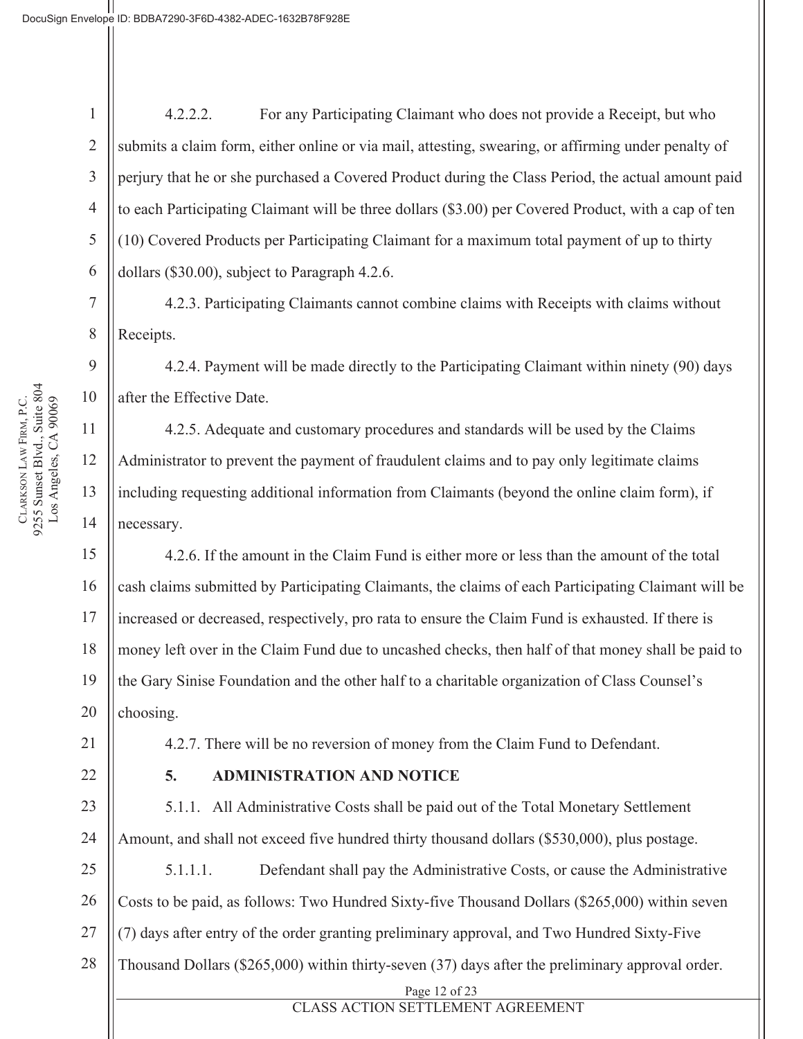4.2.2.2. For any Participating Claimant who does not provide a Receipt, but who submits a claim form, either online or via mail, attesting, swearing, or affirming under penalty of perjury that he or she purchased a Covered Product during the Class Period, the actual amount paid to each Participating Claimant will be three dollars ($3.00) per Covered Product, with a cap of ten (10) Covered Products per Participating Claimant for a maximum total payment of up to thirty dollars ($30.00), subject to Paragraph 4.2.6.

4.2.3. Participating Claimants cannot combine claims with Receipts with claims without Receipts.

4.2.4. Payment will be made directly to the Participating Claimant within ninety (90) days after the Effective Date.

4.2.5. Adequate and customary procedures and standards will be used by the Claims Administrator to prevent the payment of fraudulent claims and to pay only legitimate claims including requesting additional information from Claimants (beyond the online claim form), if necessary.

4.2.6. If the amount in the Claim Fund is either more or less than the amount of the total cash claims submitted by Participating Claimants, the claims of each Participating Claimant will be increased or decreased, respectively, pro rata to ensure the Claim Fund is exhausted. If there is money left over in the Claim Fund due to uncashed checks, then half of that money shall be paid to the Gary Sinise Foundation and the other half to a charitable organization of Class Counsel's choosing.

4.2.7. There will be no reversion of money from the Claim Fund to Defendant.

## 5. ADMINISTRATION AND NOTICE

5.1.1. All Administrative Costs shall be paid out of the Total Monetary Settlement Amount, and shall not exceed five hundred thirty thousand dollars ($530,000), plus postage.

5.1.1.1. Defendant shall pay the Administrative Costs, or cause the Administrative Costs to be paid, as follows: Two Hundred Sixty-five Thousand Dollars ($265,000) within seven (7) days after entry of the order granting preliminary approval, and Two Hundred Sixty-Five Thousand Dollars ($265,000) within thirty-seven (37) days after the preliminary approval order.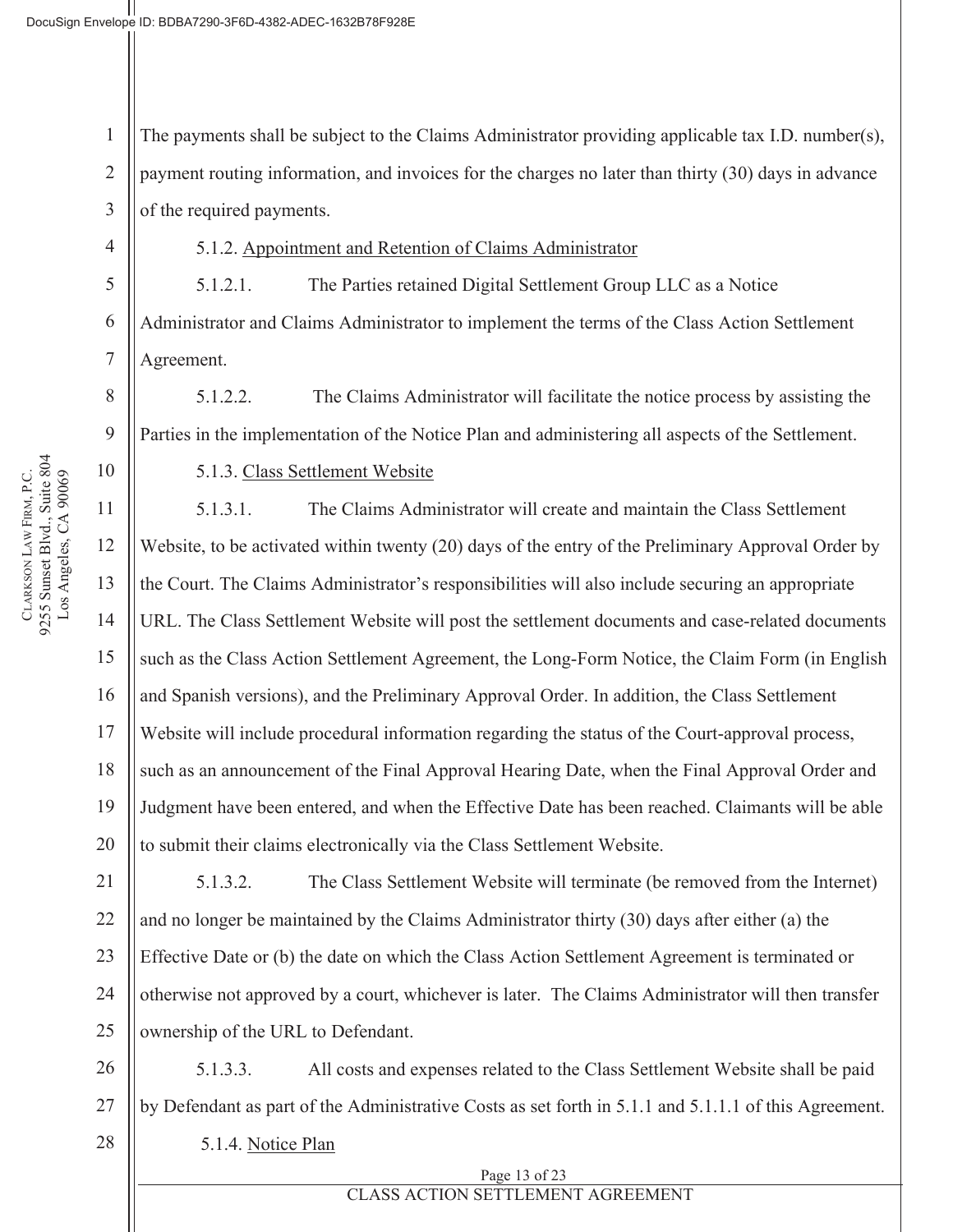The payments shall be subject to the Claims Administrator providing applicable tax I.D. number(s), payment routing information, and invoices for the charges no later than thirty (30) days in advance of the required payments.

5.1.2. Appointment and Retention of Claims Administrator

5.1.2.1. The Parties retained Digital Settlement Group LLC as a Notice Administrator and Claims Administrator to implement the terms of the Class Action Settlement Agreement.

5.1.2.2. The Claims Administrator will facilitate the notice process by assisting the Parties in the implementation of the Notice Plan and administering all aspects of the Settlement.

5.1.3. Class Settlement Website

5.1.3.1. The Claims Administrator will create and maintain the Class Settlement Website, to be activated within twenty (20) days of the entry of the Preliminary Approval Order by the Court. The Claims Administrator's responsibilities will also include securing an appropriate URL. The Class Settlement Website will post the settlement documents and case-related documents such as the Class Action Settlement Agreement, the Long-Form Notice, the Claim Form (in English and Spanish versions), and the Preliminary Approval Order. In addition, the Class Settlement Website will include procedural information regarding the status of the Court-approval process, such as an announcement of the Final Approval Hearing Date, when the Final Approval Order and Judgment have been entered, and when the Effective Date has been reached. Claimants will be able to submit their claims electronically via the Class Settlement Website.

5.1.3.2. The Class Settlement Website will terminate (be removed from the Internet) and no longer be maintained by the Claims Administrator thirty (30) days after either (a) the Effective Date or (b) the date on which the Class Action Settlement Agreement is terminated or otherwise not approved by a court, whichever is later. The Claims Administrator will then transfer ownership of the URL to Defendant.

5.1.3.3. All costs and expenses related to the Class Settlement Website shall be paid by Defendant as part of the Administrative Costs as set forth in 5.1.1 and 5.1.1.1 of this Agreement.

5.1.4. Notice Plan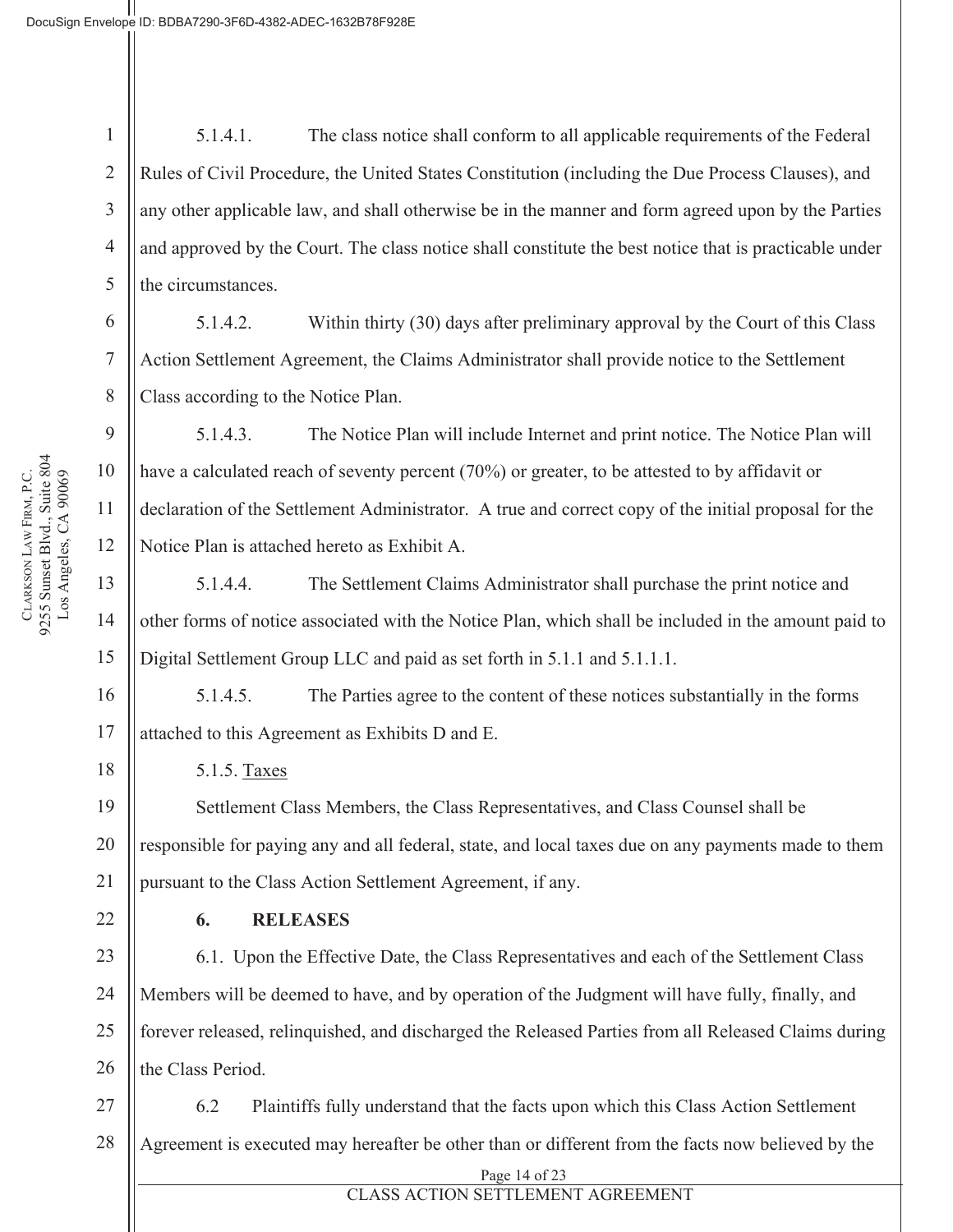5.1.4.1. The class notice shall conform to all applicable requirements of the Federal Rules of Civil Procedure, the United States Constitution (including the Due Process Clauses), and any other applicable law, and shall otherwise be in the manner and form agreed upon by the Parties and approved by the Court. The class notice shall constitute the best notice that is practicable under the circumstances.

5.1.4.2. Within thirty (30) days after preliminary approval by the Court of this Class Action Settlement Agreement, the Claims Administrator shall provide notice to the Settlement Class according to the Notice Plan.

5.1.4.3. The Notice Plan will include Internet and print notice. The Notice Plan will have a calculated reach of seventy percent (70%) or greater, to be attested to by affidavit or declaration of the Settlement Administrator. A true and correct copy of the initial proposal for the Notice Plan is attached hereto as Exhibit A.

5.1.4.4. The Settlement Claims Administrator shall purchase the print notice and other forms of notice associated with the Notice Plan, which shall be included in the amount paid to Digital Settlement Group LLC and paid as set forth in 5.1.1 and 5.1.1.1.

5.1.4.5. The Parties agree to the content of these notices substantially in the forms attached to this Agreement as Exhibits D and E.

5.1.5. Taxes

Settlement Class Members, the Class Representatives, and Class Counsel shall be responsible for paying any and all federal, state, and local taxes due on any payments made to them pursuant to the Class Action Settlement Agreement, if any.

## 6. RELEASES

6.1. Upon the Effective Date, the Class Representatives and each of the Settlement Class Members will be deemed to have, and by operation of the Judgment will have fully, finally, and forever released, relinquished, and discharged the Released Parties from all Released Claims during the Class Period.

6.2 Plaintiffs fully understand that the facts upon which this Class Action Settlement Agreement is executed may hereafter be other than or different from the facts now believed by the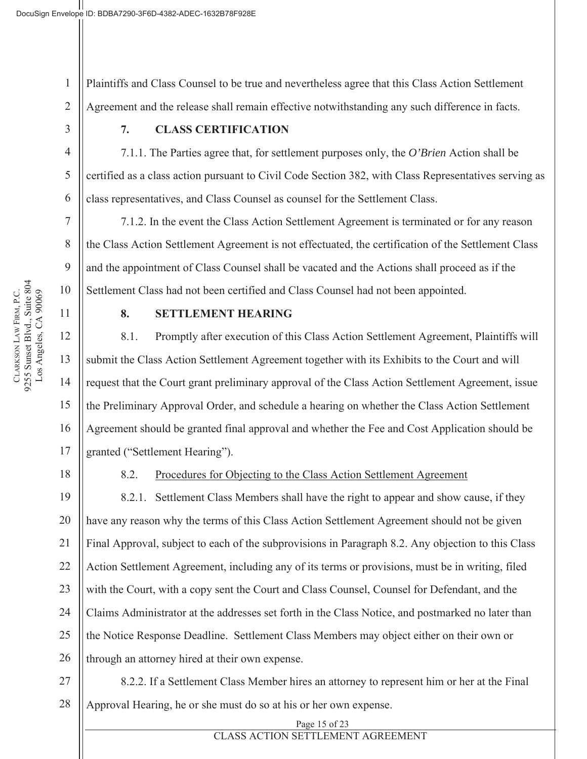Plaintiffs and Class Counsel to be true and nevertheless agree that this Class Action Settlement Agreement and the release shall remain effective notwithstanding any such difference in facts.

**7. CLASS CERTIFICATION**

7.1.1. The Parties agree that, for settlement purposes only, the *O'Brien* Action shall be certified as a class action pursuant to Civil Code Section 382, with Class Representatives serving as class representatives, and Class Counsel as counsel for the Settlement Class.

7.1.2. In the event the Class Action Settlement Agreement is terminated or for any reason the Class Action Settlement Agreement is not effectuated, the certification of the Settlement Class and the appointment of Class Counsel shall be vacated and the Actions shall proceed as if the Settlement Class had not been certified and Class Counsel had not been appointed.

**8. SETTLEMENT HEARING**

8.1. Promptly after execution of this Class Action Settlement Agreement, Plaintiffs will submit the Class Action Settlement Agreement together with its Exhibits to the Court and will request that the Court grant preliminary approval of the Class Action Settlement Agreement, issue the Preliminary Approval Order, and schedule a hearing on whether the Class Action Settlement Agreement should be granted final approval and whether the Fee and Cost Application should be granted ("Settlement Hearing").

8.2. Procedures for Objecting to the Class Action Settlement Agreement

8.2.1. Settlement Class Members shall have the right to appear and show cause, if they have any reason why the terms of this Class Action Settlement Agreement should not be given Final Approval, subject to each of the subprovisions in Paragraph 8.2. Any objection to this Class Action Settlement Agreement, including any of its terms or provisions, must be in writing, filed with the Court, with a copy sent the Court and Class Counsel, Counsel for Defendant, and the Claims Administrator at the addresses set forth in the Class Notice, and postmarked no later than the Notice Response Deadline. Settlement Class Members may object either on their own or through an attorney hired at their own expense.

8.2.2. If a Settlement Class Member hires an attorney to represent him or her at the Final Approval Hearing, he or she must do so at his or her own expense.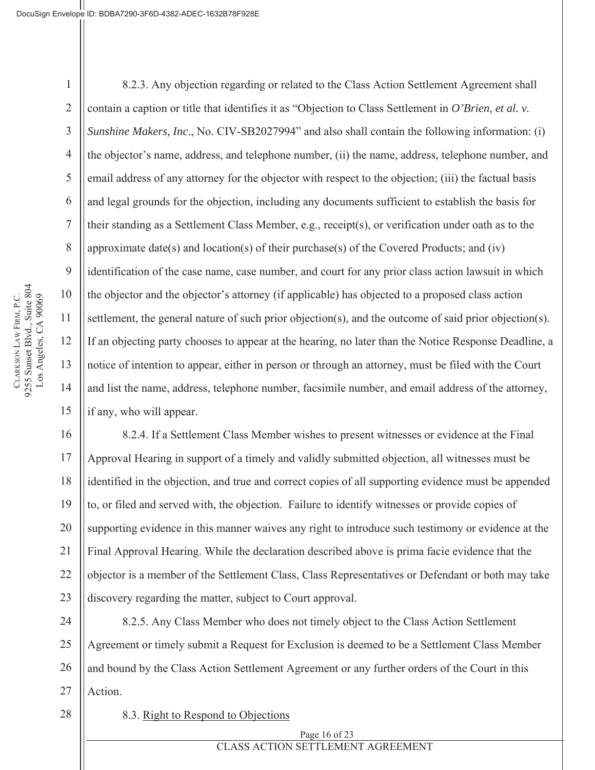8.2.3. Any objection regarding or related to the Class Action Settlement Agreement shall contain a caption or title that identifies it as "Objection to Class Settlement in *O'Brien, et al. v. Sunshine Makers, Inc*., No. CIV-SB2027994" and also shall contain the following information: (i) the objector's name, address, and telephone number, (ii) the name, address, telephone number, and email address of any attorney for the objector with respect to the objection; (iii) the factual basis and legal grounds for the objection, including any documents sufficient to establish the basis for their standing as a Settlement Class Member, e.g., receipt(s), or verification under oath as to the approximate date(s) and location(s) of their purchase(s) of the Covered Products; and (iv) identification of the case name, case number, and court for any prior class action lawsuit in which the objector and the objector's attorney (if applicable) has objected to a proposed class action settlement, the general nature of such prior objection(s), and the outcome of said prior objection(s). If an objecting party chooses to appear at the hearing, no later than the Notice Response Deadline, a notice of intention to appear, either in person or through an attorney, must be filed with the Court and list the name, address, telephone number, facsimile number, and email address of the attorney, if any, who will appear.

8.2.4. If a Settlement Class Member wishes to present witnesses or evidence at the Final Approval Hearing in support of a timely and validly submitted objection, all witnesses must be identified in the objection, and true and correct copies of all supporting evidence must be appended to, or filed and served with, the objection. Failure to identify witnesses or provide copies of supporting evidence in this manner waives any right to introduce such testimony or evidence at the Final Approval Hearing. While the declaration described above is prima facie evidence that the objector is a member of the Settlement Class, Class Representatives or Defendant or both may take discovery regarding the matter, subject to Court approval.

8.2.5. Any Class Member who does not timely object to the Class Action Settlement Agreement or timely submit a Request for Exclusion is deemed to be a Settlement Class Member and bound by the Class Action Settlement Agreement or any further orders of the Court in this Action.

8.3. Right to Respond to Objections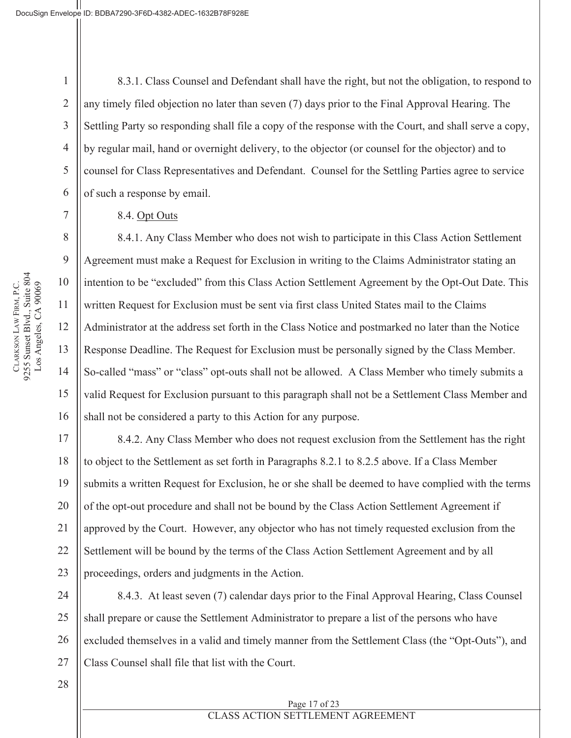8.3.1. Class Counsel and Defendant shall have the right, but not the obligation, to respond to any timely filed objection no later than seven (7) days prior to the Final Approval Hearing. The Settling Party so responding shall file a copy of the response with the Court, and shall serve a copy, by regular mail, hand or overnight delivery, to the objector (or counsel for the objector) and to counsel for Class Representatives and Defendant. Counsel for the Settling Parties agree to service of such a response by email.

8.4. Opt Outs

8.4.1. Any Class Member who does not wish to participate in this Class Action Settlement Agreement must make a Request for Exclusion in writing to the Claims Administrator stating an intention to be "excluded" from this Class Action Settlement Agreement by the Opt-Out Date. This written Request for Exclusion must be sent via first class United States mail to the Claims Administrator at the address set forth in the Class Notice and postmarked no later than the Notice Response Deadline. The Request for Exclusion must be personally signed by the Class Member. So-called "mass" or "class" opt-outs shall not be allowed. A Class Member who timely submits a valid Request for Exclusion pursuant to this paragraph shall not be a Settlement Class Member and shall not be considered a party to this Action for any purpose.

8.4.2. Any Class Member who does not request exclusion from the Settlement has the right to object to the Settlement as set forth in Paragraphs 8.2.1 to 8.2.5 above. If a Class Member submits a written Request for Exclusion, he or she shall be deemed to have complied with the terms of the opt-out procedure and shall not be bound by the Class Action Settlement Agreement if approved by the Court. However, any objector who has not timely requested exclusion from the Settlement will be bound by the terms of the Class Action Settlement Agreement and by all proceedings, orders and judgments in the Action.

8.4.3. At least seven (7) calendar days prior to the Final Approval Hearing, Class Counsel shall prepare or cause the Settlement Administrator to prepare a list of the persons who have excluded themselves in a valid and timely manner from the Settlement Class (the "Opt-Outs"), and Class Counsel shall file that list with the Court.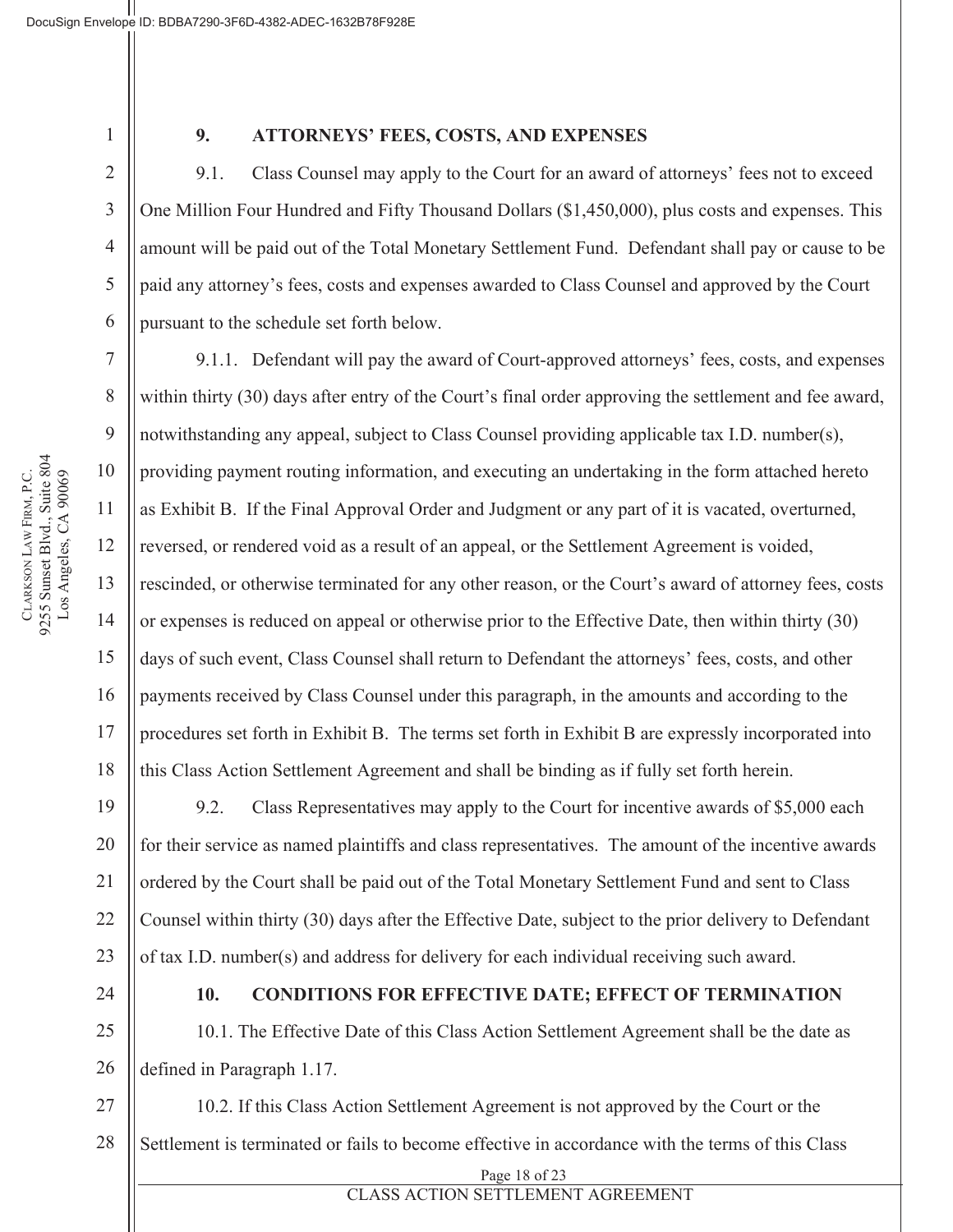**9. ATTORNEYS' FEES, COSTS, AND EXPENSES**

9.1. Class Counsel may apply to the Court for an award of attorneys' fees not to exceed One Million Four Hundred and Fifty Thousand Dollars ($1,450,000), plus costs and expenses. This amount will be paid out of the Total Monetary Settlement Fund. Defendant shall pay or cause to be paid any attorney's fees, costs and expenses awarded to Class Counsel and approved by the Court pursuant to the schedule set forth below.

9.1.1. Defendant will pay the award of Court-approved attorneys' fees, costs, and expenses within thirty (30) days after entry of the Court's final order approving the settlement and fee award, notwithstanding any appeal, subject to Class Counsel providing applicable tax I.D. number(s), providing payment routing information, and executing an undertaking in the form attached hereto as Exhibit B. If the Final Approval Order and Judgment or any part of it is vacated, overturned, reversed, or rendered void as a result of an appeal, or the Settlement Agreement is voided, rescinded, or otherwise terminated for any other reason, or the Court's award of attorney fees, costs or expenses is reduced on appeal or otherwise prior to the Effective Date, then within thirty (30) days of such event, Class Counsel shall return to Defendant the attorneys' fees, costs, and other payments received by Class Counsel under this paragraph, in the amounts and according to the procedures set forth in Exhibit B. The terms set forth in Exhibit B are expressly incorporated into this Class Action Settlement Agreement and shall be binding as if fully set forth herein.

9.2. Class Representatives may apply to the Court for incentive awards of $5,000 each for their service as named plaintiffs and class representatives. The amount of the incentive awards ordered by the Court shall be paid out of the Total Monetary Settlement Fund and sent to Class Counsel within thirty (30) days after the Effective Date, subject to the prior delivery to Defendant of tax I.D. number(s) and address for delivery for each individual receiving such award.

**10. CONDITIONS FOR EFFECTIVE DATE; EFFECT OF TERMINATION**

10.1. The Effective Date of this Class Action Settlement Agreement shall be the date as defined in Paragraph 1.17.

10.2. If this Class Action Settlement Agreement is not approved by the Court or the Settlement is terminated or fails to become effective in accordance with the terms of this Class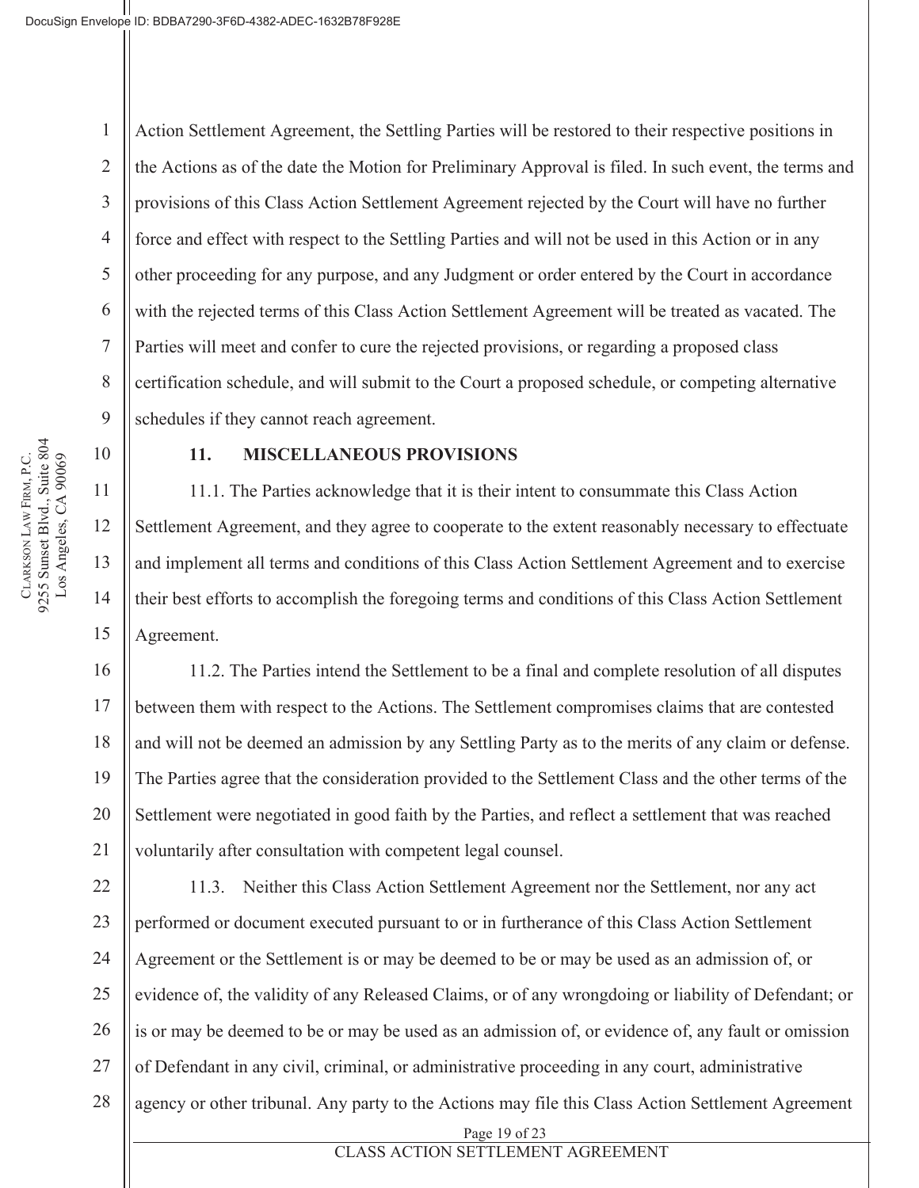Action Settlement Agreement, the Settling Parties will be restored to their respective positions in the Actions as of the date the Motion for Preliminary Approval is filed. In such event, the terms and provisions of this Class Action Settlement Agreement rejected by the Court will have no further force and effect with respect to the Settling Parties and will not be used in this Action or in any other proceeding for any purpose, and any Judgment or order entered by the Court in accordance with the rejected terms of this Class Action Settlement Agreement will be treated as vacated. The Parties will meet and confer to cure the rejected provisions, or regarding a proposed class certification schedule, and will submit to the Court a proposed schedule, or competing alternative schedules if they cannot reach agreement.

**11. MISCELLANEOUS PROVISIONS**

11.1. The Parties acknowledge that it is their intent to consummate this Class Action Settlement Agreement, and they agree to cooperate to the extent reasonably necessary to effectuate and implement all terms and conditions of this Class Action Settlement Agreement and to exercise their best efforts to accomplish the foregoing terms and conditions of this Class Action Settlement Agreement.

11.2. The Parties intend the Settlement to be a final and complete resolution of all disputes between them with respect to the Actions. The Settlement compromises claims that are contested and will not be deemed an admission by any Settling Party as to the merits of any claim or defense. The Parties agree that the consideration provided to the Settlement Class and the other terms of the Settlement were negotiated in good faith by the Parties, and reflect a settlement that was reached voluntarily after consultation with competent legal counsel.

11.3. Neither this Class Action Settlement Agreement nor the Settlement, nor any act performed or document executed pursuant to or in furtherance of this Class Action Settlement Agreement or the Settlement is or may be deemed to be or may be used as an admission of, or evidence of, the validity of any Released Claims, or of any wrongdoing or liability of Defendant; or is or may be deemed to be or may be used as an admission of, or evidence of, any fault or omission of Defendant in any civil, criminal, or administrative proceeding in any court, administrative agency or other tribunal. Any party to the Actions may file this Class Action Settlement Agreement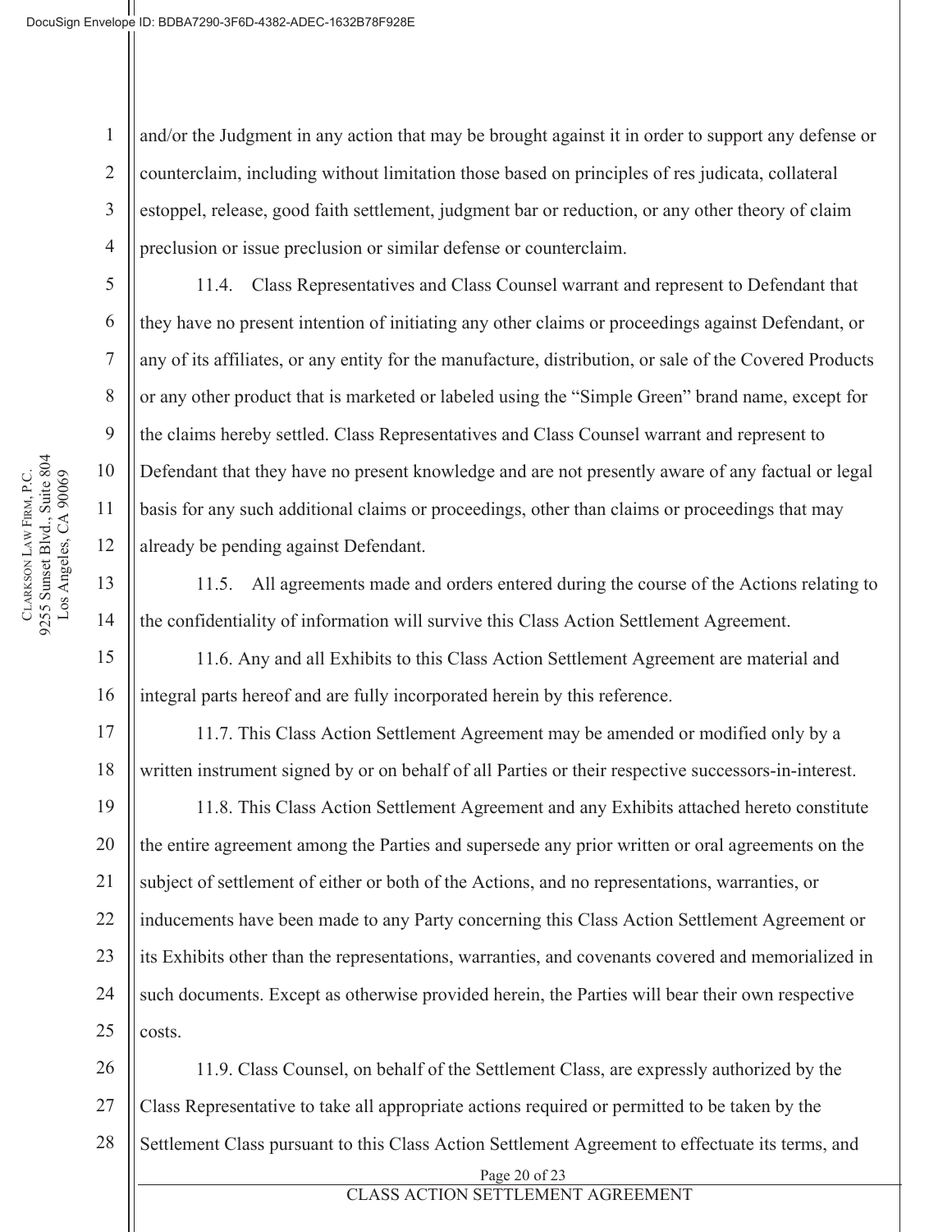and/or the Judgment in any action that may be brought against it in order to support any defense or counterclaim, including without limitation those based on principles of res judicata, collateral estoppel, release, good faith settlement, judgment bar or reduction, or any other theory of claim preclusion or issue preclusion or similar defense or counterclaim.

11.4. Class Representatives and Class Counsel warrant and represent to Defendant that they have no present intention of initiating any other claims or proceedings against Defendant, or any of its affiliates, or any entity for the manufacture, distribution, or sale of the Covered Products or any other product that is marketed or labeled using the "Simple Green" brand name, except for the claims hereby settled. Class Representatives and Class Counsel warrant and represent to Defendant that they have no present knowledge and are not presently aware of any factual or legal basis for any such additional claims or proceedings, other than claims or proceedings that may already be pending against Defendant.

11.5. All agreements made and orders entered during the course of the Actions relating to the confidentiality of information will survive this Class Action Settlement Agreement.

11.6. Any and all Exhibits to this Class Action Settlement Agreement are material and integral parts hereof and are fully incorporated herein by this reference.

11.7. This Class Action Settlement Agreement may be amended or modified only by a written instrument signed by or on behalf of all Parties or their respective successors-in-interest.

11.8. This Class Action Settlement Agreement and any Exhibits attached hereto constitute the entire agreement among the Parties and supersede any prior written or oral agreements on the subject of settlement of either or both of the Actions, and no representations, warranties, or inducements have been made to any Party concerning this Class Action Settlement Agreement or its Exhibits other than the representations, warranties, and covenants covered and memorialized in such documents. Except as otherwise provided herein, the Parties will bear their own respective costs.

11.9. Class Counsel, on behalf of the Settlement Class, are expressly authorized by the Class Representative to take all appropriate actions required or permitted to be taken by the Settlement Class pursuant to this Class Action Settlement Agreement to effectuate its terms, and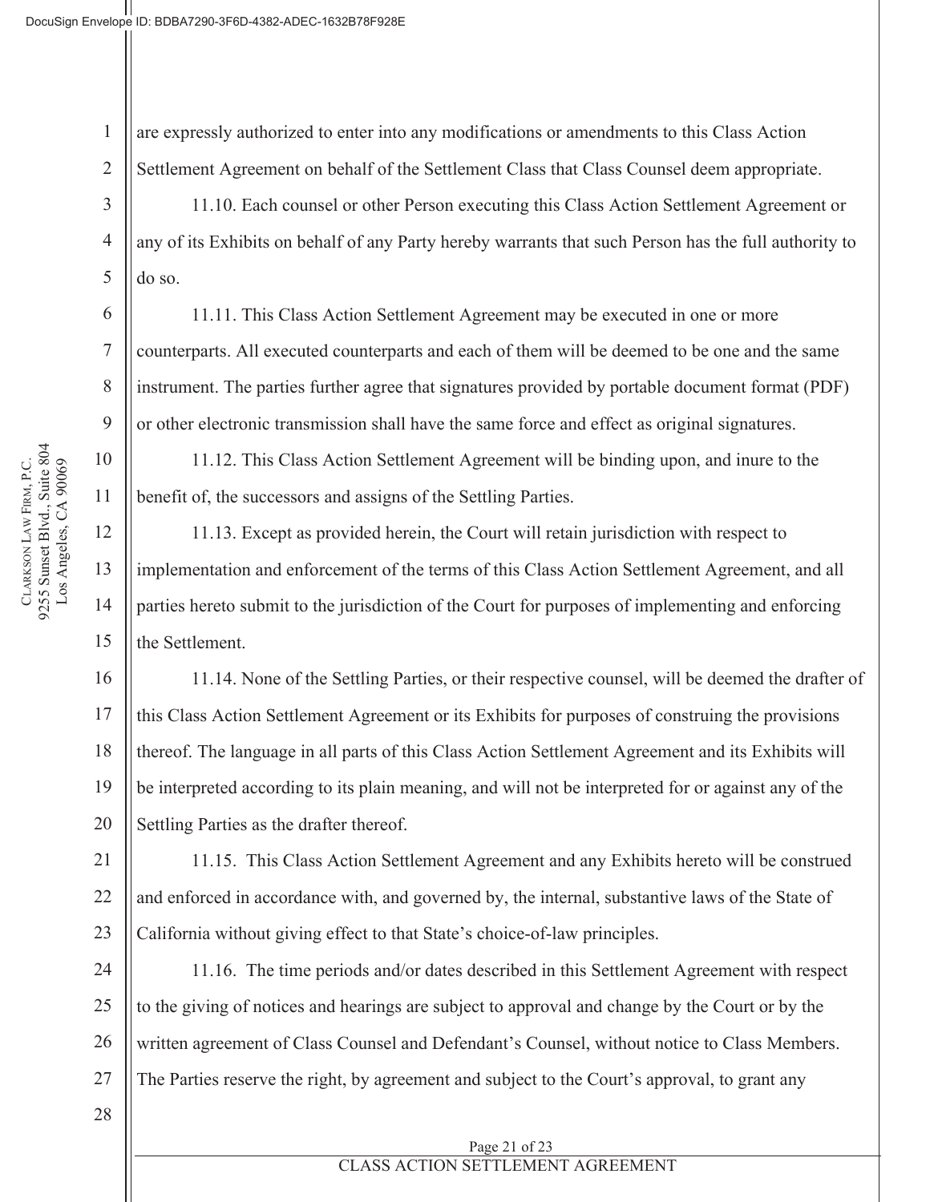are expressly authorized to enter into any modifications or amendments to this Class Action Settlement Agreement on behalf of the Settlement Class that Class Counsel deem appropriate.

11.10. Each counsel or other Person executing this Class Action Settlement Agreement or any of its Exhibits on behalf of any Party hereby warrants that such Person has the full authority to do so.

11.11. This Class Action Settlement Agreement may be executed in one or more counterparts. All executed counterparts and each of them will be deemed to be one and the same instrument. The parties further agree that signatures provided by portable document format (PDF) or other electronic transmission shall have the same force and effect as original signatures.

11.12. This Class Action Settlement Agreement will be binding upon, and inure to the benefit of, the successors and assigns of the Settling Parties.

11.13. Except as provided herein, the Court will retain jurisdiction with respect to implementation and enforcement of the terms of this Class Action Settlement Agreement, and all parties hereto submit to the jurisdiction of the Court for purposes of implementing and enforcing the Settlement.

11.14. None of the Settling Parties, or their respective counsel, will be deemed the drafter of this Class Action Settlement Agreement or its Exhibits for purposes of construing the provisions thereof. The language in all parts of this Class Action Settlement Agreement and its Exhibits will be interpreted according to its plain meaning, and will not be interpreted for or against any of the Settling Parties as the drafter thereof.

11.15. This Class Action Settlement Agreement and any Exhibits hereto will be construed and enforced in accordance with, and governed by, the internal, substantive laws of the State of California without giving effect to that State's choice-of-law principles.

11.16. The time periods and/or dates described in this Settlement Agreement with respect to the giving of notices and hearings are subject to approval and change by the Court or by the written agreement of Class Counsel and Defendant's Counsel, without notice to Class Members. The Parties reserve the right, by agreement and subject to the Court's approval, to grant any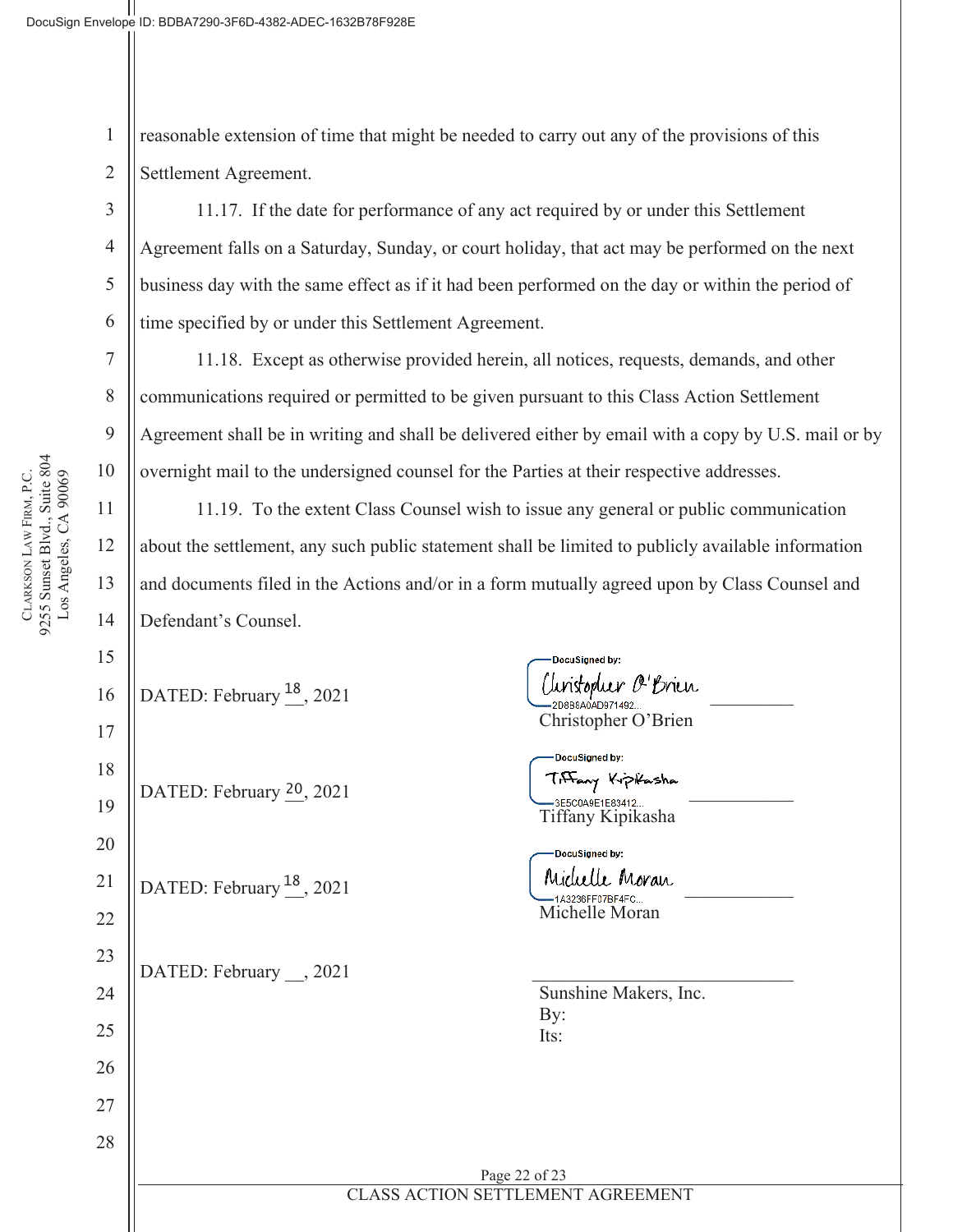reasonable extension of time that might be needed to carry out any of the provisions of this Settlement Agreement.

11.17. If the date for performance of any act required by or under this Settlement Agreement falls on a Saturday, Sunday, or court holiday, that act may be performed on the next business day with the same effect as if it had been performed on the day or within the period of time specified by or under this Settlement Agreement.

11.18. Except as otherwise provided herein, all notices, requests, demands, and other communications required or permitted to be given pursuant to this Class Action Settlement Agreement shall be in writing and shall be delivered either by email with a copy by U.S. mail or by overnight mail to the undersigned counsel for the Parties at their respective addresses.

11.19. To the extent Class Counsel wish to issue any general or public communication about the settlement, any such public statement shall be limited to publicly available information and documents filed in the Actions and/or in a form mutually agreed upon by Class Counsel and Defendant's Counsel.

DATED: February 18, 2021

DocuSigned by:
Christopher O'Brien
2D8B6A0AD971492...
Christopher O'Brien

DATED: February 20, 2021

DocuSigned by:
Tiffany Kipikasha
3E5C0A9E1E83412...
Tiffany Kipikasha

DATED: February 18, 2021

DocuSigned by:
Michelle Moran
1A3236FF07BF4FC...
Michelle Moran

DATED: February __, 2021

______________________________
Sunshine Makers, Inc.
By:
Its: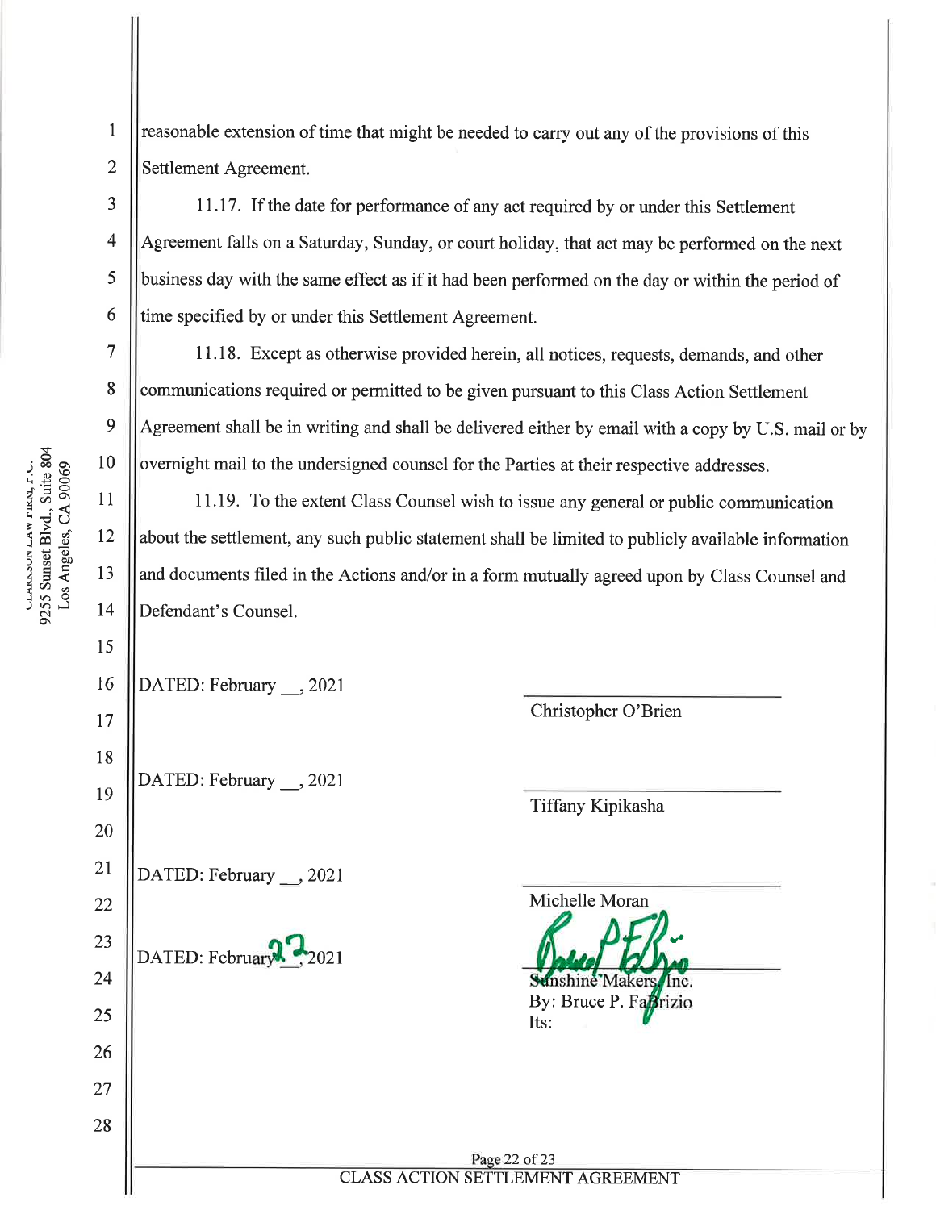reasonable extension of time that might be needed to carry out any of the provisions of this Settlement Agreement.

11.17. If the date for performance of any act required by or under this Settlement Agreement falls on a Saturday, Sunday, or court holiday, that act may be performed on the next business day with the same effect as if it had been performed on the day or within the period of time specified by or under this Settlement Agreement.

11.18. Except as otherwise provided herein, all notices, requests, demands, and other communications required or permitted to be given pursuant to this Class Action Settlement Agreement shall be in writing and shall be delivered either by email with a copy by U.S. mail or by overnight mail to the undersigned counsel for the Parties at their respective addresses.

11.19. To the extent Class Counsel wish to issue any general or public communication about the settlement, any such public statement shall be limited to publicly available information and documents filed in the Actions and/or in a form mutually agreed upon by Class Counsel and Defendant's Counsel.

DATED: February __, 2021

______________________
Christopher O'Brien

DATED: February __, 2021

______________________
Tiffany Kipikasha

DATED: February __, 2021

______________________
Michelle Moran

DATED: February 22, 2021

______________________
Sunshine Makers, Inc.
By: Bruce P. Fabrizio
Its: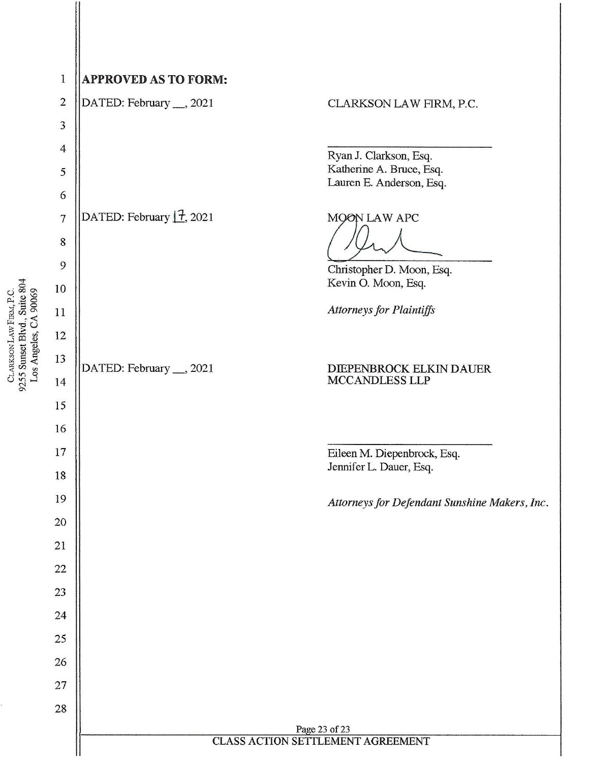**APPROVED AS TO FORM:**

DATED: February __, 2021

CLARKSON LAW FIRM, P.C.

\_\_\_\_\_\_\_\_\_\_\_\_\_\_\_\_\_\_\_\_\_\_\_\_\_\_\_\_

Ryan J. Clarkson, Esq.
Katherine A. Bruce, Esq.
Lauren E. Anderson, Esq.

DATED: February 17, 2021

MOON LAW APC

\_\_\_\_\_\_\_\_\_\_\_\_\_\_\_\_\_\_\_\_\_\_\_\_\_\_\_\_

Christopher D. Moon, Esq.
Kevin O. Moon, Esq.

*Attorneys for Plaintiffs*

DATED: February __, 2021

DIEPENBROCK ELKIN DAUER MCCANDLESS LLP

\_\_\_\_\_\_\_\_\_\_\_\_\_\_\_\_\_\_\_\_\_\_\_\_\_\_\_\_

Eileen M. Diepenbrock, Esq.
Jennifer L. Dauer, Esq.

*Attorneys for Defendant Sunshine Makers, Inc.*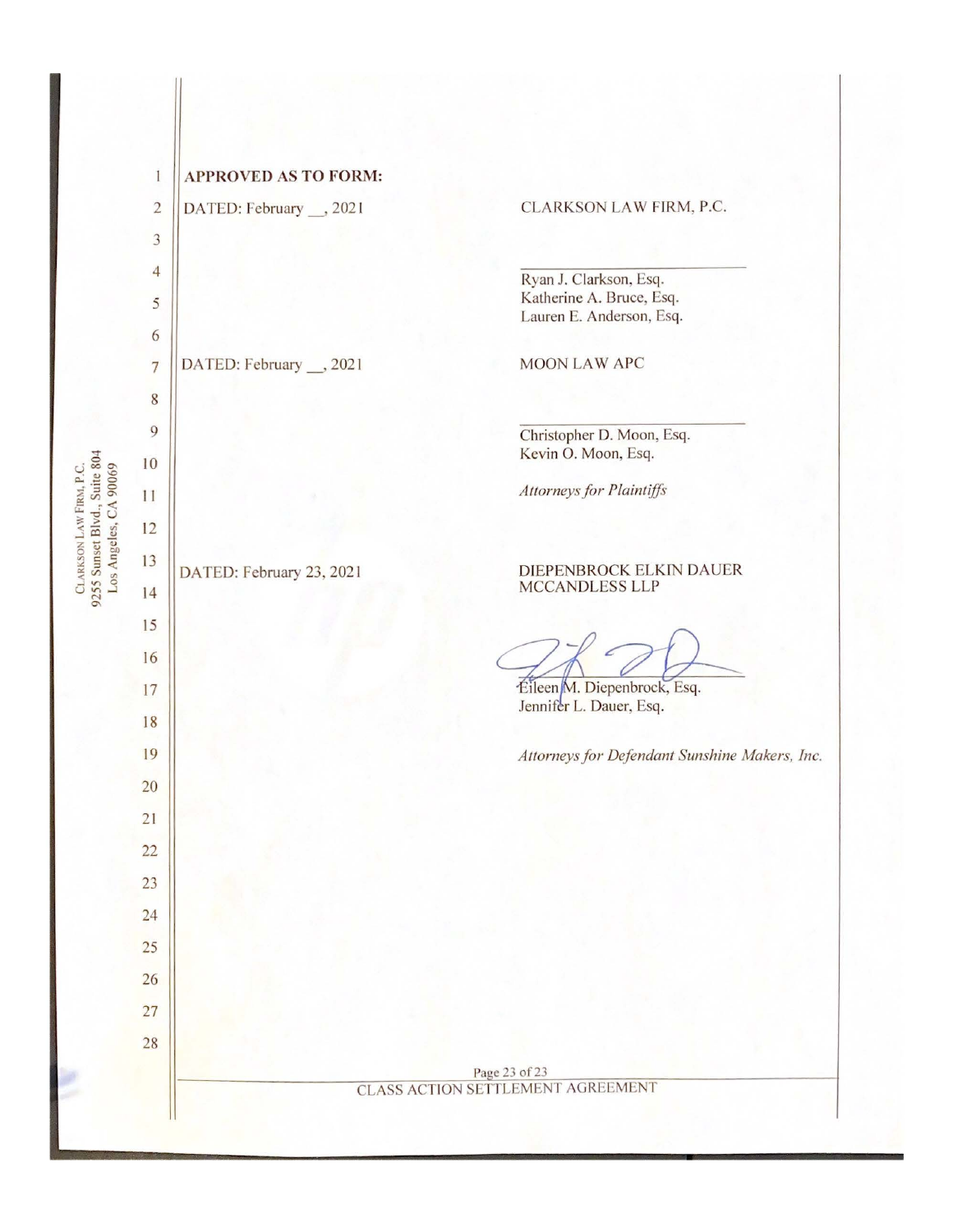**APPROVED AS TO FORM:**

DATED: February __, 2021

CLARKSON LAW FIRM, P.C.

\_\_\_\_\_\_\_\_\_\_\_\_\_\_\_\_\_\_\_\_\_\_\_\_\_\_\_\_

Ryan J. Clarkson, Esq.
Katherine A. Bruce, Esq.
Lauren E. Anderson, Esq.

DATED: February __, 2021

MOON LAW APC

\_\_\_\_\_\_\_\_\_\_\_\_\_\_\_\_\_\_\_\_\_\_\_\_\_\_\_\_

Christopher D. Moon, Esq.
Kevin O. Moon, Esq.

*Attorneys for Plaintiffs*

DATED: February 23, 2021

DIEPENBROCK ELKIN DAUER MCCANDLESS LLP

\_\_\_\_\_\_\_\_\_\_\_\_\_\_\_\_\_\_\_\_\_\_\_\_\_\_\_\_

Eileen M. Diepenbrock, Esq.
Jennifer L. Dauer, Esq.

*Attorneys for Defendant Sunshine Makers, Inc.*

CLASS ACTION SETTLEMENT AGREEMENT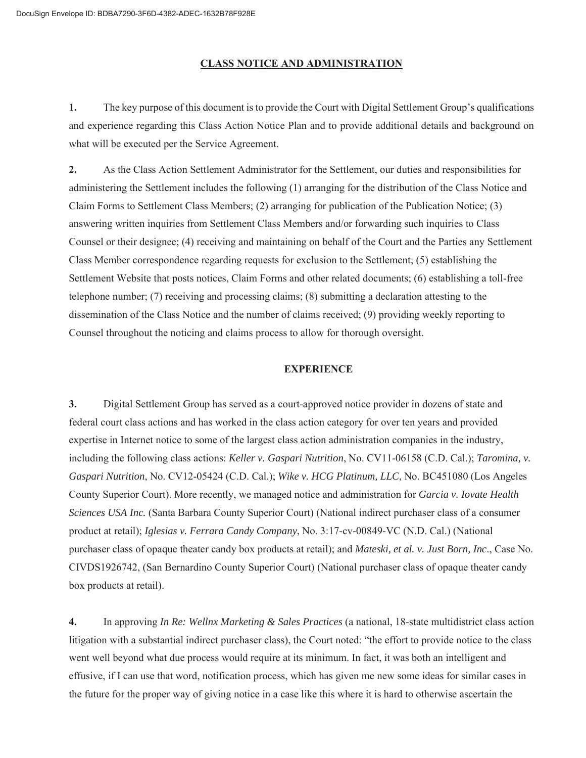## CLASS NOTICE AND ADMINISTRATION

**1.** The key purpose of this document is to provide the Court with Digital Settlement Group's qualifications and experience regarding this Class Action Notice Plan and to provide additional details and background on what will be executed per the Service Agreement.

**2.** As the Class Action Settlement Administrator for the Settlement, our duties and responsibilities for administering the Settlement includes the following (1) arranging for the distribution of the Class Notice and Claim Forms to Settlement Class Members; (2) arranging for publication of the Publication Notice; (3) answering written inquiries from Settlement Class Members and/or forwarding such inquiries to Class Counsel or their designee; (4) receiving and maintaining on behalf of the Court and the Parties any Settlement Class Member correspondence regarding requests for exclusion to the Settlement; (5) establishing the Settlement Website that posts notices, Claim Forms and other related documents; (6) establishing a toll-free telephone number; (7) receiving and processing claims; (8) submitting a declaration attesting to the dissemination of the Class Notice and the number of claims received; (9) providing weekly reporting to Counsel throughout the noticing and claims process to allow for thorough oversight.

## EXPERIENCE

**3.** Digital Settlement Group has served as a court-approved notice provider in dozens of state and federal court class actions and has worked in the class action category for over ten years and provided expertise in Internet notice to some of the largest class action administration companies in the industry, including the following class actions: *Keller v. Gaspari Nutrition*, No. CV11-06158 (C.D. Cal.); *Taromina, v. Gaspari Nutrition*, No. CV12-05424 (C.D. Cal.); *Wike v. HCG Platinum, LLC*, No. BC451080 (Los Angeles County Superior Court). More recently, we managed notice and administration for *Garcia v. Iovate Health Sciences USA Inc.* (Santa Barbara County Superior Court) (National indirect purchaser class of a consumer product at retail); *Iglesias v. Ferrara Candy Company*, No. 3:17-cv-00849-VC (N.D. Cal.) (National purchaser class of opaque theater candy box products at retail); and *Mateski, et al. v. Just Born, Inc*., Case No. CIVDS1926742, (San Bernardino County Superior Court) (National purchaser class of opaque theater candy box products at retail).

**4.** In approving *In Re: Wellnx Marketing & Sales Practices* (a national, 18-state multidistrict class action litigation with a substantial indirect purchaser class), the Court noted: "the effort to provide notice to the class went well beyond what due process would require at its minimum. In fact, it was both an intelligent and effusive, if I can use that word, notification process, which has given me new some ideas for similar cases in the future for the proper way of giving notice in a case like this where it is hard to otherwise ascertain the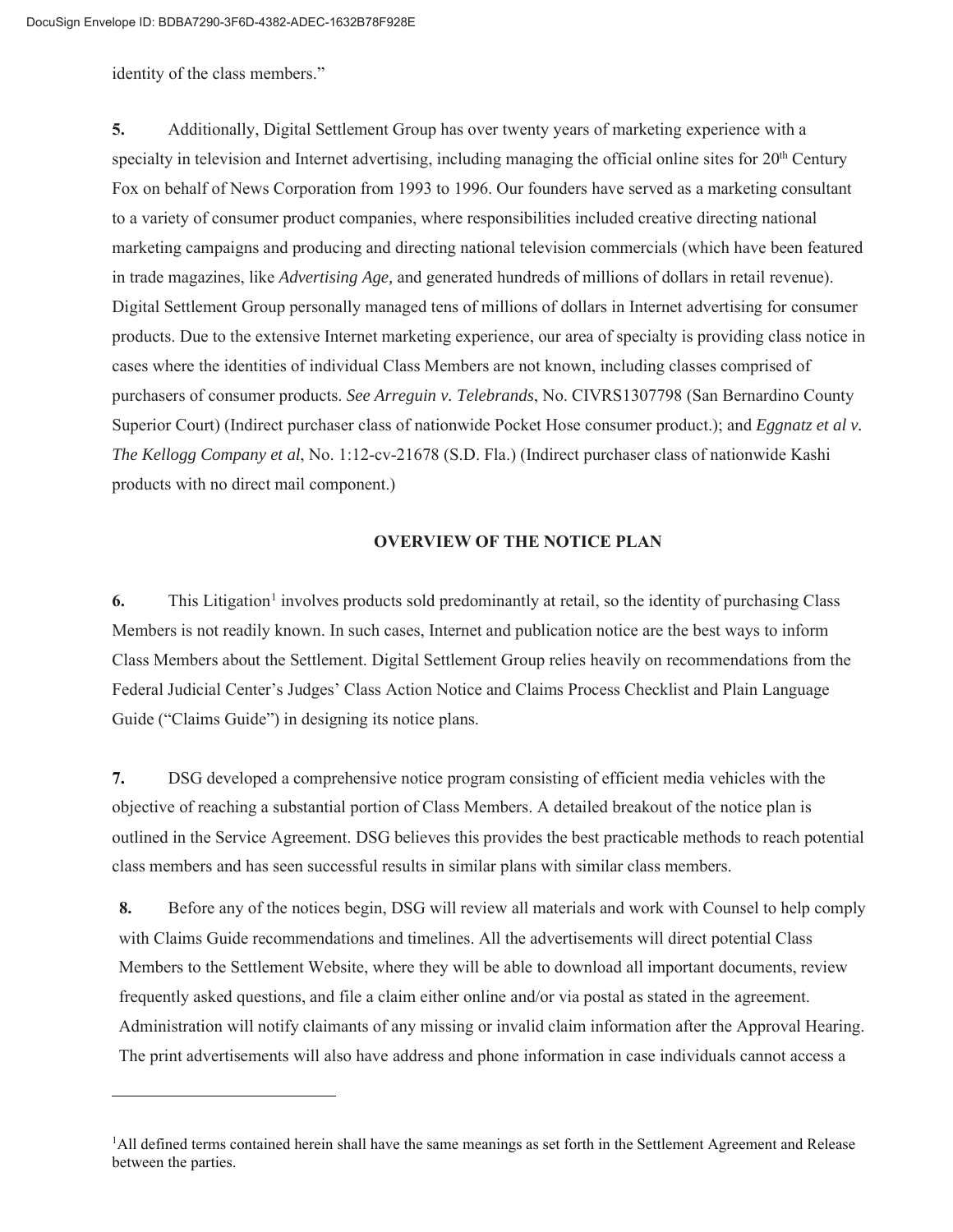identity of the class members."

**5.** Additionally, Digital Settlement Group has over twenty years of marketing experience with a specialty in television and Internet advertising, including managing the official online sites for 20th Century Fox on behalf of News Corporation from 1993 to 1996. Our founders have served as a marketing consultant to a variety of consumer product companies, where responsibilities included creative directing national marketing campaigns and producing and directing national television commercials (which have been featured in trade magazines, like *Advertising Age,* and generated hundreds of millions of dollars in retail revenue). Digital Settlement Group personally managed tens of millions of dollars in Internet advertising for consumer products. Due to the extensive Internet marketing experience, our area of specialty is providing class notice in cases where the identities of individual Class Members are not known, including classes comprised of purchasers of consumer products. *See Arreguin v. Telebrands*, No. CIVRS1307798 (San Bernardino County Superior Court) (Indirect purchaser class of nationwide Pocket Hose consumer product.); and *Eggnatz et al v. The Kellogg Company et al*, No. 1:12-cv-21678 (S.D. Fla.) (Indirect purchaser class of nationwide Kashi products with no direct mail component.)

## OVERVIEW OF THE NOTICE PLAN

**6.** This Litigation[1] involves products sold predominantly at retail, so the identity of purchasing Class Members is not readily known. In such cases, Internet and publication notice are the best ways to inform Class Members about the Settlement. Digital Settlement Group relies heavily on recommendations from the Federal Judicial Center's Judges' Class Action Notice and Claims Process Checklist and Plain Language Guide ("Claims Guide") in designing its notice plans.

**7.** DSG developed a comprehensive notice program consisting of efficient media vehicles with the objective of reaching a substantial portion of Class Members. A detailed breakout of the notice plan is outlined in the Service Agreement. DSG believes this provides the best practicable methods to reach potential class members and has seen successful results in similar plans with similar class members.

**8.** Before any of the notices begin, DSG will review all materials and work with Counsel to help comply with Claims Guide recommendations and timelines. All the advertisements will direct potential Class Members to the Settlement Website, where they will be able to download all important documents, review frequently asked questions, and file a claim either online and/or via postal as stated in the agreement. Administration will notify claimants of any missing or invalid claim information after the Approval Hearing. The print advertisements will also have address and phone information in case individuals cannot access a

[1]All defined terms contained herein shall have the same meanings as set forth in the Settlement Agreement and Release between the parties.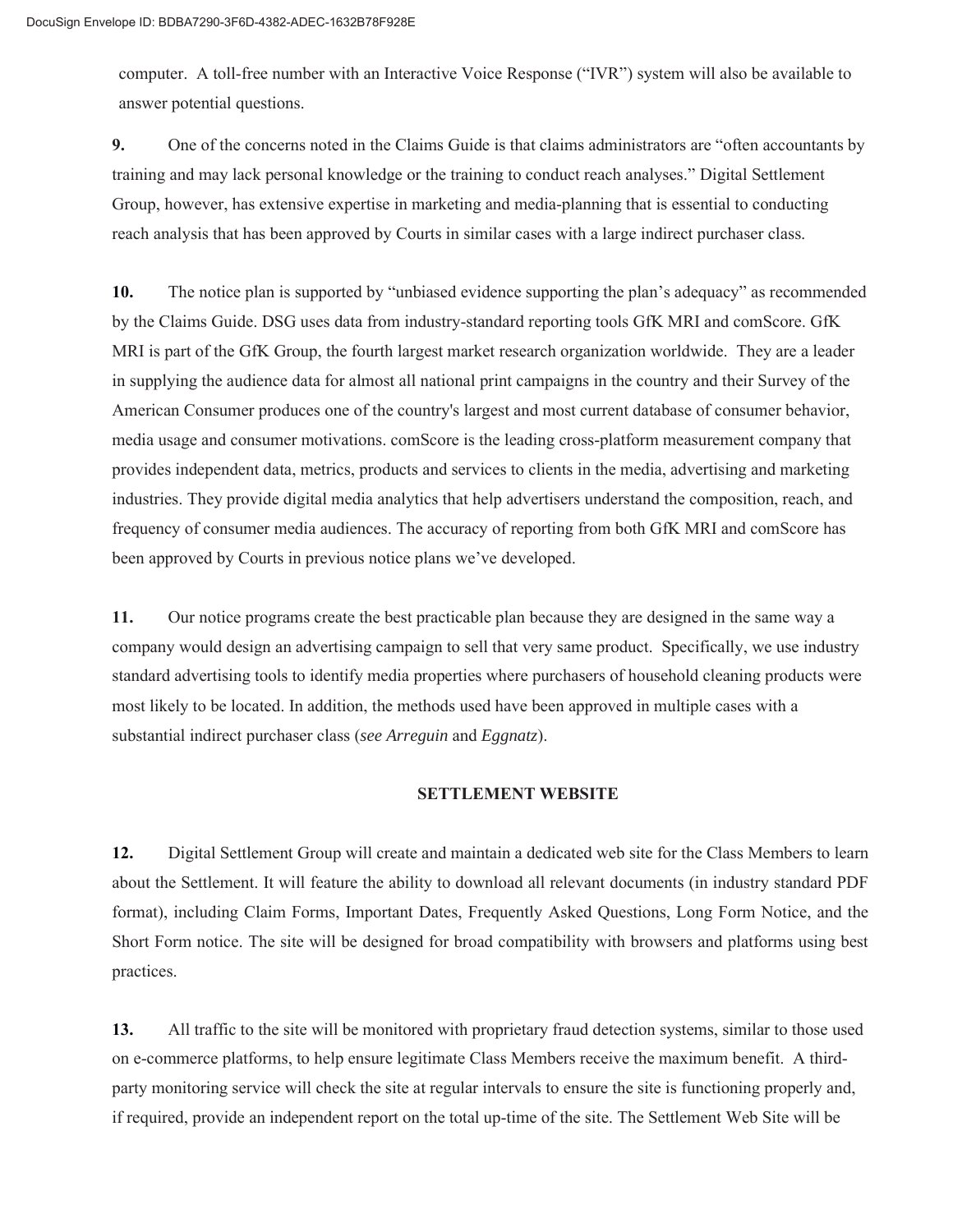computer. A toll-free number with an Interactive Voice Response ("IVR") system will also be available to answer potential questions.

**9.** One of the concerns noted in the Claims Guide is that claims administrators are "often accountants by training and may lack personal knowledge or the training to conduct reach analyses." Digital Settlement Group, however, has extensive expertise in marketing and media-planning that is essential to conducting reach analysis that has been approved by Courts in similar cases with a large indirect purchaser class.

**10.** The notice plan is supported by "unbiased evidence supporting the plan's adequacy" as recommended by the Claims Guide. DSG uses data from industry-standard reporting tools GfK MRI and comScore. GfK MRI is part of the GfK Group, the fourth largest market research organization worldwide. They are a leader in supplying the audience data for almost all national print campaigns in the country and their Survey of the American Consumer produces one of the country's largest and most current database of consumer behavior, media usage and consumer motivations. comScore is the leading cross-platform measurement company that provides independent data, metrics, products and services to clients in the media, advertising and marketing industries. They provide digital media analytics that help advertisers understand the composition, reach, and frequency of consumer media audiences. The accuracy of reporting from both GfK MRI and comScore has been approved by Courts in previous notice plans we've developed.

**11.** Our notice programs create the best practicable plan because they are designed in the same way a company would design an advertising campaign to sell that very same product. Specifically, we use industry standard advertising tools to identify media properties where purchasers of household cleaning products were most likely to be located. In addition, the methods used have been approved in multiple cases with a substantial indirect purchaser class (*see Arreguin* and *Eggnatz*).

## SETTLEMENT WEBSITE

**12.** Digital Settlement Group will create and maintain a dedicated web site for the Class Members to learn about the Settlement. It will feature the ability to download all relevant documents (in industry standard PDF format), including Claim Forms, Important Dates, Frequently Asked Questions, Long Form Notice, and the Short Form notice. The site will be designed for broad compatibility with browsers and platforms using best practices.

**13.** All traffic to the site will be monitored with proprietary fraud detection systems, similar to those used on e-commerce platforms, to help ensure legitimate Class Members receive the maximum benefit. A third-party monitoring service will check the site at regular intervals to ensure the site is functioning properly and, if required, provide an independent report on the total up-time of the site. The Settlement Web Site will be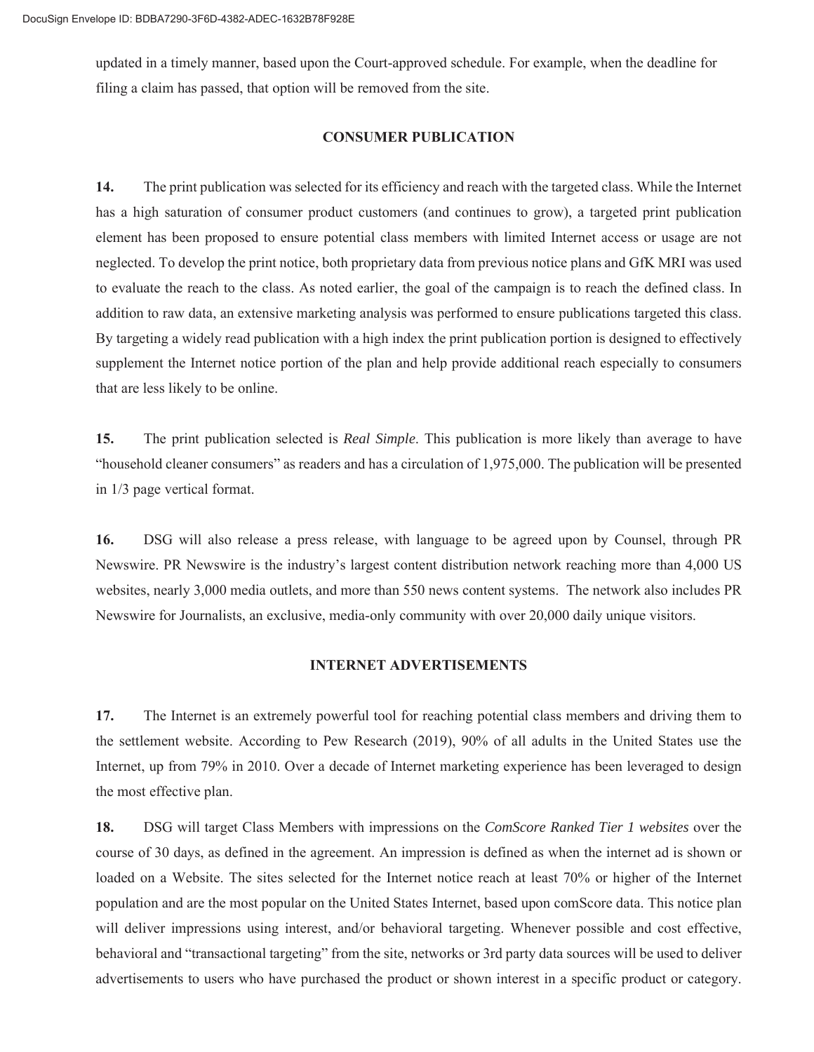updated in a timely manner, based upon the Court-approved schedule. For example, when the deadline for filing a claim has passed, that option will be removed from the site.

## CONSUMER PUBLICATION

**14.** The print publication was selected for its efficiency and reach with the targeted class. While the Internet has a high saturation of consumer product customers (and continues to grow), a targeted print publication element has been proposed to ensure potential class members with limited Internet access or usage are not neglected. To develop the print notice, both proprietary data from previous notice plans and GfK MRI was used to evaluate the reach to the class. As noted earlier, the goal of the campaign is to reach the defined class. In addition to raw data, an extensive marketing analysis was performed to ensure publications targeted this class. By targeting a widely read publication with a high index the print publication portion is designed to effectively supplement the Internet notice portion of the plan and help provide additional reach especially to consumers that are less likely to be online.

**15.** The print publication selected is *Real Simple*. This publication is more likely than average to have "household cleaner consumers" as readers and has a circulation of 1,975,000. The publication will be presented in 1/3 page vertical format.

**16.** DSG will also release a press release, with language to be agreed upon by Counsel, through PR Newswire. PR Newswire is the industry's largest content distribution network reaching more than 4,000 US websites, nearly 3,000 media outlets, and more than 550 news content systems. The network also includes PR Newswire for Journalists, an exclusive, media-only community with over 20,000 daily unique visitors.

## INTERNET ADVERTISEMENTS

**17.** The Internet is an extremely powerful tool for reaching potential class members and driving them to the settlement website. According to Pew Research (2019), 90% of all adults in the United States use the Internet, up from 79% in 2010. Over a decade of Internet marketing experience has been leveraged to design the most effective plan.

**18.** DSG will target Class Members with impressions on the *ComScore Ranked Tier 1 websites* over the course of 30 days, as defined in the agreement. An impression is defined as when the internet ad is shown or loaded on a Website. The sites selected for the Internet notice reach at least 70% or higher of the Internet population and are the most popular on the United States Internet, based upon comScore data. This notice plan will deliver impressions using interest, and/or behavioral targeting. Whenever possible and cost effective, behavioral and "transactional targeting" from the site, networks or 3rd party data sources will be used to deliver advertisements to users who have purchased the product or shown interest in a specific product or category.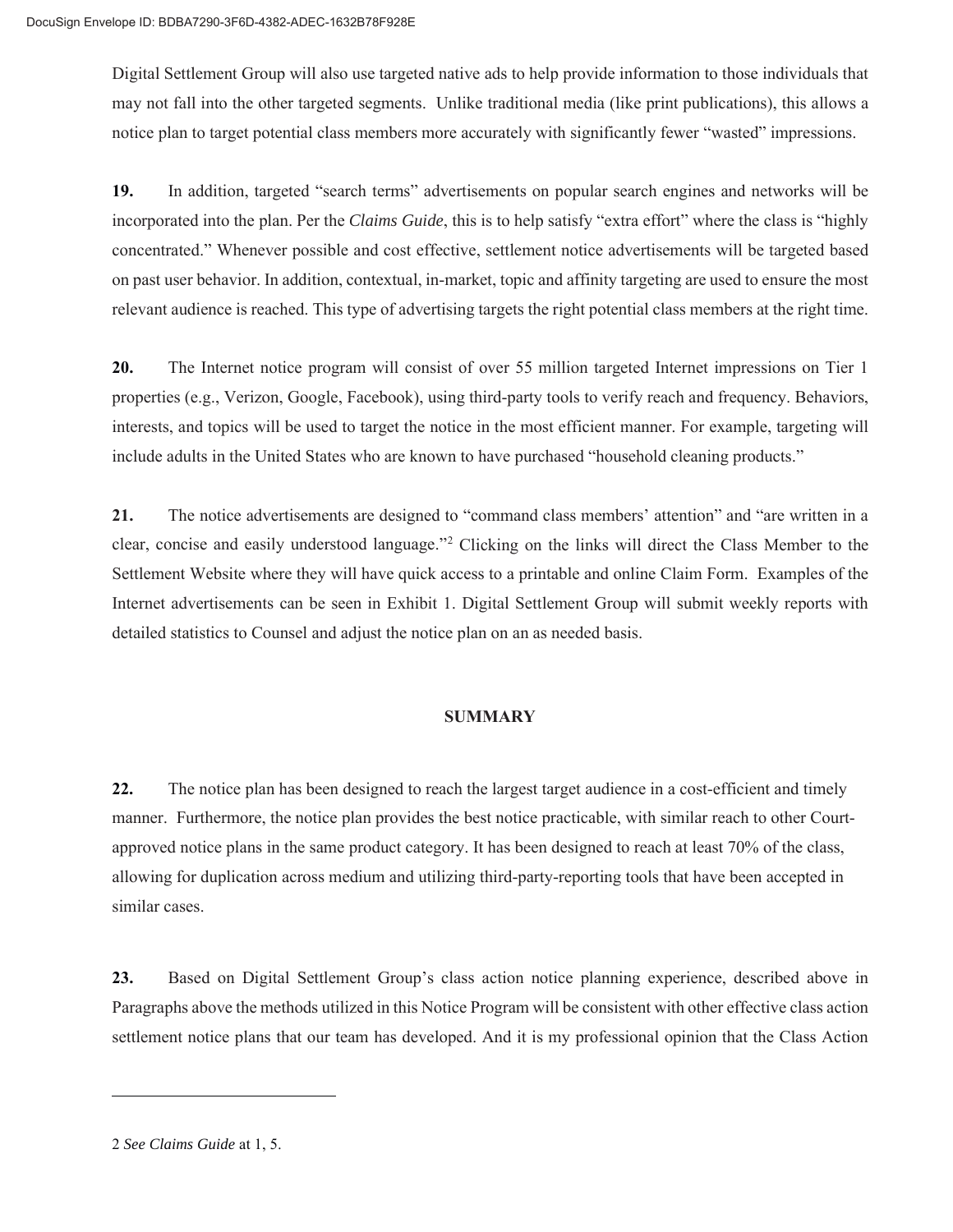Digital Settlement Group will also use targeted native ads to help provide information to those individuals that may not fall into the other targeted segments. Unlike traditional media (like print publications), this allows a notice plan to target potential class members more accurately with significantly fewer "wasted" impressions.

**19.** In addition, targeted "search terms" advertisements on popular search engines and networks will be incorporated into the plan. Per the *Claims Guide*, this is to help satisfy "extra effort" where the class is "highly concentrated." Whenever possible and cost effective, settlement notice advertisements will be targeted based on past user behavior. In addition, contextual, in-market, topic and affinity targeting are used to ensure the most relevant audience is reached. This type of advertising targets the right potential class members at the right time.

**20.** The Internet notice program will consist of over 55 million targeted Internet impressions on Tier 1 properties (e.g., Verizon, Google, Facebook), using third-party tools to verify reach and frequency. Behaviors, interests, and topics will be used to target the notice in the most efficient manner. For example, targeting will include adults in the United States who are known to have purchased "household cleaning products."

**21.** The notice advertisements are designed to "command class members' attention" and "are written in a clear, concise and easily understood language."[2] Clicking on the links will direct the Class Member to the Settlement Website where they will have quick access to a printable and online Claim Form. Examples of the Internet advertisements can be seen in Exhibit 1. Digital Settlement Group will submit weekly reports with detailed statistics to Counsel and adjust the notice plan on an as needed basis.

## SUMMARY

**22.** The notice plan has been designed to reach the largest target audience in a cost-efficient and timely manner. Furthermore, the notice plan provides the best notice practicable, with similar reach to other Court-approved notice plans in the same product category. It has been designed to reach at least 70% of the class, allowing for duplication across medium and utilizing third-party-reporting tools that have been accepted in similar cases.

**23.** Based on Digital Settlement Group's class action notice planning experience, described above in Paragraphs above the methods utilized in this Notice Program will be consistent with other effective class action settlement notice plans that our team has developed. And it is my professional opinion that the Class Action

---

2 *See Claims Guide* at 1, 5.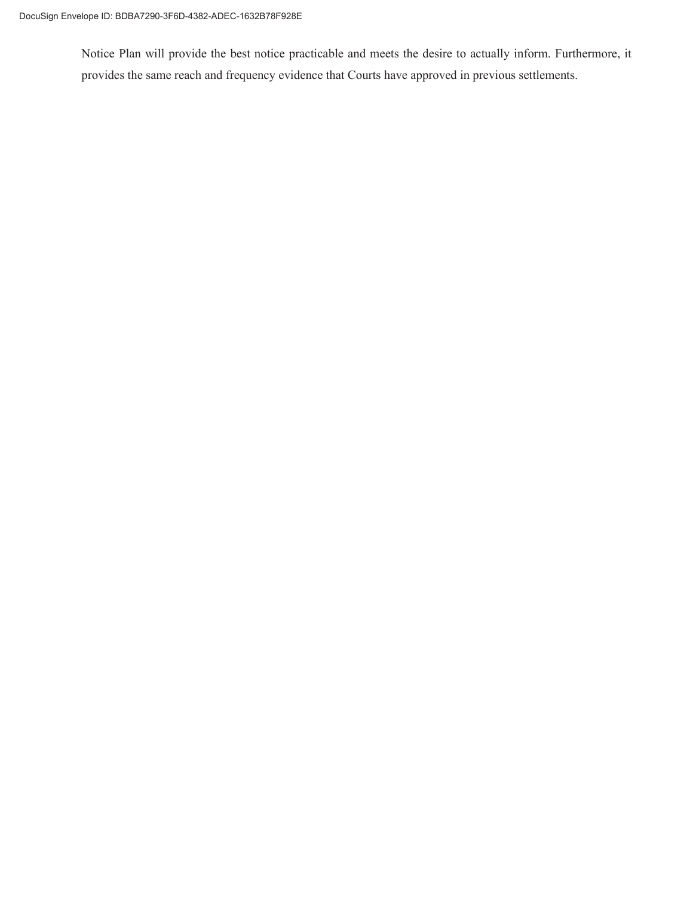Notice Plan will provide the best notice practicable and meets the desire to actually inform. Furthermore, it provides the same reach and frequency evidence that Courts have approved in previous settlements.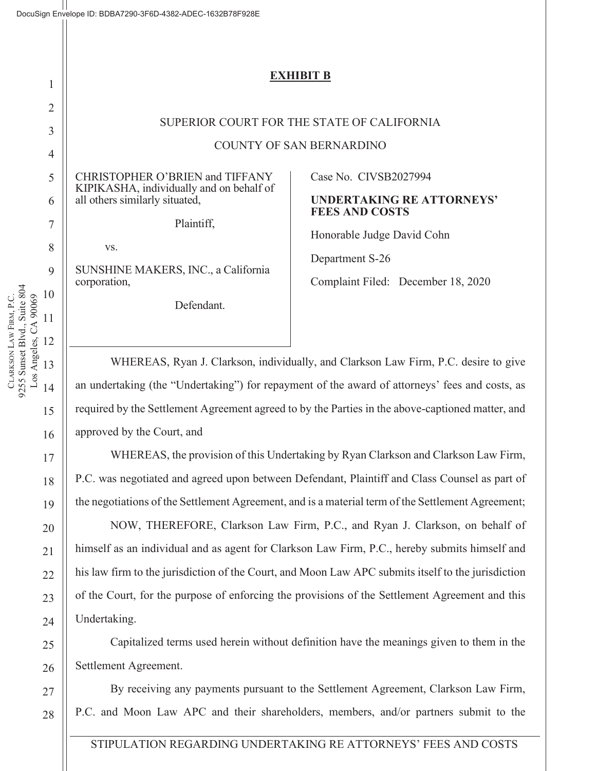**EXHIBIT B**

SUPERIOR COURT FOR THE STATE OF CALIFORNIA

COUNTY OF SAN BERNARDINO

| | |
|---|---|
| CHRISTOPHER O'BRIEN and TIFFANY KIPIKASHA, individually and on behalf of all others similarly situated,<br><br>Plaintiff,<br><br>vs.<br><br>SUNSHINE MAKERS, INC., a California corporation,<br><br>Defendant. | Case No. CIVSB2027994<br><br>**UNDERTAKING RE ATTORNEYS' FEES AND COSTS**<br><br>Honorable Judge David Cohn<br><br>Department S-26<br><br>Complaint Filed: December 18, 2020 |

WHEREAS, Ryan J. Clarkson, individually, and Clarkson Law Firm, P.C. desire to give an undertaking (the "Undertaking") for repayment of the award of attorneys' fees and costs, as required by the Settlement Agreement agreed to by the Parties in the above-captioned matter, and approved by the Court, and

WHEREAS, the provision of this Undertaking by Ryan Clarkson and Clarkson Law Firm, P.C. was negotiated and agreed upon between Defendant, Plaintiff and Class Counsel as part of the negotiations of the Settlement Agreement, and is a material term of the Settlement Agreement;

NOW, THEREFORE, Clarkson Law Firm, P.C., and Ryan J. Clarkson, on behalf of himself as an individual and as agent for Clarkson Law Firm, P.C., hereby submits himself and his law firm to the jurisdiction of the Court, and Moon Law APC submits itself to the jurisdiction of the Court, for the purpose of enforcing the provisions of the Settlement Agreement and this Undertaking.

Capitalized terms used herein without definition have the meanings given to them in the Settlement Agreement.

By receiving any payments pursuant to the Settlement Agreement, Clarkson Law Firm, P.C. and Moon Law APC and their shareholders, members, and/or partners submit to the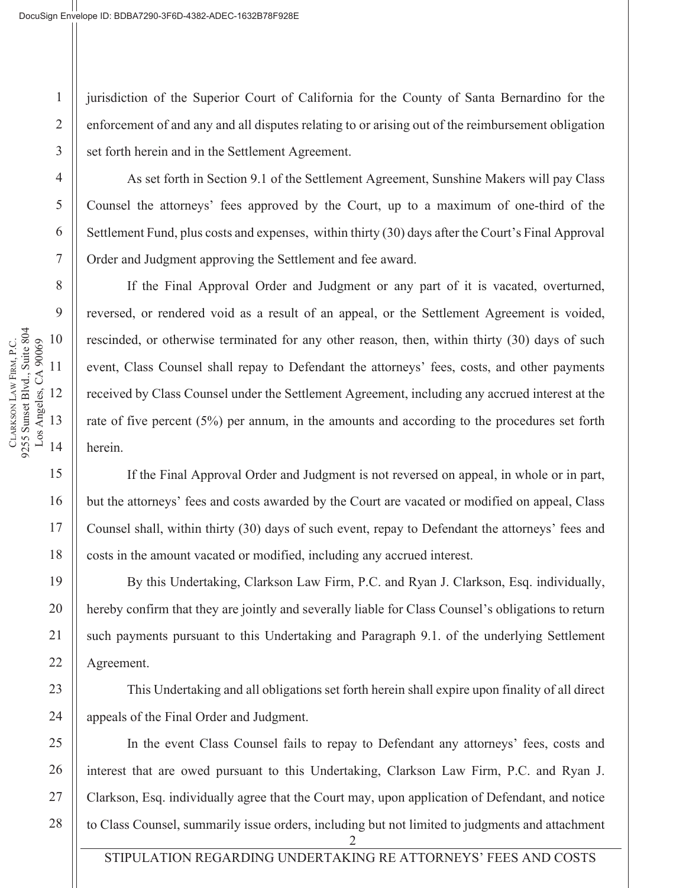jurisdiction of the Superior Court of California for the County of Santa Bernardino for the enforcement of and any and all disputes relating to or arising out of the reimbursement obligation set forth herein and in the Settlement Agreement.

As set forth in Section 9.1 of the Settlement Agreement, Sunshine Makers will pay Class Counsel the attorneys' fees approved by the Court, up to a maximum of one-third of the Settlement Fund, plus costs and expenses, within thirty (30) days after the Court's Final Approval Order and Judgment approving the Settlement and fee award.

If the Final Approval Order and Judgment or any part of it is vacated, overturned, reversed, or rendered void as a result of an appeal, or the Settlement Agreement is voided, rescinded, or otherwise terminated for any other reason, then, within thirty (30) days of such event, Class Counsel shall repay to Defendant the attorneys' fees, costs, and other payments received by Class Counsel under the Settlement Agreement, including any accrued interest at the rate of five percent (5%) per annum, in the amounts and according to the procedures set forth herein.

If the Final Approval Order and Judgment is not reversed on appeal, in whole or in part, but the attorneys' fees and costs awarded by the Court are vacated or modified on appeal, Class Counsel shall, within thirty (30) days of such event, repay to Defendant the attorneys' fees and costs in the amount vacated or modified, including any accrued interest.

By this Undertaking, Clarkson Law Firm, P.C. and Ryan J. Clarkson, Esq. individually, hereby confirm that they are jointly and severally liable for Class Counsel's obligations to return such payments pursuant to this Undertaking and Paragraph 9.1. of the underlying Settlement Agreement.

This Undertaking and all obligations set forth herein shall expire upon finality of all direct appeals of the Final Order and Judgment.

In the event Class Counsel fails to repay to Defendant any attorneys' fees, costs and interest that are owed pursuant to this Undertaking, Clarkson Law Firm, P.C. and Ryan J. Clarkson, Esq. individually agree that the Court may, upon application of Defendant, and notice to Class Counsel, summarily issue orders, including but not limited to judgments and attachment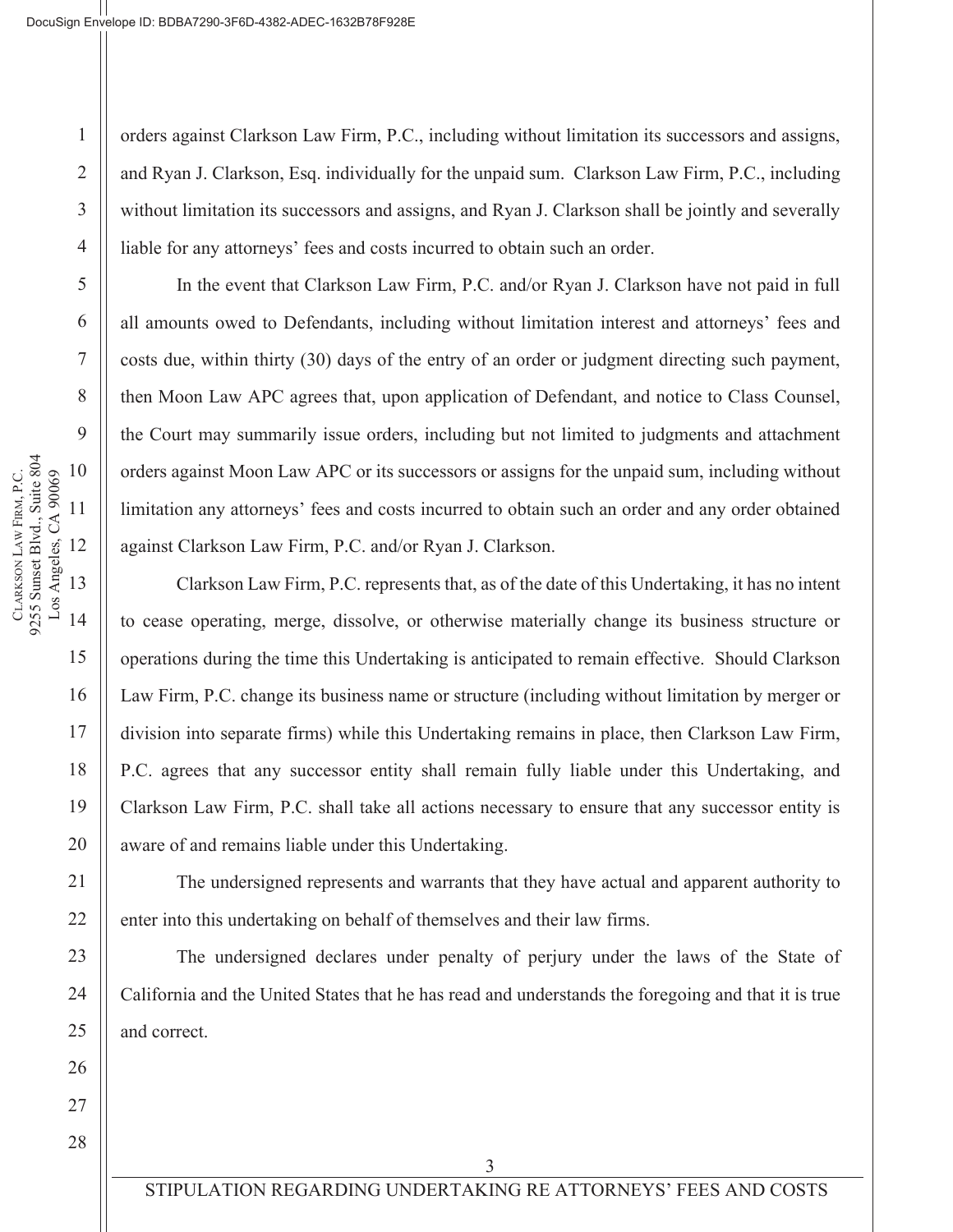orders against Clarkson Law Firm, P.C., including without limitation its successors and assigns, and Ryan J. Clarkson, Esq. individually for the unpaid sum. Clarkson Law Firm, P.C., including without limitation its successors and assigns, and Ryan J. Clarkson shall be jointly and severally liable for any attorneys' fees and costs incurred to obtain such an order.

In the event that Clarkson Law Firm, P.C. and/or Ryan J. Clarkson have not paid in full all amounts owed to Defendants, including without limitation interest and attorneys' fees and costs due, within thirty (30) days of the entry of an order or judgment directing such payment, then Moon Law APC agrees that, upon application of Defendant, and notice to Class Counsel, the Court may summarily issue orders, including but not limited to judgments and attachment orders against Moon Law APC or its successors or assigns for the unpaid sum, including without limitation any attorneys' fees and costs incurred to obtain such an order and any order obtained against Clarkson Law Firm, P.C. and/or Ryan J. Clarkson.

Clarkson Law Firm, P.C. represents that, as of the date of this Undertaking, it has no intent to cease operating, merge, dissolve, or otherwise materially change its business structure or operations during the time this Undertaking is anticipated to remain effective. Should Clarkson Law Firm, P.C. change its business name or structure (including without limitation by merger or division into separate firms) while this Undertaking remains in place, then Clarkson Law Firm, P.C. agrees that any successor entity shall remain fully liable under this Undertaking, and Clarkson Law Firm, P.C. shall take all actions necessary to ensure that any successor entity is aware of and remains liable under this Undertaking.

The undersigned represents and warrants that they have actual and apparent authority to enter into this undertaking on behalf of themselves and their law firms.

The undersigned declares under penalty of perjury under the laws of the State of California and the United States that he has read and understands the foregoing and that it is true and correct.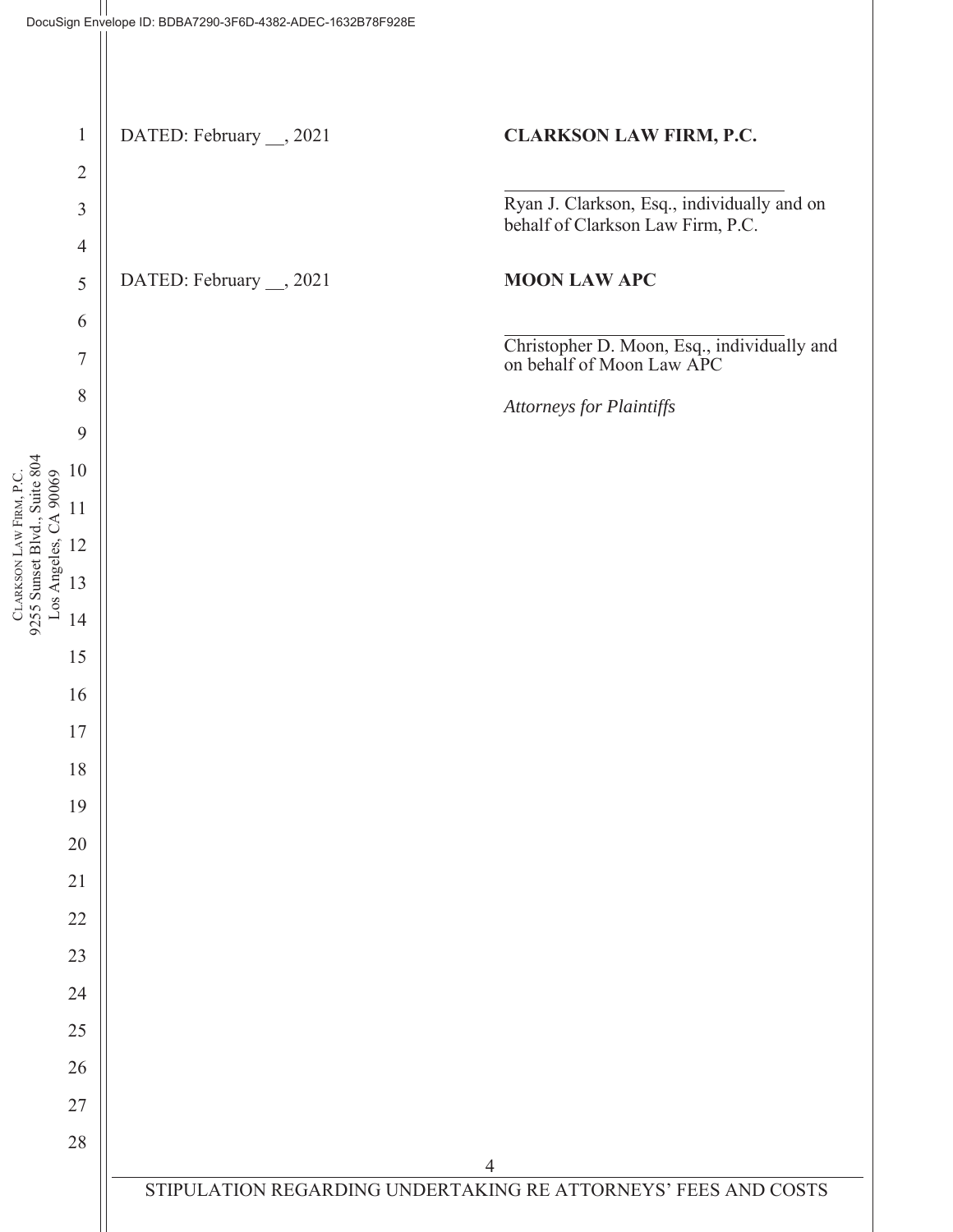DATED: February __, 2021

**CLARKSON LAW FIRM, P.C.**

\_\_\_\_\_\_\_\_\_\_\_\_\_\_\_\_\_\_\_\_\_\_\_\_\_\_\_\_\_\_

Ryan J. Clarkson, Esq., individually and on behalf of Clarkson Law Firm, P.C.

DATED: February __, 2021

**MOON LAW APC**

\_\_\_\_\_\_\_\_\_\_\_\_\_\_\_\_\_\_\_\_\_\_\_\_\_\_\_\_\_\_

Christopher D. Moon, Esq., individually and on behalf of Moon Law APC

*Attorneys for Plaintiffs*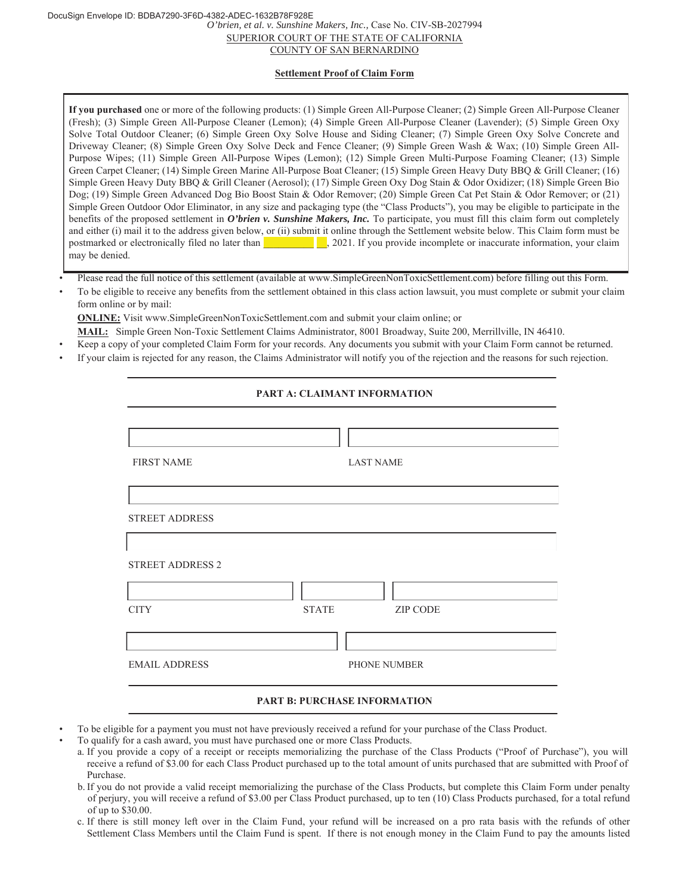DocuSign Envelope ID: BDBA7290-3F6D-4382-ADEC-1632B78F928E

*O'brien, et al. v. Sunshine Makers, Inc.,* Case No. CIV-SB-2027994

SUPERIOR COURT OF THE STATE OF CALIFORNIA

COUNTY OF SAN BERNARDINO

**Settlement Proof of Claim Form**

**If you purchased** one or more of the following products: (1) Simple Green All-Purpose Cleaner; (2) Simple Green All-Purpose Cleaner (Fresh); (3) Simple Green All-Purpose Cleaner (Lemon); (4) Simple Green All-Purpose Cleaner (Lavender); (5) Simple Green Oxy Solve Total Outdoor Cleaner; (6) Simple Green Oxy Solve House and Siding Cleaner; (7) Simple Green Oxy Solve Concrete and Driveway Cleaner; (8) Simple Green Oxy Solve Deck and Fence Cleaner; (9) Simple Green Wash & Wax; (10) Simple Green All-Purpose Wipes; (11) Simple Green All-Purpose Wipes (Lemon); (12) Simple Green Multi-Purpose Foaming Cleaner; (13) Simple Green Carpet Cleaner; (14) Simple Green Marine All-Purpose Boat Cleaner; (15) Simple Green Heavy Duty BBQ & Grill Cleaner; (16) Simple Green Heavy Duty BBQ & Grill Cleaner (Aerosol); (17) Simple Green Oxy Dog Stain & Odor Oxidizer; (18) Simple Green Bio Dog; (19) Simple Green Advanced Dog Bio Boost Stain & Odor Remover; (20) Simple Green Cat Pet Stain & Odor Remover; or (21) Simple Green Outdoor Odor Eliminator, in any size and packaging type (the "Class Products"), you may be eligible to participate in the benefits of the proposed settlement in ***O'brien v. Sunshine Makers, Inc.*** To participate, you must fill this claim form out completely and either (i) mail it to the address given below, or (ii) submit it online through the Settlement website below. This Claim form must be postmarked or electronically filed no later than __________ __, 2021. If you provide incomplete or inaccurate information, your claim may be denied.

- Please read the full notice of this settlement (available at www.SimpleGreenNonToxicSettlement.com) before filling out this Form.
- To be eligible to receive any benefits from the settlement obtained in this class action lawsuit, you must complete or submit your claim form online or by mail:

  **ONLINE:** Visit www.SimpleGreenNonToxicSettlement.com and submit your claim online; or

  **MAIL:** Simple Green Non-Toxic Settlement Claims Administrator, 8001 Broadway, Suite 200, Merrillville, IN 46410.
- Keep a copy of your completed Claim Form for your records. Any documents you submit with your Claim Form cannot be returned.
- If your claim is rejected for any reason, the Claims Administrator will notify you of the rejection and the reasons for such rejection.

**PART A: CLAIMANT INFORMATION**

FIRST NAME ____________________ LAST NAME ____________________

STREET ADDRESS ____________________

STREET ADDRESS 2 ____________________

CITY ____________________ STATE ________ ZIP CODE ____________

EMAIL ADDRESS ____________________ PHONE NUMBER ____________________

**PART B: PURCHASE INFORMATION**

- To be eligible for a payment you must not have previously received a refund for your purchase of the Class Product.
- To qualify for a cash award, you must have purchased one or more Class Products.
  a. If you provide a copy of a receipt or receipts memorializing the purchase of the Class Products ("Proof of Purchase"), you will receive a refund of $3.00 for each Class Product purchased up to the total amount of units purchased that are submitted with Proof of Purchase.
  b. If you do not provide a valid receipt memorializing the purchase of the Class Products, but complete this Claim Form under penalty of perjury, you will receive a refund of $3.00 per Class Product purchased, up to ten (10) Class Products purchased, for a total refund of up to $30.00.
  c. If there is still money left over in the Claim Fund, your refund will be increased on a pro rata basis with the refunds of other Settlement Class Members until the Claim Fund is spent. If there is not enough money in the Claim Fund to pay the amounts listed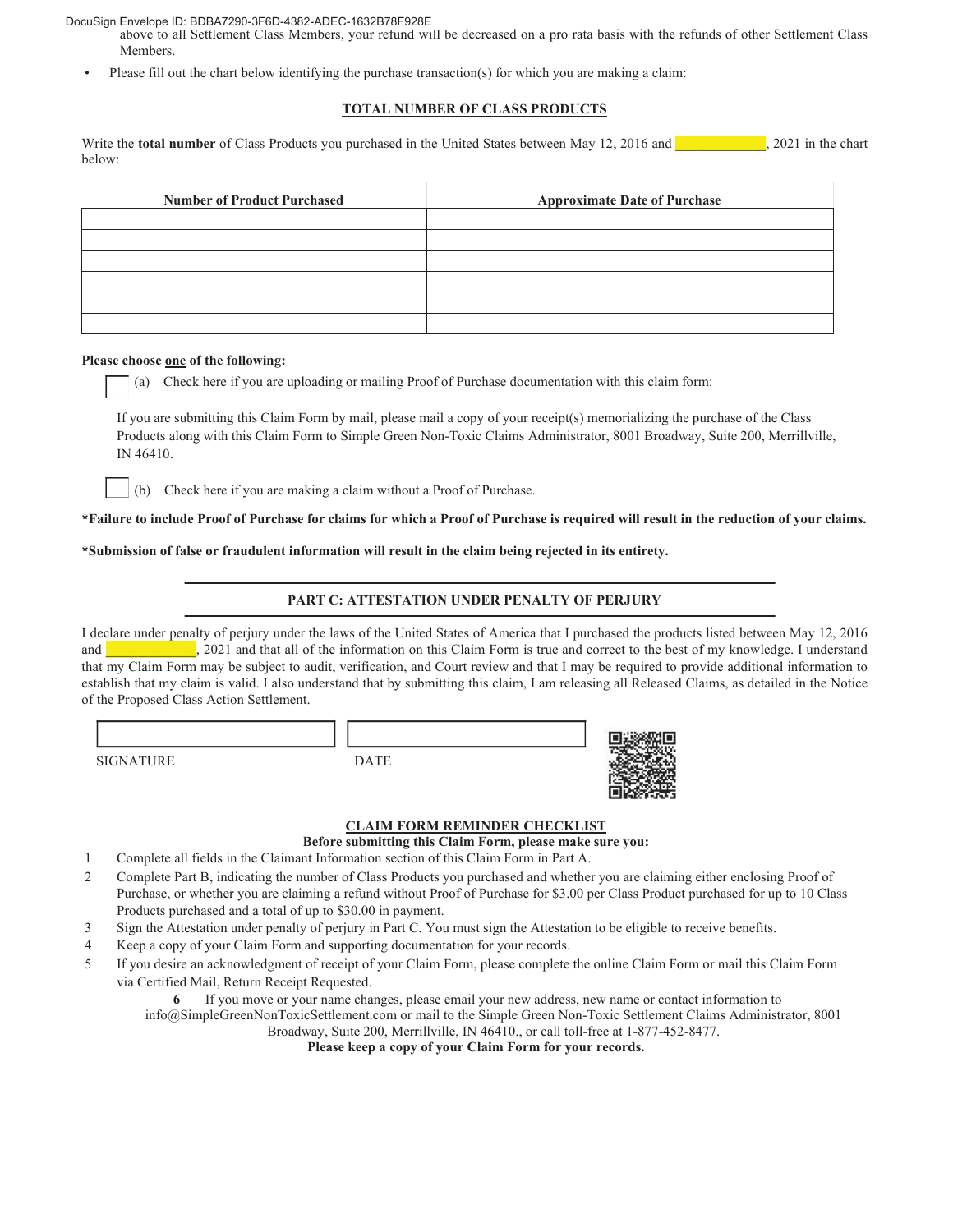above to all Settlement Class Members, your refund will be decreased on a pro rata basis with the refunds of other Settlement Class Members.

- Please fill out the chart below identifying the purchase transaction(s) for which you are making a claim:

**TOTAL NUMBER OF CLASS PRODUCTS**

Write the **total number** of Class Products you purchased in the United States between May 12, 2016 and ____________, 2021 in the chart below:

| Number of Product Purchased | Approximate Date of Purchase |
|---|---|
| | |
| | |
| | |
| | |
| | |
| | |

**Please choose one of the following:**

☐ (a) Check here if you are uploading or mailing Proof of Purchase documentation with this claim form:

If you are submitting this Claim Form by mail, please mail a copy of your receipt(s) memorializing the purchase of the Class Products along with this Claim Form to Simple Green Non-Toxic Claims Administrator, 8001 Broadway, Suite 200, Merrillville, IN 46410.

☐ (b) Check here if you are making a claim without a Proof of Purchase.

***Failure to include Proof of Purchase for claims for which a Proof of Purchase is required will result in the reduction of your claims.**

***Submission of false or fraudulent information will result in the claim being rejected in its entirety.**

## PART C: ATTESTATION UNDER PENALTY OF PERJURY

I declare under penalty of perjury under the laws of the United States of America that I purchased the products listed between May 12, 2016 and ____________, 2021 and that all of the information on this Claim Form is true and correct to the best of my knowledge. I understand that my Claim Form may be subject to audit, verification, and Court review and that I may be required to provide additional information to establish that my claim is valid. I also understand that by submitting this claim, I am releasing all Released Claims, as detailed in the Notice of the Proposed Class Action Settlement.

| SIGNATURE | DATE |
|---|---|
| | |

**CLAIM FORM REMINDER CHECKLIST**

**Before submitting this Claim Form, please make sure you:**

1. Complete all fields in the Claimant Information section of this Claim Form in Part A.
2. Complete Part B, indicating the number of Class Products you purchased and whether you are claiming either enclosing Proof of Purchase, or whether you are claiming a refund without Proof of Purchase for $3.00 per Class Product purchased for up to 10 Class Products purchased and a total of up to $30.00 in payment.
3. Sign the Attestation under penalty of perjury in Part C. You must sign the Attestation to be eligible to receive benefits.
4. Keep a copy of your Claim Form and supporting documentation for your records.
5. If you desire an acknowledgment of receipt of your Claim Form, please complete the online Claim Form or mail this Claim Form via Certified Mail, Return Receipt Requested.
6. If you move or your name changes, please email your new address, new name or contact information to info@SimpleGreenNonToxicSettlement.com or mail to the Simple Green Non-Toxic Settlement Claims Administrator, 8001 Broadway, Suite 200, Merrillville, IN 46410., or call toll-free at 1-877-452-8477.

**Please keep a copy of your Claim Form for your records.**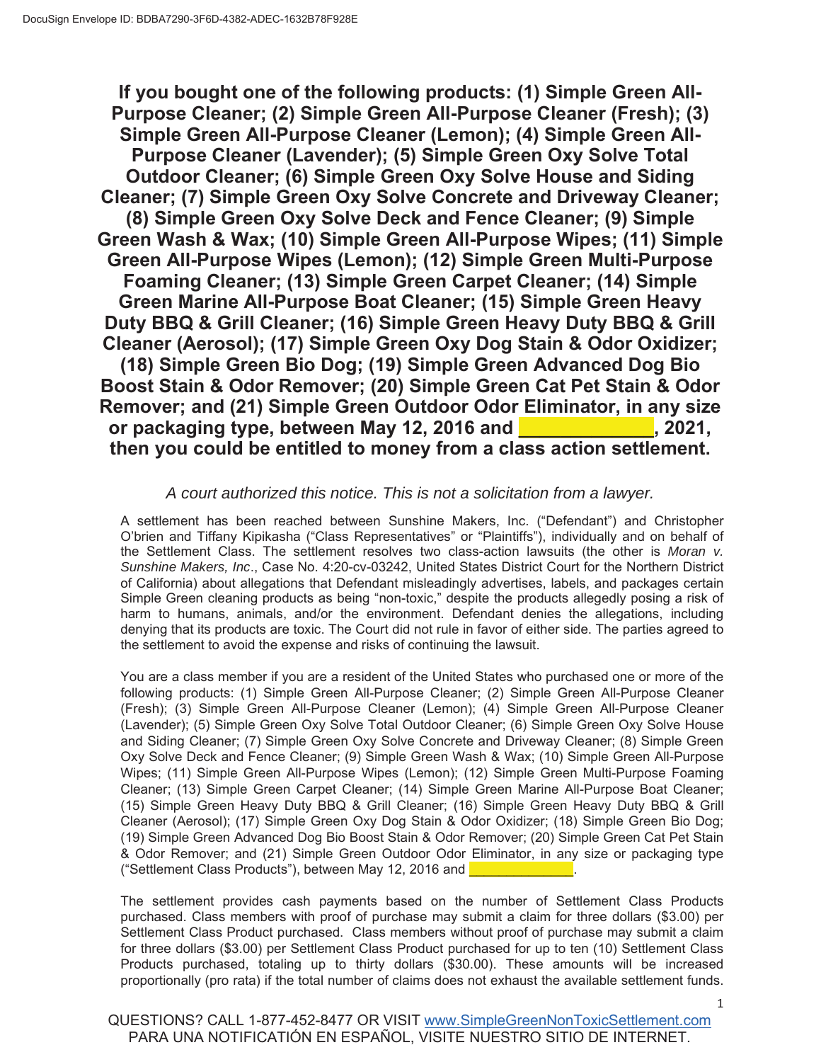**If you bought one of the following products: (1) Simple Green All-Purpose Cleaner; (2) Simple Green All-Purpose Cleaner (Fresh); (3) Simple Green All-Purpose Cleaner (Lemon); (4) Simple Green All-Purpose Cleaner (Lavender); (5) Simple Green Oxy Solve Total Outdoor Cleaner; (6) Simple Green Oxy Solve House and Siding Cleaner; (7) Simple Green Oxy Solve Concrete and Driveway Cleaner; (8) Simple Green Oxy Solve Deck and Fence Cleaner; (9) Simple Green Wash & Wax; (10) Simple Green All-Purpose Wipes; (11) Simple Green All-Purpose Wipes (Lemon); (12) Simple Green Multi-Purpose Foaming Cleaner; (13) Simple Green Carpet Cleaner; (14) Simple Green Marine All-Purpose Boat Cleaner; (15) Simple Green Heavy Duty BBQ & Grill Cleaner; (16) Simple Green Heavy Duty BBQ & Grill Cleaner (Aerosol); (17) Simple Green Oxy Dog Stain & Odor Oxidizer; (18) Simple Green Bio Dog; (19) Simple Green Advanced Dog Bio Boost Stain & Odor Remover; (20) Simple Green Cat Pet Stain & Odor Remover; and (21) Simple Green Outdoor Odor Eliminator, in any size or packaging type, between May 12, 2016 and _____________, 2021, then you could be entitled to money from a class action settlement.**

*A court authorized this notice. This is not a solicitation from a lawyer.*

A settlement has been reached between Sunshine Makers, Inc. ("Defendant") and Christopher O'brien and Tiffany Kipikasha ("Class Representatives" or "Plaintiffs"), individually and on behalf of the Settlement Class. The settlement resolves two class-action lawsuits (the other is *Moran v. Sunshine Makers, Inc*., Case No. 4:20-cv-03242, United States District Court for the Northern District of California) about allegations that Defendant misleadingly advertises, labels, and packages certain Simple Green cleaning products as being "non-toxic," despite the products allegedly posing a risk of harm to humans, animals, and/or the environment. Defendant denies the allegations, including denying that its products are toxic. The Court did not rule in favor of either side. The parties agreed to the settlement to avoid the expense and risks of continuing the lawsuit.

You are a class member if you are a resident of the United States who purchased one or more of the following products: (1) Simple Green All-Purpose Cleaner; (2) Simple Green All-Purpose Cleaner (Fresh); (3) Simple Green All-Purpose Cleaner (Lemon); (4) Simple Green All-Purpose Cleaner (Lavender); (5) Simple Green Oxy Solve Total Outdoor Cleaner; (6) Simple Green Oxy Solve House and Siding Cleaner; (7) Simple Green Oxy Solve Concrete and Driveway Cleaner; (8) Simple Green Oxy Solve Deck and Fence Cleaner; (9) Simple Green Wash & Wax; (10) Simple Green All-Purpose Wipes; (11) Simple Green All-Purpose Wipes (Lemon); (12) Simple Green Multi-Purpose Foaming Cleaner; (13) Simple Green Carpet Cleaner; (14) Simple Green Marine All-Purpose Boat Cleaner; (15) Simple Green Heavy Duty BBQ & Grill Cleaner; (16) Simple Green Heavy Duty BBQ & Grill Cleaner (Aerosol); (17) Simple Green Oxy Dog Stain & Odor Oxidizer; (18) Simple Green Bio Dog; (19) Simple Green Advanced Dog Bio Boost Stain & Odor Remover; (20) Simple Green Cat Pet Stain & Odor Remover; and (21) Simple Green Outdoor Odor Eliminator, in any size or packaging type ("Settlement Class Products"), between May 12, 2016 and _____________.

The settlement provides cash payments based on the number of Settlement Class Products purchased. Class members with proof of purchase may submit a claim for three dollars ($3.00) per Settlement Class Product purchased. Class members without proof of purchase may submit a claim for three dollars ($3.00) per Settlement Class Product purchased for up to ten (10) Settlement Class Products purchased, totaling up to thirty dollars ($30.00). These amounts will be increased proportionally (pro rata) if the total number of claims does not exhaust the available settlement funds.

QUESTIONS? CALL 1-877-452-8477 OR VISIT www.SimpleGreenNonToxicSettlement.com
PARA UNA NOTIFICATIÓN EN ESPAÑOL, VISITE NUESTRO SITIO DE INTERNET.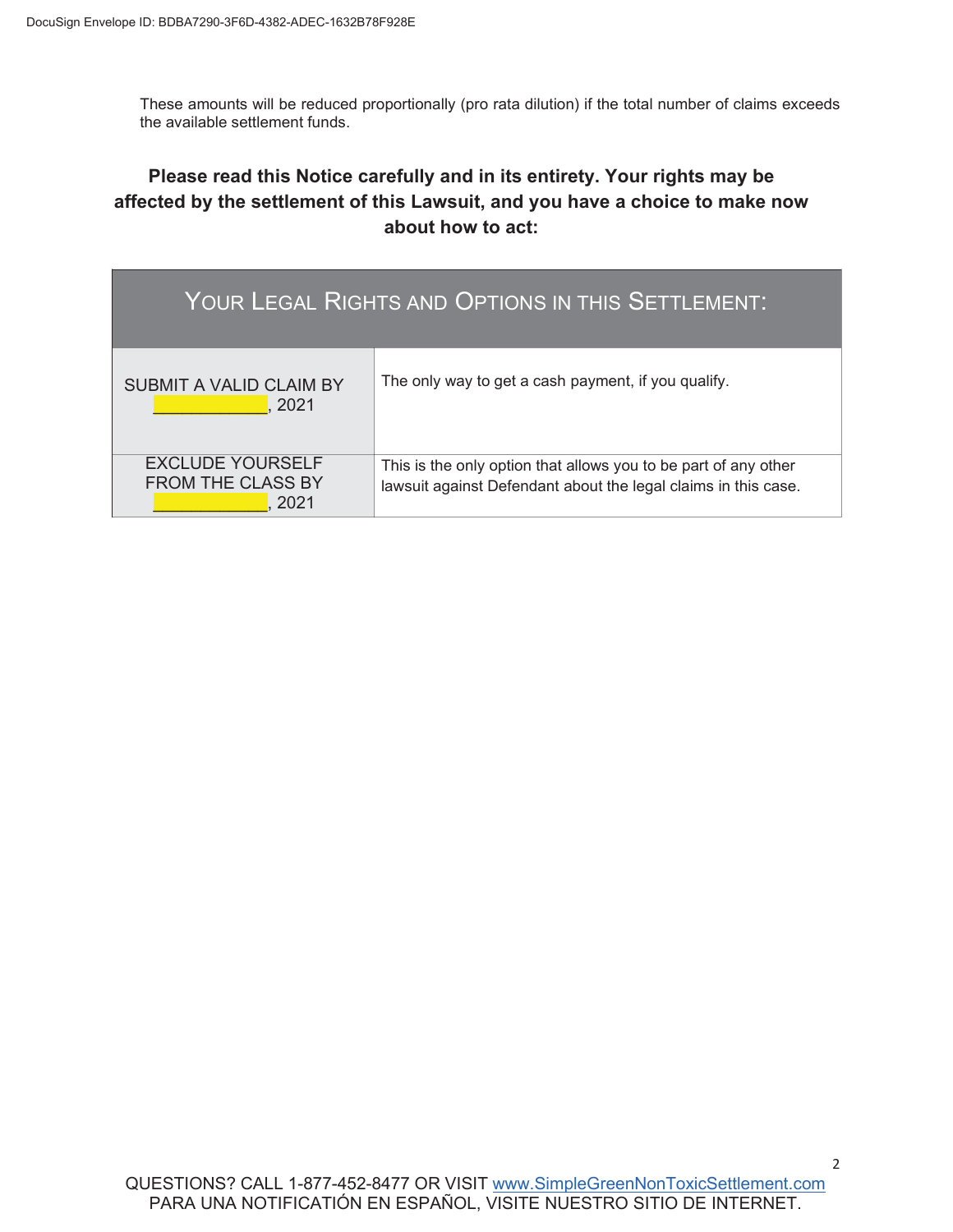These amounts will be reduced proportionally (pro rata dilution) if the total number of claims exceeds the available settlement funds.

**Please read this Notice carefully and in its entirety. Your rights may be affected by the settlement of this Lawsuit, and you have a choice to make now about how to act:**

| YOUR LEGAL RIGHTS AND OPTIONS IN THIS SETTLEMENT: | |
|---|---|
| SUBMIT A VALID CLAIM BY ___________, 2021 | The only way to get a cash payment, if you qualify. |
| EXCLUDE YOURSELF FROM THE CLASS BY ___________, 2021 | This is the only option that allows you to be part of any other lawsuit against Defendant about the legal claims in this case. |

QUESTIONS? CALL 1-877-452-8477 OR VISIT www.SimpleGreenNonToxicSettlement.com
PARA UNA NOTIFICACIÓN EN ESPAÑOL, VISITE NUESTRO SITIO DE INTERNET.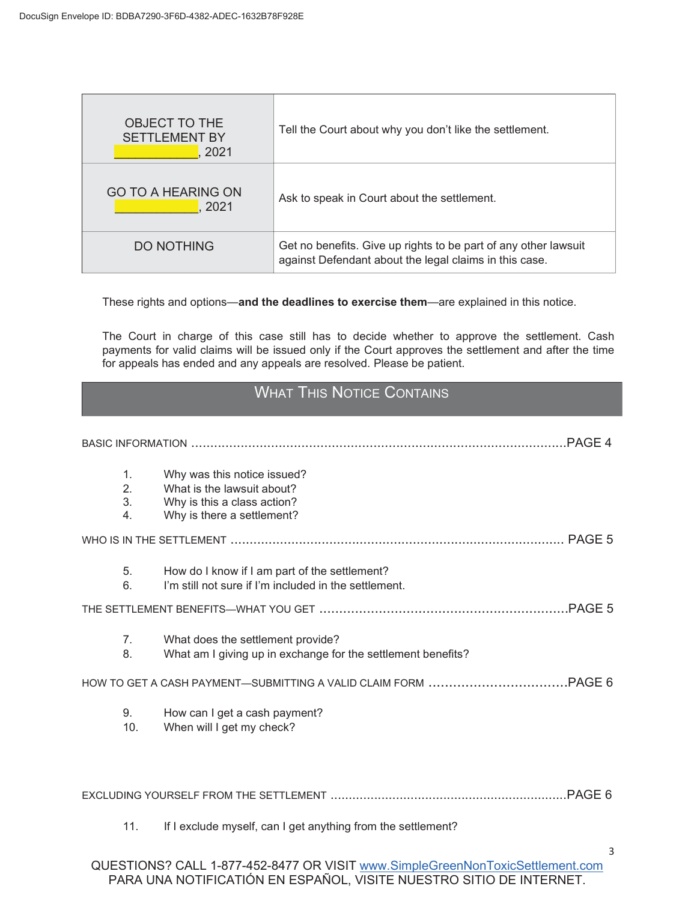| | |
|---|---|
| OBJECT TO THE SETTLEMENT BY ____________, 2021 | Tell the Court about why you don't like the settlement. |
| GO TO A HEARING ON ____________, 2021 | Ask to speak in Court about the settlement. |
| DO NOTHING | Get no benefits. Give up rights to be part of any other lawsuit against Defendant about the legal claims in this case. |

These rights and options—**and the deadlines to exercise them**—are explained in this notice.

The Court in charge of this case still has to decide whether to approve the settlement. Cash payments for valid claims will be issued only if the Court approves the settlement and after the time for appeals has ended and any appeals are resolved. Please be patient.

## What This Notice Contains

BASIC INFORMATION ....................................................................................................PAGE 4

1. Why was this notice issued?
2. What is the lawsuit about?
3. Why is this a class action?
4. Why is there a settlement?

WHO IS IN THE SETTLEMENT ........................................................................................ PAGE 5

5. How do I know if I am part of the settlement?
6. I'm still not sure if I'm included in the settlement.

THE SETTLEMENT BENEFITS—WHAT YOU GET ..............................................................PAGE 5

7. What does the settlement provide?
8. What am I giving up in exchange for the settlement benefits?

HOW TO GET A CASH PAYMENT—SUBMITTING A VALID CLAIM FORM ..................................PAGE 6

9. How can I get a cash payment?
10. When will I get my check?

EXCLUDING YOURSELF FROM THE SETTLEMENT ...............................................................PAGE 6

11. If I exclude myself, can I get anything from the settlement?

QUESTIONS? CALL 1-877-452-8477 OR VISIT www.SimpleGreenNonToxicSettlement.com
PARA UNA NOTIFICATIÓN EN ESPAÑOL, VISITE NUESTRO SITIO DE INTERNET.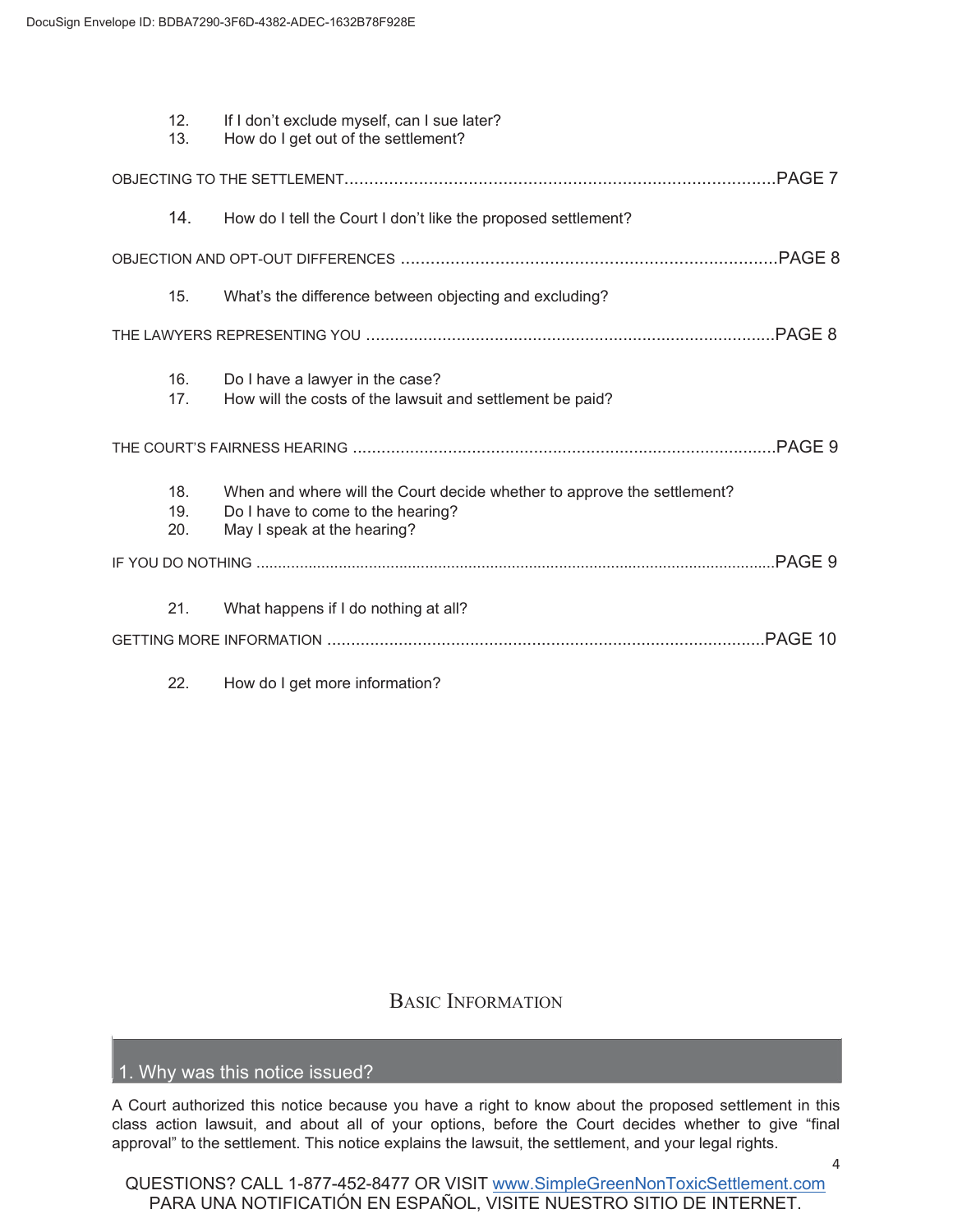12. If I don't exclude myself, can I sue later?
13. How do I get out of the settlement?

OBJECTING TO THE SETTLEMENT........................................................................................PAGE 7

14. How do I tell the Court I don't like the proposed settlement?

OBJECTION AND OPT-OUT DIFFERENCES ............................................................................PAGE 8

15. What's the difference between objecting and excluding?

THE LAWYERS REPRESENTING YOU .....................................................................................PAGE 8

16. Do I have a lawyer in the case?
17. How will the costs of the lawsuit and settlement be paid?

THE COURT'S FAIRNESS HEARING ........................................................................................PAGE 9

18. When and where will the Court decide whether to approve the settlement?
19. Do I have to come to the hearing?
20. May I speak at the hearing?

IF YOU DO NOTHING ......................................................................................................................PAGE 9

21. What happens if I do nothing at all?

GETTING MORE INFORMATION ...........................................................................................PAGE 10

22. How do I get more information?

## Basic Information

### 1. Why was this notice issued?

A Court authorized this notice because you have a right to know about the proposed settlement in this class action lawsuit, and about all of your options, before the Court decides whether to give "final approval" to the settlement. This notice explains the lawsuit, the settlement, and your legal rights.

QUESTIONS? CALL 1-877-452-8477 OR VISIT www.SimpleGreenNonToxicSettlement.com
PARA UNA NOTIFICATIÓN EN ESPAÑOL, VISITE NUESTRO SITIO DE INTERNET.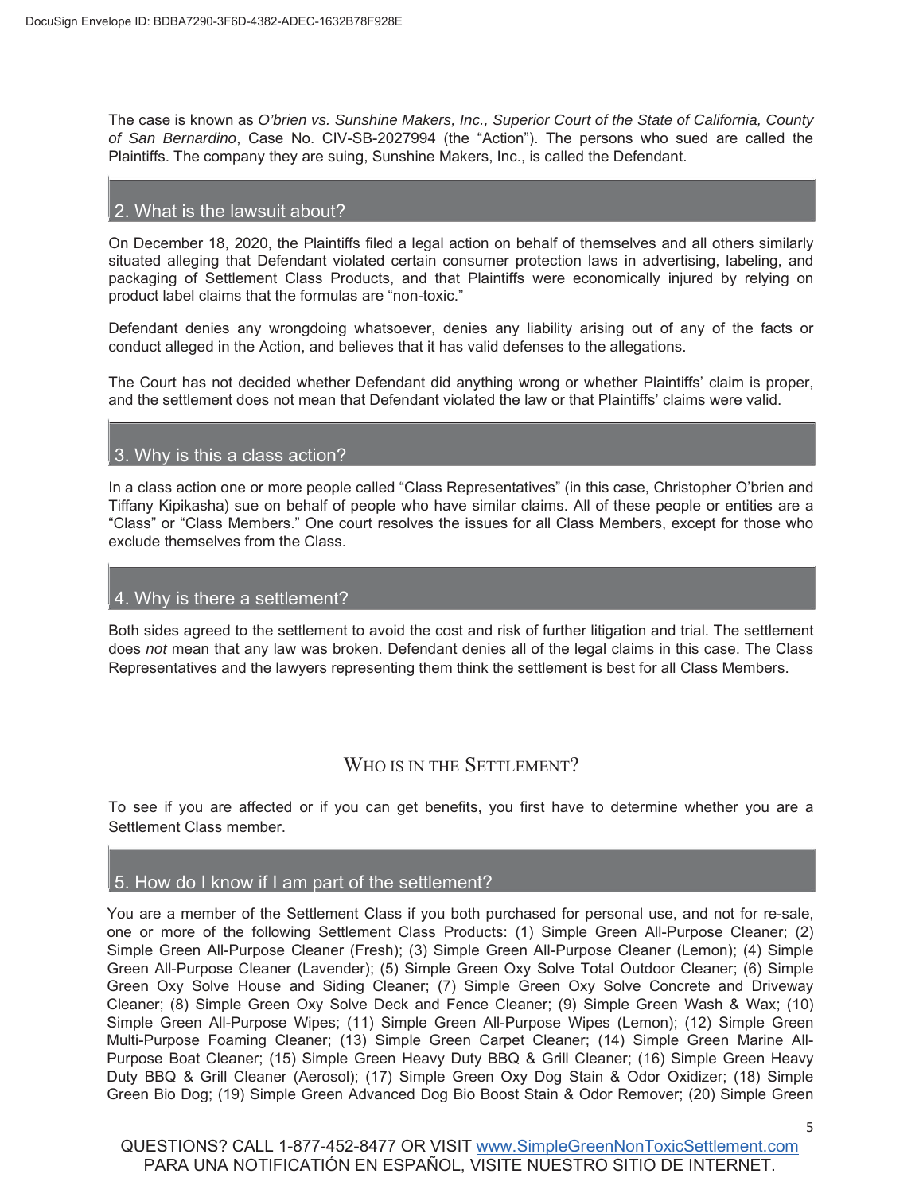The case is known as *O'brien vs. Sunshine Makers, Inc., Superior Court of the State of California, County of San Bernardino*, Case No. CIV-SB-2027994 (the "Action"). The persons who sued are called the Plaintiffs. The company they are suing, Sunshine Makers, Inc., is called the Defendant.

## 2. What is the lawsuit about?

On December 18, 2020, the Plaintiffs filed a legal action on behalf of themselves and all others similarly situated alleging that Defendant violated certain consumer protection laws in advertising, labeling, and packaging of Settlement Class Products, and that Plaintiffs were economically injured by relying on product label claims that the formulas are "non-toxic."

Defendant denies any wrongdoing whatsoever, denies any liability arising out of any of the facts or conduct alleged in the Action, and believes that it has valid defenses to the allegations.

The Court has not decided whether Defendant did anything wrong or whether Plaintiffs' claim is proper, and the settlement does not mean that Defendant violated the law or that Plaintiffs' claims were valid.

## 3. Why is this a class action?

In a class action one or more people called "Class Representatives" (in this case, Christopher O'brien and Tiffany Kipikasha) sue on behalf of people who have similar claims. All of these people or entities are a "Class" or "Class Members." One court resolves the issues for all Class Members, except for those who exclude themselves from the Class.

## 4. Why is there a settlement?

Both sides agreed to the settlement to avoid the cost and risk of further litigation and trial. The settlement does *not* mean that any law was broken. Defendant denies all of the legal claims in this case. The Class Representatives and the lawyers representing them think the settlement is best for all Class Members.

# WHO IS IN THE SETTLEMENT?

To see if you are affected or if you can get benefits, you first have to determine whether you are a Settlement Class member.

## 5. How do I know if I am part of the settlement?

You are a member of the Settlement Class if you both purchased for personal use, and not for re-sale, one or more of the following Settlement Class Products: (1) Simple Green All-Purpose Cleaner; (2) Simple Green All-Purpose Cleaner (Fresh); (3) Simple Green All-Purpose Cleaner (Lemon); (4) Simple Green All-Purpose Cleaner (Lavender); (5) Simple Green Oxy Solve Total Outdoor Cleaner; (6) Simple Green Oxy Solve House and Siding Cleaner; (7) Simple Green Oxy Solve Concrete and Driveway Cleaner; (8) Simple Green Oxy Solve Deck and Fence Cleaner; (9) Simple Green Wash & Wax; (10) Simple Green All-Purpose Wipes; (11) Simple Green All-Purpose Wipes (Lemon); (12) Simple Green Multi-Purpose Foaming Cleaner; (13) Simple Green Carpet Cleaner; (14) Simple Green Marine All-Purpose Boat Cleaner; (15) Simple Green Heavy Duty BBQ & Grill Cleaner; (16) Simple Green Heavy Duty BBQ & Grill Cleaner (Aerosol); (17) Simple Green Oxy Dog Stain & Odor Oxidizer; (18) Simple Green Bio Dog; (19) Simple Green Advanced Dog Bio Boost Stain & Odor Remover; (20) Simple Green

QUESTIONS? CALL 1-877-452-8477 OR VISIT www.SimpleGreenNonToxicSettlement.com
PARA UNA NOTIFICATIÓN EN ESPAÑOL, VISITE NUESTRO SITIO DE INTERNET.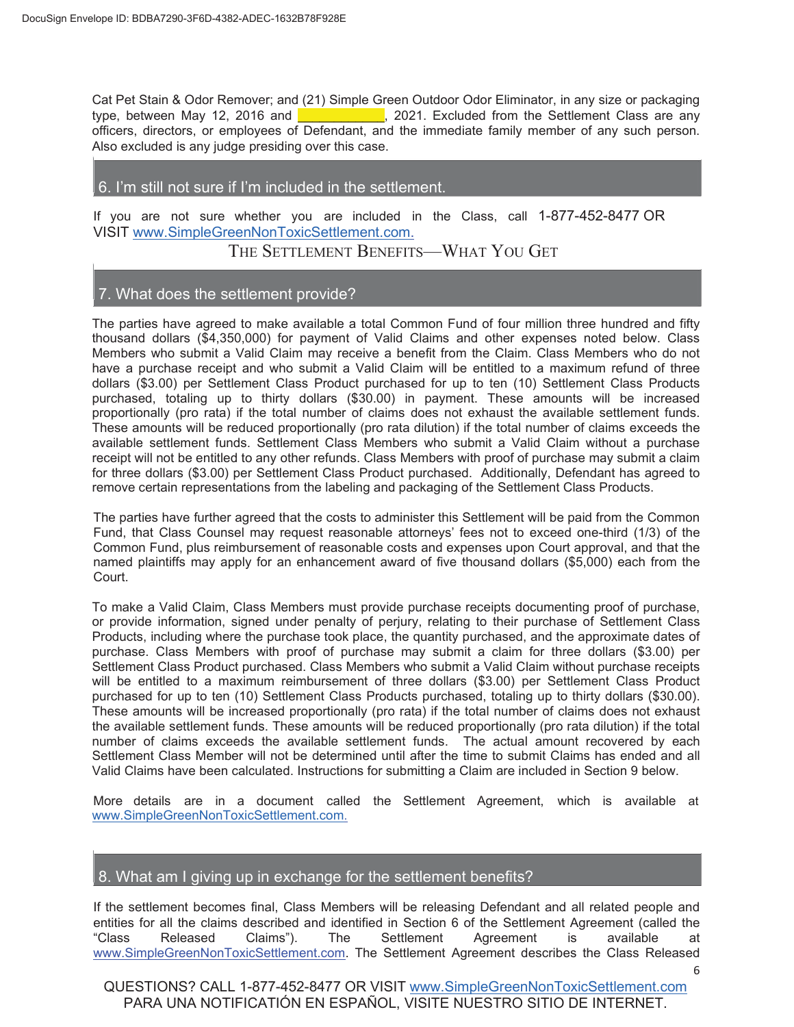Cat Pet Stain & Odor Remover; and (21) Simple Green Outdoor Odor Eliminator, in any size or packaging type, between May 12, 2016 and ____________, 2021. Excluded from the Settlement Class are any officers, directors, or employees of Defendant, and the immediate family member of any such person. Also excluded is any judge presiding over this case.

## 6. I'm still not sure if I'm included in the settlement.

If you are not sure whether you are included in the Class, call 1-877-452-8477 OR VISIT www.SimpleGreenNonToxicSettlement.com.

# THE SETTLEMENT BENEFITS—WHAT YOU GET

## 7. What does the settlement provide?

The parties have agreed to make available a total Common Fund of four million three hundred and fifty thousand dollars ($4,350,000) for payment of Valid Claims and other expenses noted below. Class Members who submit a Valid Claim may receive a benefit from the Claim. Class Members who do not have a purchase receipt and who submit a Valid Claim will be entitled to a maximum refund of three dollars ($3.00) per Settlement Class Product purchased for up to ten (10) Settlement Class Products purchased, totaling up to thirty dollars ($30.00) in payment. These amounts will be increased proportionally (pro rata) if the total number of claims does not exhaust the available settlement funds. These amounts will be reduced proportionally (pro rata dilution) if the total number of claims exceeds the available settlement funds. Settlement Class Members who submit a Valid Claim without a purchase receipt will not be entitled to any other refunds. Class Members with proof of purchase may submit a claim for three dollars ($3.00) per Settlement Class Product purchased. Additionally, Defendant has agreed to remove certain representations from the labeling and packaging of the Settlement Class Products.

The parties have further agreed that the costs to administer this Settlement will be paid from the Common Fund, that Class Counsel may request reasonable attorneys' fees not to exceed one-third (1/3) of the Common Fund, plus reimbursement of reasonable costs and expenses upon Court approval, and that the named plaintiffs may apply for an enhancement award of five thousand dollars ($5,000) each from the Court.

To make a Valid Claim, Class Members must provide purchase receipts documenting proof of purchase, or provide information, signed under penalty of perjury, relating to their purchase of Settlement Class Products, including where the purchase took place, the quantity purchased, and the approximate dates of purchase. Class Members with proof of purchase may submit a claim for three dollars ($3.00) per Settlement Class Product purchased. Class Members who submit a Valid Claim without purchase receipts will be entitled to a maximum reimbursement of three dollars ($3.00) per Settlement Class Product purchased for up to ten (10) Settlement Class Products purchased, totaling up to thirty dollars ($30.00). These amounts will be increased proportionally (pro rata) if the total number of claims does not exhaust the available settlement funds. These amounts will be reduced proportionally (pro rata dilution) if the total number of claims exceeds the available settlement funds. The actual amount recovered by each Settlement Class Member will not be determined until after the time to submit Claims has ended and all Valid Claims have been calculated. Instructions for submitting a Claim are included in Section 9 below.

More details are in a document called the Settlement Agreement, which is available at www.SimpleGreenNonToxicSettlement.com.

## 8. What am I giving up in exchange for the settlement benefits?

If the settlement becomes final, Class Members will be releasing Defendant and all related people and entities for all the claims described and identified in Section 6 of the Settlement Agreement (called the "Class Released Claims"). The Settlement Agreement is available at www.SimpleGreenNonToxicSettlement.com. The Settlement Agreement describes the Class Released

QUESTIONS? CALL 1-877-452-8477 OR VISIT www.SimpleGreenNonToxicSettlement.com
PARA UNA NOTIFICATIÓN EN ESPAÑOL, VISITE NUESTRO SITIO DE INTERNET.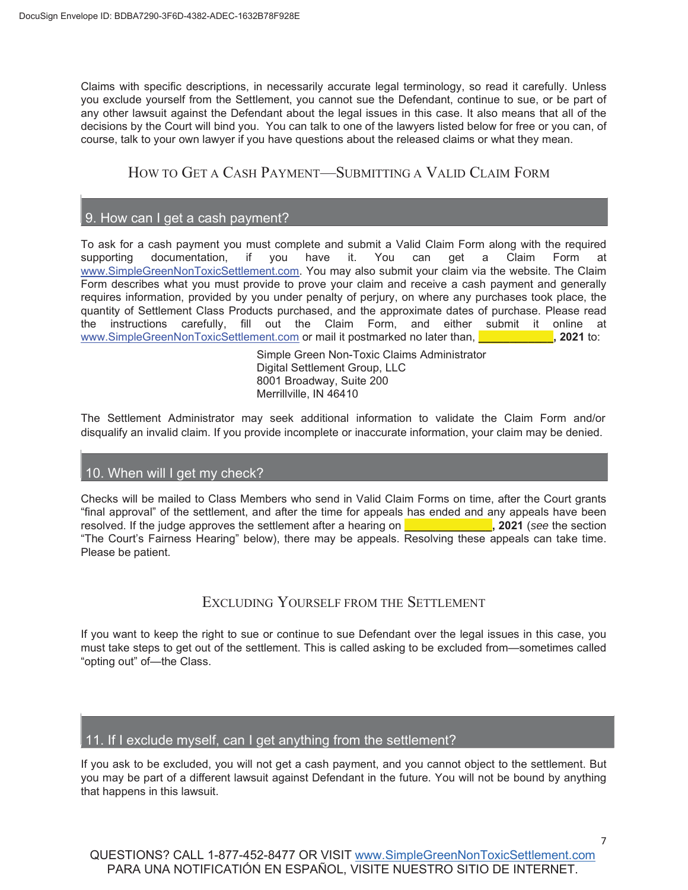Claims with specific descriptions, in necessarily accurate legal terminology, so read it carefully. Unless you exclude yourself from the Settlement, you cannot sue the Defendant, continue to sue, or be part of any other lawsuit against the Defendant about the legal issues in this case. It also means that all of the decisions by the Court will bind you. You can talk to one of the lawyers listed below for free or you can, of course, talk to your own lawyer if you have questions about the released claims or what they mean.

## How to Get a Cash Payment—Submitting a Valid Claim Form

### 9. How can I get a cash payment?

To ask for a cash payment you must complete and submit a Valid Claim Form along with the required supporting documentation, if you have it. You can get a Claim Form at www.SimpleGreenNonToxicSettlement.com. You may also submit your claim via the website. The Claim Form describes what you must provide to prove your claim and receive a cash payment and generally requires information, provided by you under penalty of perjury, on where any purchases took place, the quantity of Settlement Class Products purchased, and the approximate dates of purchase. Please read the instructions carefully, fill out the Claim Form, and either submit it online at www.SimpleGreenNonToxicSettlement.com or mail it postmarked no later than, **____________, 2021** to:

Simple Green Non-Toxic Claims Administrator
Digital Settlement Group, LLC
8001 Broadway, Suite 200
Merrillville, IN 46410

The Settlement Administrator may seek additional information to validate the Claim Form and/or disqualify an invalid claim. If you provide incomplete or inaccurate information, your claim may be denied.

### 10. When will I get my check?

Checks will be mailed to Class Members who send in Valid Claim Forms on time, after the Court grants "final approval" of the settlement, and after the time for appeals has ended and any appeals have been resolved. If the judge approves the settlement after a hearing on **_____________, 2021** (*see* the section "The Court's Fairness Hearing" below), there may be appeals. Resolving these appeals can take time. Please be patient.

## Excluding Yourself from the Settlement

If you want to keep the right to sue or continue to sue Defendant over the legal issues in this case, you must take steps to get out of the settlement. This is called asking to be excluded from—sometimes called "opting out" of—the Class.

### 11. If I exclude myself, can I get anything from the settlement?

If you ask to be excluded, you will not get a cash payment, and you cannot object to the settlement. But you may be part of a different lawsuit against Defendant in the future. You will not be bound by anything that happens in this lawsuit.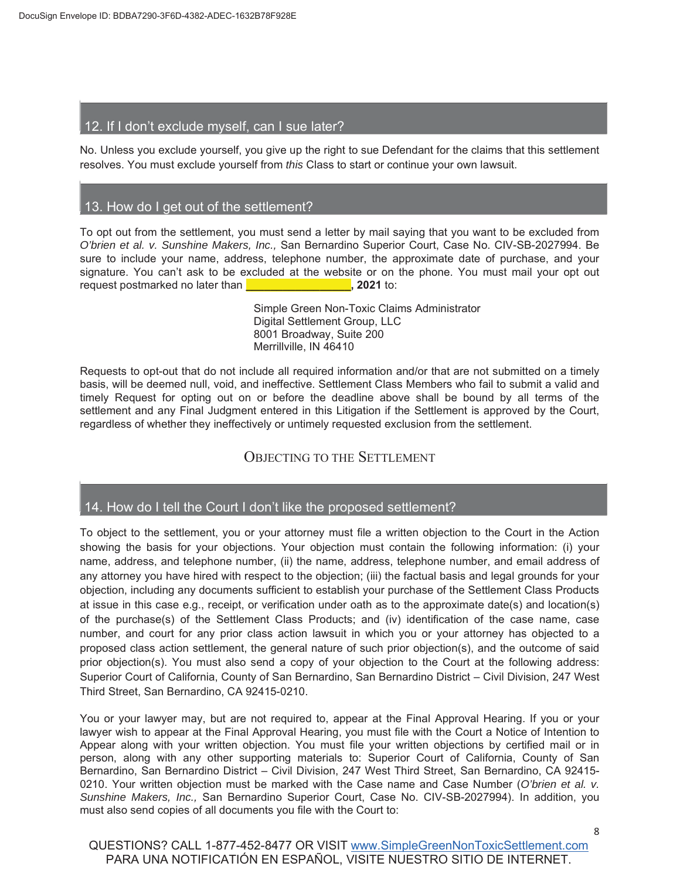## 12. If I don't exclude myself, can I sue later?

No. Unless you exclude yourself, you give up the right to sue Defendant for the claims that this settlement resolves. You must exclude yourself from *this* Class to start or continue your own lawsuit.

## 13. How do I get out of the settlement?

To opt out from the settlement, you must send a letter by mail saying that you want to be excluded from *O'brien et al. v. Sunshine Makers, Inc.,* San Bernardino Superior Court, Case No. CIV-SB-2027994. Be sure to include your name, address, telephone number, the approximate date of purchase, and your signature. You can't ask to be excluded at the website or on the phone. You must mail your opt out request postmarked no later than **__________________, 2021** to:

Simple Green Non-Toxic Claims Administrator
Digital Settlement Group, LLC
8001 Broadway, Suite 200
Merrillville, IN 46410

Requests to opt-out that do not include all required information and/or that are not submitted on a timely basis, will be deemed null, void, and ineffective. Settlement Class Members who fail to submit a valid and timely Request for opting out on or before the deadline above shall be bound by all terms of the settlement and any Final Judgment entered in this Litigation if the Settlement is approved by the Court, regardless of whether they ineffectively or untimely requested exclusion from the settlement.

# OBJECTING TO THE SETTLEMENT

## 14. How do I tell the Court I don't like the proposed settlement?

To object to the settlement, you or your attorney must file a written objection to the Court in the Action showing the basis for your objections. Your objection must contain the following information: (i) your name, address, and telephone number, (ii) the name, address, telephone number, and email address of any attorney you have hired with respect to the objection; (iii) the factual basis and legal grounds for your objection, including any documents sufficient to establish your purchase of the Settlement Class Products at issue in this case e.g., receipt, or verification under oath as to the approximate date(s) and location(s) of the purchase(s) of the Settlement Class Products; and (iv) identification of the case name, case number, and court for any prior class action lawsuit in which you or your attorney has objected to a proposed class action settlement, the general nature of such prior objection(s), and the outcome of said prior objection(s). You must also send a copy of your objection to the Court at the following address: Superior Court of California, County of San Bernardino, San Bernardino District – Civil Division, 247 West Third Street, San Bernardino, CA 92415-0210.

You or your lawyer may, but are not required to, appear at the Final Approval Hearing. If you or your lawyer wish to appear at the Final Approval Hearing, you must file with the Court a Notice of Intention to Appear along with your written objection. You must file your written objections by certified mail or in person, along with any other supporting materials to: Superior Court of California, County of San Bernardino, San Bernardino District – Civil Division, 247 West Third Street, San Bernardino, CA 92415-0210. Your written objection must be marked with the Case name and Case Number (*O'brien et al. v. Sunshine Makers, Inc.,* San Bernardino Superior Court, Case No. CIV-SB-2027994). In addition, you must also send copies of all documents you file with the Court to:

QUESTIONS? CALL 1-877-452-8477 OR VISIT www.SimpleGreenNonToxicSettlement.com
PARA UNA NOTIFICATIÓN EN ESPAÑOL, VISITE NUESTRO SITIO DE INTERNET.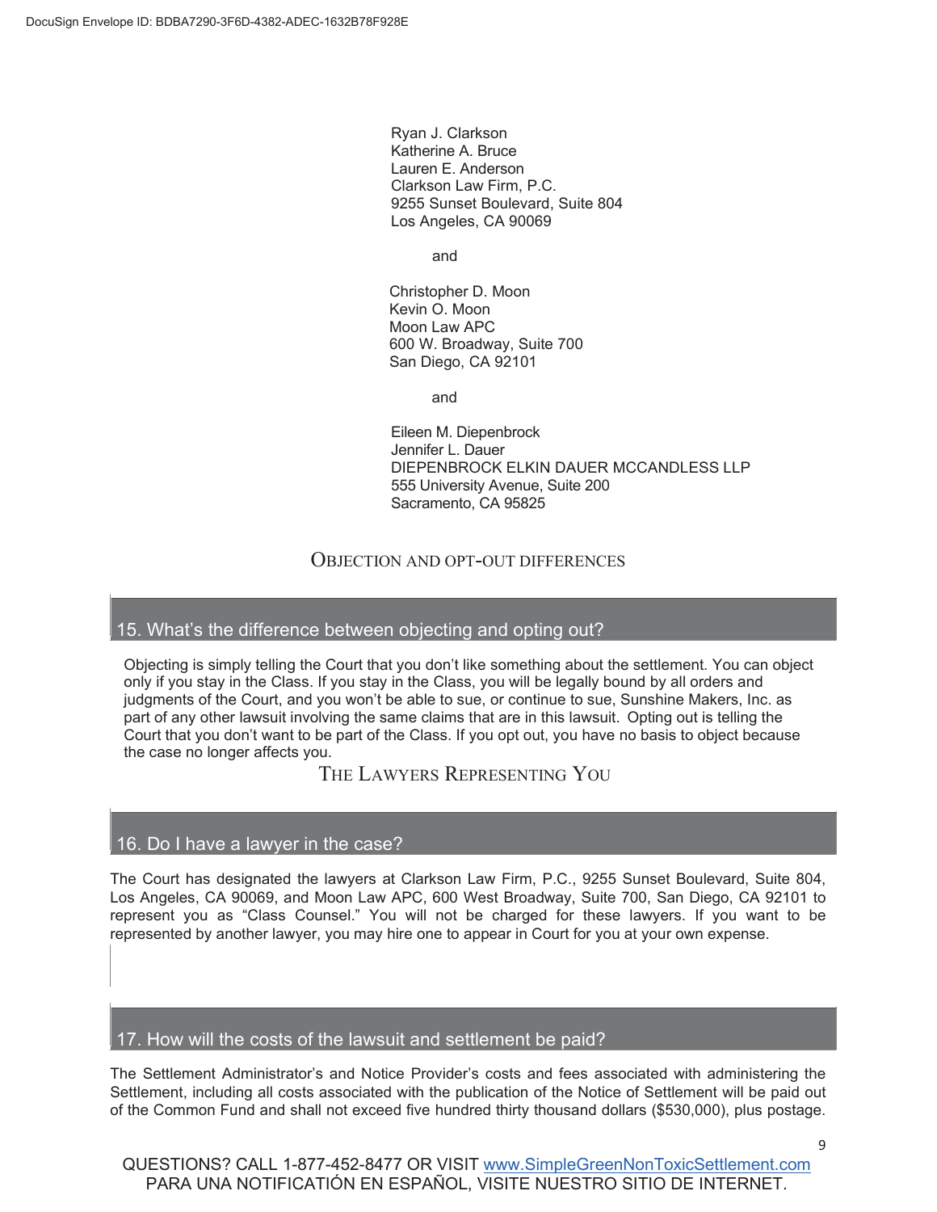Ryan J. Clarkson
Katherine A. Bruce
Lauren E. Anderson
Clarkson Law Firm, P.C.
9255 Sunset Boulevard, Suite 804
Los Angeles, CA 90069

and

Christopher D. Moon
Kevin O. Moon
Moon Law APC
600 W. Broadway, Suite 700
San Diego, CA 92101

and

Eileen M. Diepenbrock
Jennifer L. Dauer
DIEPENBROCK ELKIN DAUER MCCANDLESS LLP
555 University Avenue, Suite 200
Sacramento, CA 95825

## OBJECTION AND OPT-OUT DIFFERENCES

### 15. What's the difference between objecting and opting out?

Objecting is simply telling the Court that you don't like something about the settlement. You can object only if you stay in the Class. If you stay in the Class, you will be legally bound by all orders and judgments of the Court, and you won't be able to sue, or continue to sue, Sunshine Makers, Inc. as part of any other lawsuit involving the same claims that are in this lawsuit. Opting out is telling the Court that you don't want to be part of the Class. If you opt out, you have no basis to object because the case no longer affects you.

## THE LAWYERS REPRESENTING YOU

### 16. Do I have a lawyer in the case?

The Court has designated the lawyers at Clarkson Law Firm, P.C., 9255 Sunset Boulevard, Suite 804, Los Angeles, CA 90069, and Moon Law APC, 600 West Broadway, Suite 700, San Diego, CA 92101 to represent you as "Class Counsel." You will not be charged for these lawyers. If you want to be represented by another lawyer, you may hire one to appear in Court for you at your own expense.

### 17. How will the costs of the lawsuit and settlement be paid?

The Settlement Administrator's and Notice Provider's costs and fees associated with administering the Settlement, including all costs associated with the publication of the Notice of Settlement will be paid out of the Common Fund and shall not exceed five hundred thirty thousand dollars ($530,000), plus postage.

QUESTIONS? CALL 1-877-452-8477 OR VISIT www.SimpleGreenNonToxicSettlement.com
PARA UNA NOTIFICATIÓN EN ESPAÑOL, VISITE NUESTRO SITIO DE INTERNET.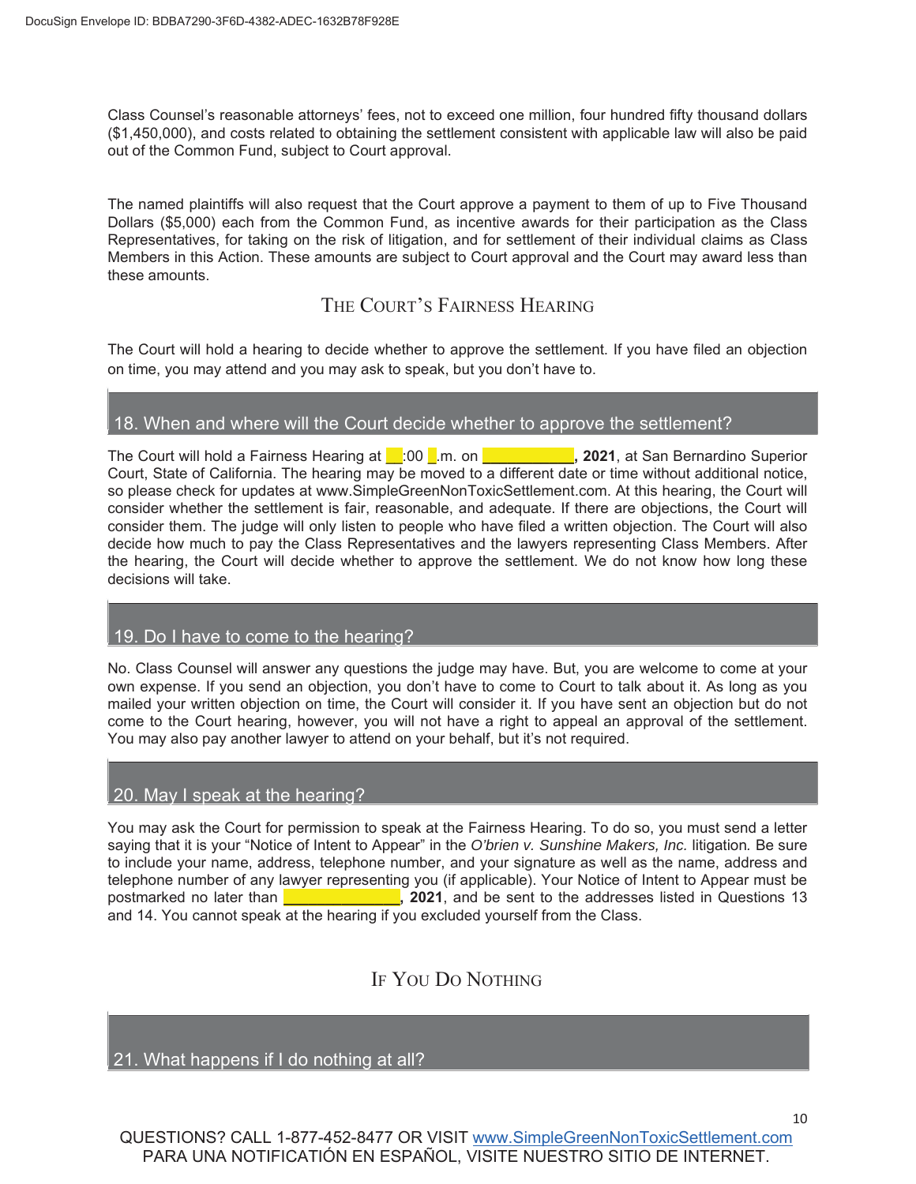Class Counsel's reasonable attorneys' fees, not to exceed one million, four hundred fifty thousand dollars ($1,450,000), and costs related to obtaining the settlement consistent with applicable law will also be paid out of the Common Fund, subject to Court approval.

The named plaintiffs will also request that the Court approve a payment to them of up to Five Thousand Dollars ($5,000) each from the Common Fund, as incentive awards for their participation as the Class Representatives, for taking on the risk of litigation, and for settlement of their individual claims as Class Members in this Action. These amounts are subject to Court approval and the Court may award less than these amounts.

## THE COURT'S FAIRNESS HEARING

The Court will hold a hearing to decide whether to approve the settlement. If you have filed an objection on time, you may attend and you may ask to speak, but you don't have to.

### 18. When and where will the Court decide whether to approve the settlement?

The Court will hold a Fairness Hearing at __:00 _.m. on ___________, **2021**, at San Bernardino Superior Court, State of California. The hearing may be moved to a different date or time without additional notice, so please check for updates at www.SimpleGreenNonToxicSettlement.com. At this hearing, the Court will consider whether the settlement is fair, reasonable, and adequate. If there are objections, the Court will consider them. The judge will only listen to people who have filed a written objection. The Court will also decide how much to pay the Class Representatives and the lawyers representing Class Members. After the hearing, the Court will decide whether to approve the settlement. We do not know how long these decisions will take.

### 19. Do I have to come to the hearing?

No. Class Counsel will answer any questions the judge may have. But, you are welcome to come at your own expense. If you send an objection, you don't have to come to Court to talk about it. As long as you mailed your written objection on time, the Court will consider it. If you have sent an objection but do not come to the Court hearing, however, you will not have a right to appeal an approval of the settlement. You may also pay another lawyer to attend on your behalf, but it's not required.

### 20. May I speak at the hearing?

You may ask the Court for permission to speak at the Fairness Hearing. To do so, you must send a letter saying that it is your "Notice of Intent to Appear" in the *O'brien v. Sunshine Makers, Inc.* litigation. Be sure to include your name, address, telephone number, and your signature as well as the name, address and telephone number of any lawyer representing you (if applicable). Your Notice of Intent to Appear must be postmarked no later than ______________, **2021**, and be sent to the addresses listed in Questions 13 and 14. You cannot speak at the hearing if you excluded yourself from the Class.

## IF YOU DO NOTHING

### 21. What happens if I do nothing at all?

QUESTIONS? CALL 1-877-452-8477 OR VISIT www.SimpleGreenNonToxicSettlement.com
PARA UNA NOTIFICATIÓN EN ESPAÑOL, VISITE NUESTRO SITIO DE INTERNET.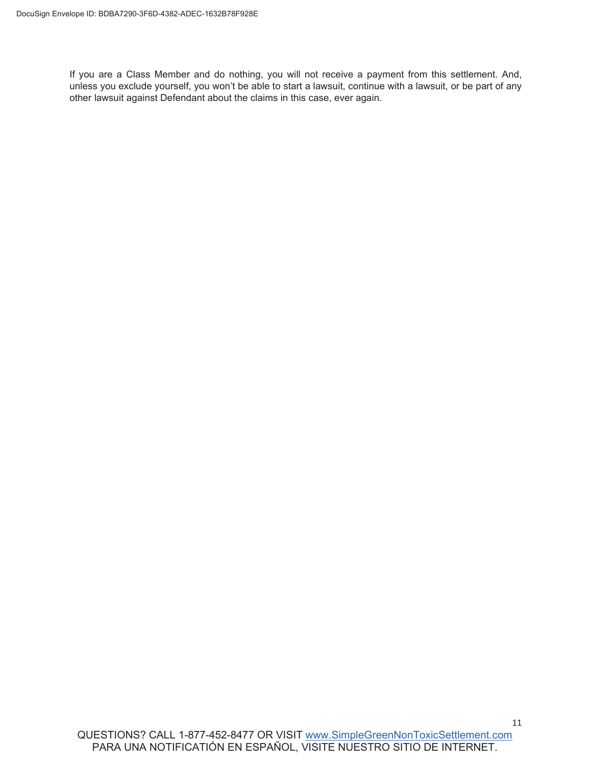If you are a Class Member and do nothing, you will not receive a payment from this settlement. And, unless you exclude yourself, you won't be able to start a lawsuit, continue with a lawsuit, or be part of any other lawsuit against Defendant about the claims in this case, ever again.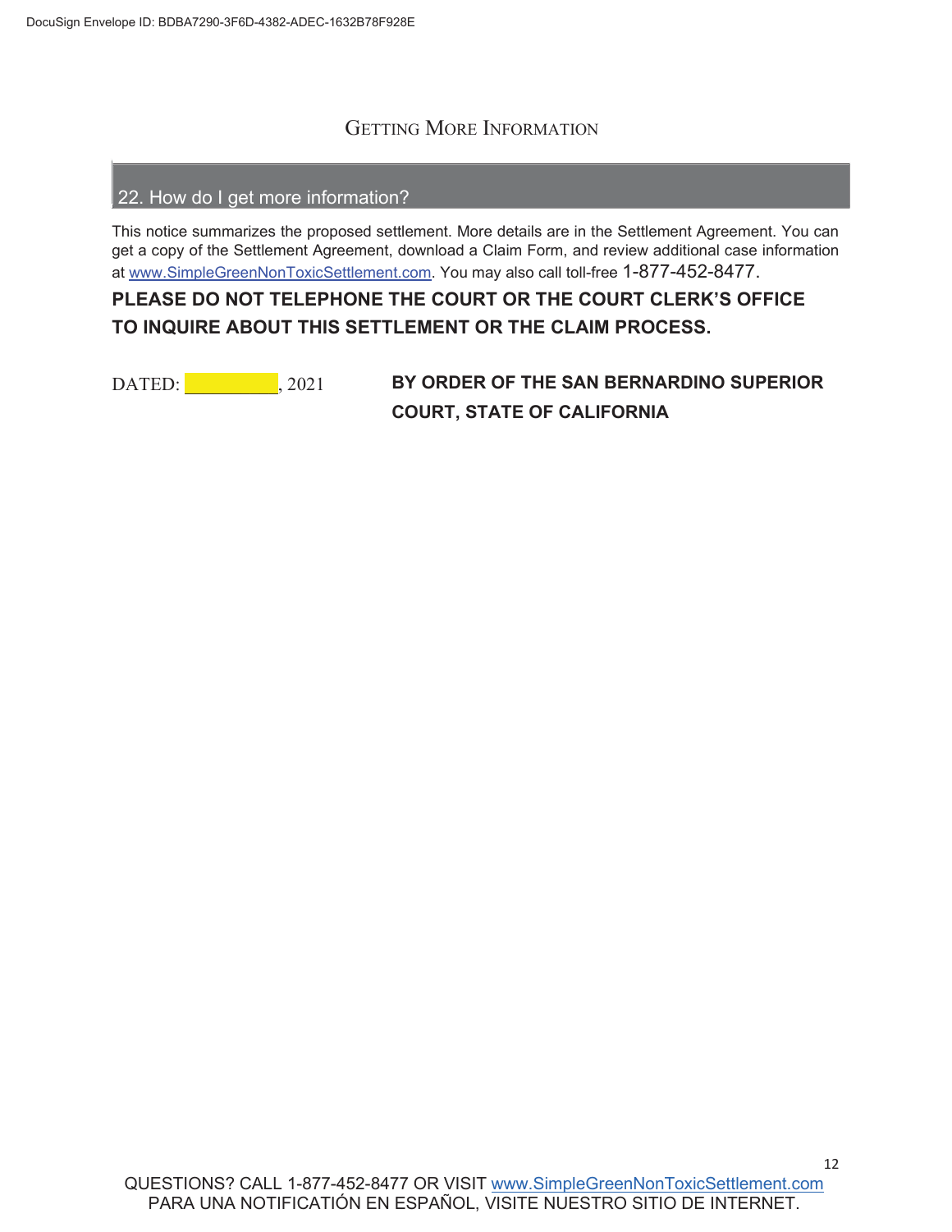## GETTING MORE INFORMATION

### 22. How do I get more information?

This notice summarizes the proposed settlement. More details are in the Settlement Agreement. You can get a copy of the Settlement Agreement, download a Claim Form, and review additional case information at www.SimpleGreenNonToxicSettlement.com. You may also call toll-free 1-877-452-8477.

**PLEASE DO NOT TELEPHONE THE COURT OR THE COURT CLERK'S OFFICE TO INQUIRE ABOUT THIS SETTLEMENT OR THE CLAIM PROCESS.**

DATED: __________, 2021

**BY ORDER OF THE SAN BERNARDINO SUPERIOR COURT, STATE OF CALIFORNIA**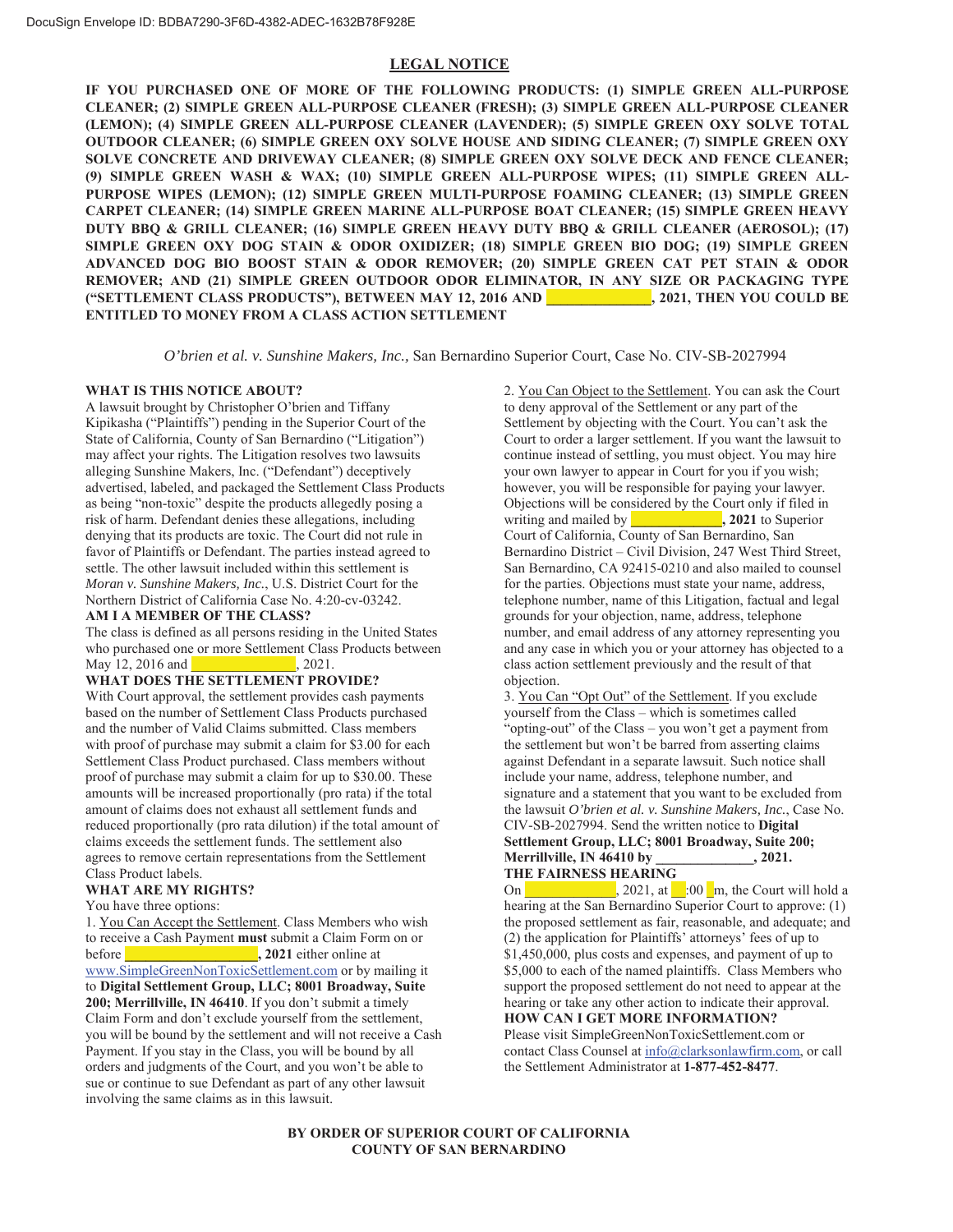# LEGAL NOTICE

**IF YOU PURCHASED ONE OF MORE OF THE FOLLOWING PRODUCTS: (1) SIMPLE GREEN ALL-PURPOSE CLEANER; (2) SIMPLE GREEN ALL-PURPOSE CLEANER (FRESH); (3) SIMPLE GREEN ALL-PURPOSE CLEANER (LEMON); (4) SIMPLE GREEN ALL-PURPOSE CLEANER (LAVENDER); (5) SIMPLE GREEN OXY SOLVE TOTAL OUTDOOR CLEANER; (6) SIMPLE GREEN OXY SOLVE HOUSE AND SIDING CLEANER; (7) SIMPLE GREEN OXY SOLVE CONCRETE AND DRIVEWAY CLEANER; (8) SIMPLE GREEN OXY SOLVE DECK AND FENCE CLEANER; (9) SIMPLE GREEN WASH & WAX; (10) SIMPLE GREEN ALL-PURPOSE WIPES; (11) SIMPLE GREEN ALL-PURPOSE WIPES (LEMON); (12) SIMPLE GREEN MULTI-PURPOSE FOAMING CLEANER; (13) SIMPLE GREEN CARPET CLEANER; (14) SIMPLE GREEN MARINE ALL-PURPOSE BOAT CLEANER; (15) SIMPLE GREEN HEAVY DUTY BBQ & GRILL CLEANER; (16) SIMPLE GREEN HEAVY DUTY BBQ & GRILL CLEANER (AEROSOL); (17) SIMPLE GREEN OXY DOG STAIN & ODOR OXIDIZER; (18) SIMPLE GREEN BIO DOG; (19) SIMPLE GREEN ADVANCED DOG BIO BOOST STAIN & ODOR REMOVER; (20) SIMPLE GREEN CAT PET STAIN & ODOR REMOVER; AND (21) SIMPLE GREEN OUTDOOR ODOR ELIMINATOR, IN ANY SIZE OR PACKAGING TYPE ("SETTLEMENT CLASS PRODUCTS"), BETWEEN MAY 12, 2016 AND ______________, 2021, THEN YOU COULD BE ENTITLED TO MONEY FROM A CLASS ACTION SETTLEMENT**

*O'brien et al. v. Sunshine Makers, Inc.,* San Bernardino Superior Court, Case No. CIV-SB-2027994

**WHAT IS THIS NOTICE ABOUT?**

A lawsuit brought by Christopher O'brien and Tiffany Kipikasha ("Plaintiffs") pending in the Superior Court of the State of California, County of San Bernardino ("Litigation") may affect your rights. The Litigation resolves two lawsuits alleging Sunshine Makers, Inc. ("Defendant") deceptively advertised, labeled, and packaged the Settlement Class Products as being "non-toxic" despite the products allegedly posing a risk of harm. Defendant denies these allegations, including denying that its products are toxic. The Court did not rule in favor of Plaintiffs or Defendant. The parties instead agreed to settle. The other lawsuit included within this settlement is *Moran v. Sunshine Makers, Inc.*, U.S. District Court for the Northern District of California Case No. 4:20-cv-03242.

**AM I A MEMBER OF THE CLASS?**

The class is defined as all persons residing in the United States who purchased one or more Settlement Class Products between May 12, 2016 and ______________, 2021.

**WHAT DOES THE SETTLEMENT PROVIDE?**

With Court approval, the settlement provides cash payments based on the number of Settlement Class Products purchased and the number of Valid Claims submitted. Class members with proof of purchase may submit a claim for $3.00 for each Settlement Class Product purchased. Class members without proof of purchase may submit a claim for up to $30.00. These amounts will be increased proportionally (pro rata) if the total amount of claims does not exhaust all settlement funds and reduced proportionally (pro rata dilution) if the total amount of claims exceeds the settlement funds. The settlement also agrees to remove certain representations from the Settlement Class Product labels.

**WHAT ARE MY RIGHTS?**

You have three options:

1. You Can Accept the Settlement. Class Members who wish to receive a Cash Payment **must** submit a Claim Form on or before ___________________**, 2021** either online at www.SimpleGreenNonToxicSettlement.com or by mailing it to **Digital Settlement Group, LLC; 8001 Broadway, Suite 200; Merrillville, IN 46410**. If you don't submit a timely Claim Form and don't exclude yourself from the settlement, you will be bound by the settlement and will not receive a Cash Payment. If you stay in the Class, you will be bound by all orders and judgments of the Court, and you won't be able to sue or continue to sue Defendant as part of any other lawsuit involving the same claims as in this lawsuit.

2. You Can Object to the Settlement. You can ask the Court to deny approval of the Settlement or any part of the Settlement by objecting with the Court. You can't ask the Court to order a larger settlement. If you want the lawsuit to continue instead of settling, you must object. You may hire your own lawyer to appear in Court for you if you wish; however, you will be responsible for paying your lawyer. Objections will be considered by the Court only if filed in writing and mailed by _____________**, 2021** to Superior Court of California, County of San Bernardino, San Bernardino District – Civil Division, 247 West Third Street, San Bernardino, CA 92415-0210 and also mailed to counsel for the parties. Objections must state your name, address, telephone number, name of this Litigation, factual and legal grounds for your objection, name, address, telephone number, and email address of any attorney representing you and any case in which you or your attorney has objected to a class action settlement previously and the result of that objection.

3. You Can "Opt Out" of the Settlement. If you exclude yourself from the Class – which is sometimes called "opting-out" of the Class – you won't get a payment from the settlement but won't be barred from asserting claims against Defendant in a separate lawsuit. Such notice shall include your name, address, telephone number, and signature and a statement that you want to be excluded from the lawsuit *O'brien et al. v. Sunshine Makers, Inc.*, Case No. CIV-SB-2027994. Send the written notice to **Digital Settlement Group, LLC; 8001 Broadway, Suite 200; Merrillville, IN 46410 by ______________, 2021.**

**THE FAIRNESS HEARING**

On _____________, 2021, at __:00 _m, the Court will hold a hearing at the San Bernardino Superior Court to approve: (1) the proposed settlement as fair, reasonable, and adequate; and (2) the application for Plaintiffs' attorneys' fees of up to $1,450,000, plus costs and expenses, and payment of up to $5,000 to each of the named plaintiffs. Class Members who support the proposed settlement do not need to appear at the hearing or take any other action to indicate their approval.

**HOW CAN I GET MORE INFORMATION?**

Please visit SimpleGreenNonToxicSettlement.com or contact Class Counsel at info@clarksonlawfirm.com, or call the Settlement Administrator at **1-877-452-8477**.

**BY ORDER OF SUPERIOR COURT OF CALIFORNIA**
**COUNTY OF SAN BERNARDINO**